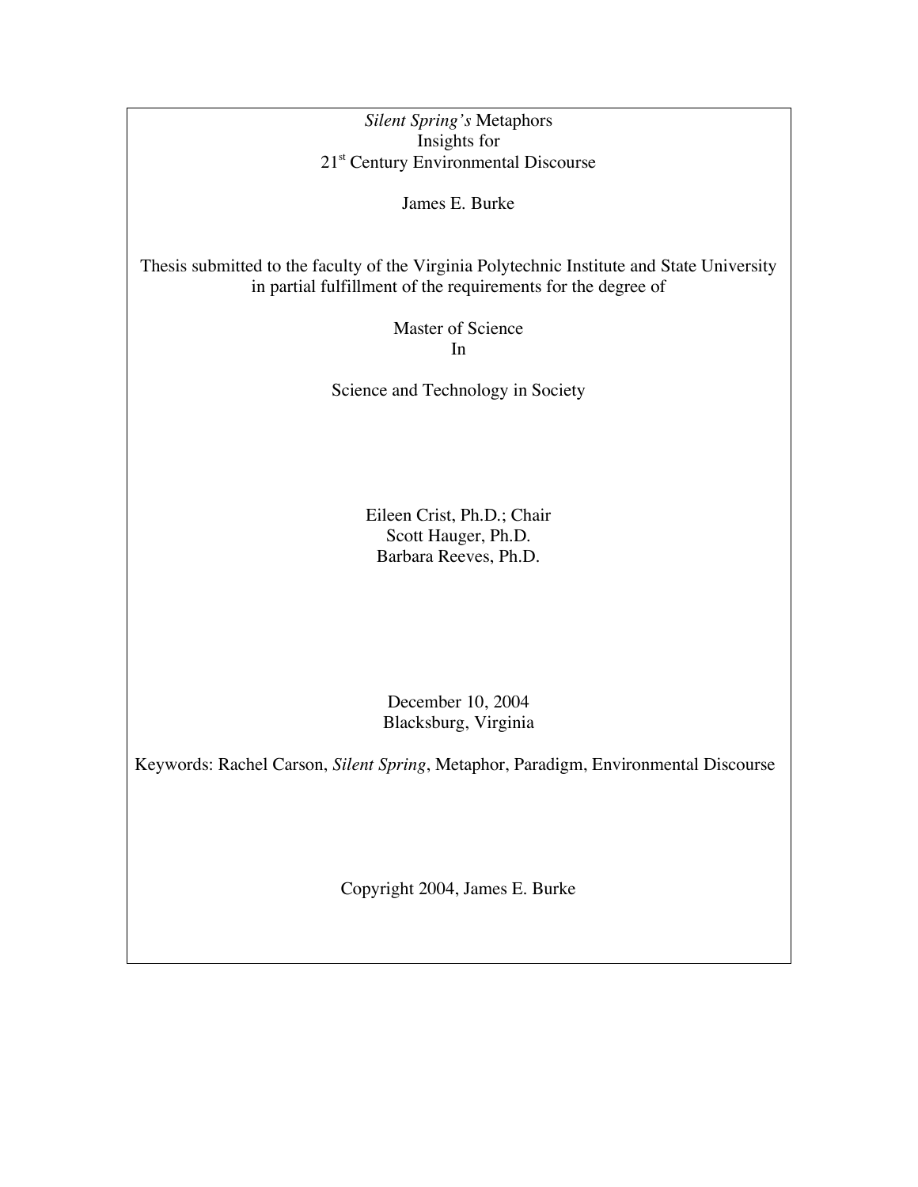# *Silent Spring's* Metaphors
# Insights for
# 21st Century Environmental Discourse

James E. Burke

Thesis submitted to the faculty of the Virginia Polytechnic Institute and State University in partial fulfillment of the requirements for the degree of

Master of Science
In

Science and Technology in Society

Eileen Crist, Ph.D.; Chair
Scott Hauger, Ph.D.
Barbara Reeves, Ph.D.

December 10, 2004
Blacksburg, Virginia

Keywords: Rachel Carson, *Silent Spring*, Metaphor, Paradigm, Environmental Discourse

Copyright 2004, James E. Burke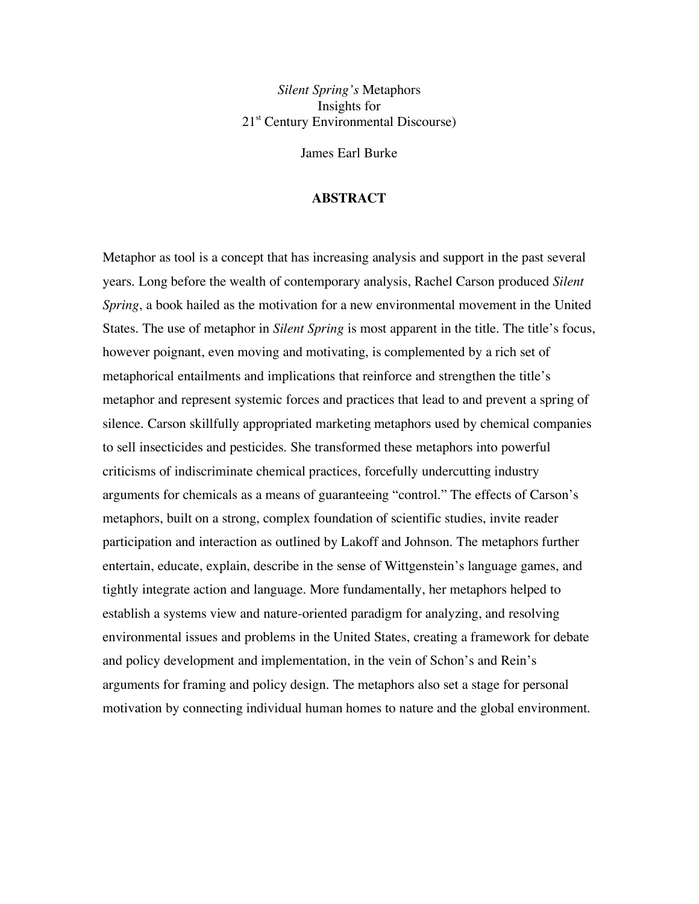*Silent Spring's* Metaphors
Insights for
21st Century Environmental Discourse)

James Earl Burke

## ABSTRACT

Metaphor as tool is a concept that has increasing analysis and support in the past several years. Long before the wealth of contemporary analysis, Rachel Carson produced *Silent Spring*, a book hailed as the motivation for a new environmental movement in the United States. The use of metaphor in *Silent Spring* is most apparent in the title. The title's focus, however poignant, even moving and motivating, is complemented by a rich set of metaphorical entailments and implications that reinforce and strengthen the title's metaphor and represent systemic forces and practices that lead to and prevent a spring of silence. Carson skillfully appropriated marketing metaphors used by chemical companies to sell insecticides and pesticides. She transformed these metaphors into powerful criticisms of indiscriminate chemical practices, forcefully undercutting industry arguments for chemicals as a means of guaranteeing "control." The effects of Carson's metaphors, built on a strong, complex foundation of scientific studies, invite reader participation and interaction as outlined by Lakoff and Johnson. The metaphors further entertain, educate, explain, describe in the sense of Wittgenstein's language games, and tightly integrate action and language. More fundamentally, her metaphors helped to establish a systems view and nature-oriented paradigm for analyzing, and resolving environmental issues and problems in the United States, creating a framework for debate and policy development and implementation, in the vein of Schon's and Rein's arguments for framing and policy design. The metaphors also set a stage for personal motivation by connecting individual human homes to nature and the global environment.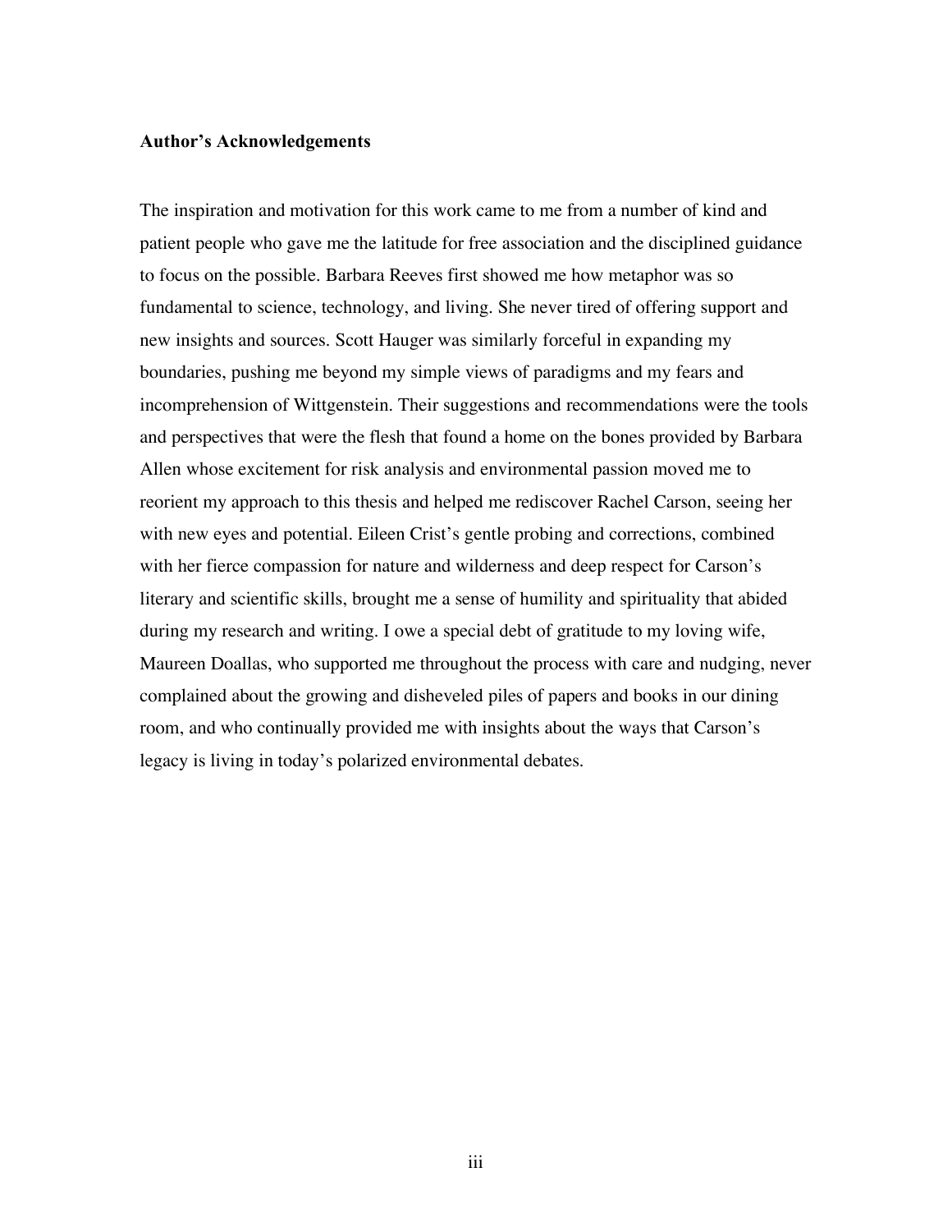**Author's Acknowledgements**

The inspiration and motivation for this work came to me from a number of kind and patient people who gave me the latitude for free association and the disciplined guidance to focus on the possible. Barbara Reeves first showed me how metaphor was so fundamental to science, technology, and living. She never tired of offering support and new insights and sources. Scott Hauger was similarly forceful in expanding my boundaries, pushing me beyond my simple views of paradigms and my fears and incomprehension of Wittgenstein. Their suggestions and recommendations were the tools and perspectives that were the flesh that found a home on the bones provided by Barbara Allen whose excitement for risk analysis and environmental passion moved me to reorient my approach to this thesis and helped me rediscover Rachel Carson, seeing her with new eyes and potential. Eileen Crist's gentle probing and corrections, combined with her fierce compassion for nature and wilderness and deep respect for Carson's literary and scientific skills, brought me a sense of humility and spirituality that abided during my research and writing. I owe a special debt of gratitude to my loving wife, Maureen Doallas, who supported me throughout the process with care and nudging, never complained about the growing and disheveled piles of papers and books in our dining room, and who continually provided me with insights about the ways that Carson's legacy is living in today's polarized environmental debates.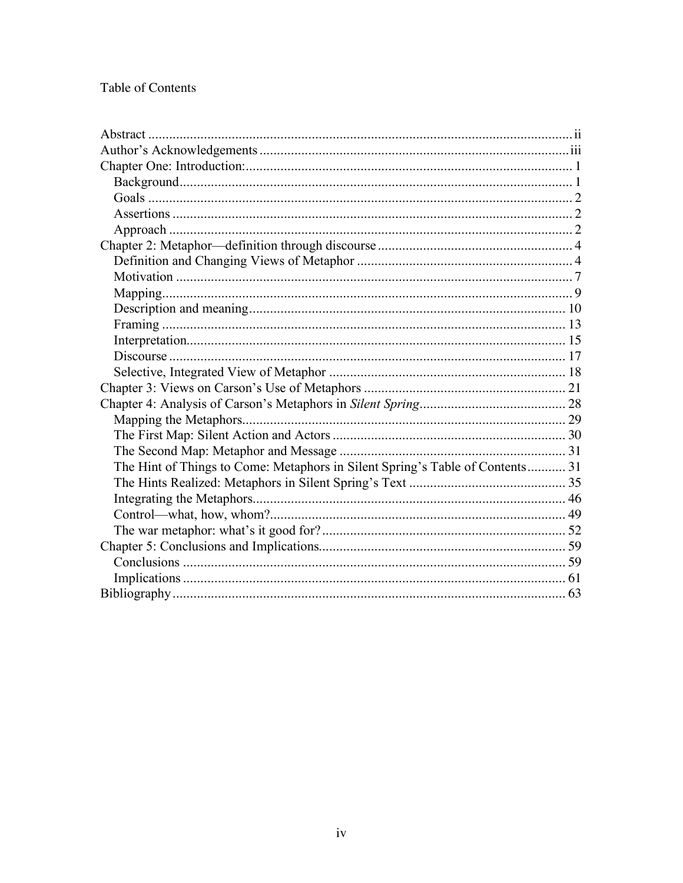Table of Contents

Abstract ........................................................................................................................ ii
Author's Acknowledgements ....................................................................................... iii
Chapter One: Introduction: ........................................................................................... 1
  Background ............................................................................................................... 1
  Goals ......................................................................................................................... 2
  Assertions .................................................................................................................. 2
  Approach ................................................................................................................... 2
Chapter 2: Metaphor—definition through discourse ...................................................... 4
  Definition and Changing Views of Metaphor ............................................................ 4
  Motivation ................................................................................................................. 7
  Mapping ..................................................................................................................... 9
  Description and meaning .......................................................................................... 10
  Framing .................................................................................................................... 13
  Interpretation ............................................................................................................ 15
  Discourse ................................................................................................................. 17
  Selective, Integrated View of Metaphor ................................................................... 18
Chapter 3: Views on Carson's Use of Metaphors ......................................................... 21
Chapter 4: Analysis of Carson's Metaphors in *Silent Spring* ......................................... 28
  Mapping the Metaphors ............................................................................................ 29
  The First Map: Silent Action and Actors .................................................................. 30
  The Second Map: Metaphor and Message ................................................................ 31
  The Hint of Things to Come: Metaphors in Silent Spring's Table of Contents ........... 31
  The Hints Realized: Metaphors in Silent Spring's Text ............................................. 35
  Integrating the Metaphors ......................................................................................... 46
  Control—what, how, whom? .................................................................................... 49
  The war metaphor: what's it good for? ..................................................................... 52
Chapter 5: Conclusions and Implications ..................................................................... 59
  Conclusions ............................................................................................................. 59
  Implications ............................................................................................................. 61
Bibliography ................................................................................................................ 63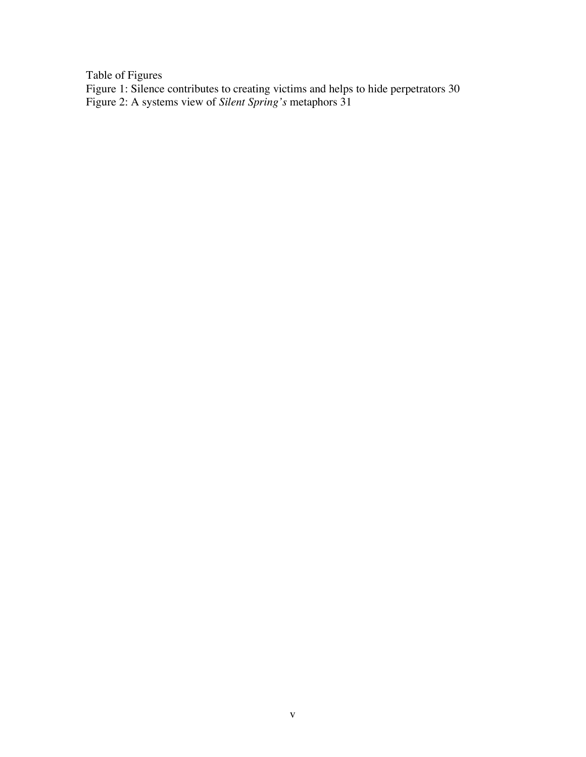# Table of Figures

Figure 1: Silence contributes to creating victims and helps to hide perpetrators 30

Figure 2: A systems view of *Silent Spring's* metaphors 31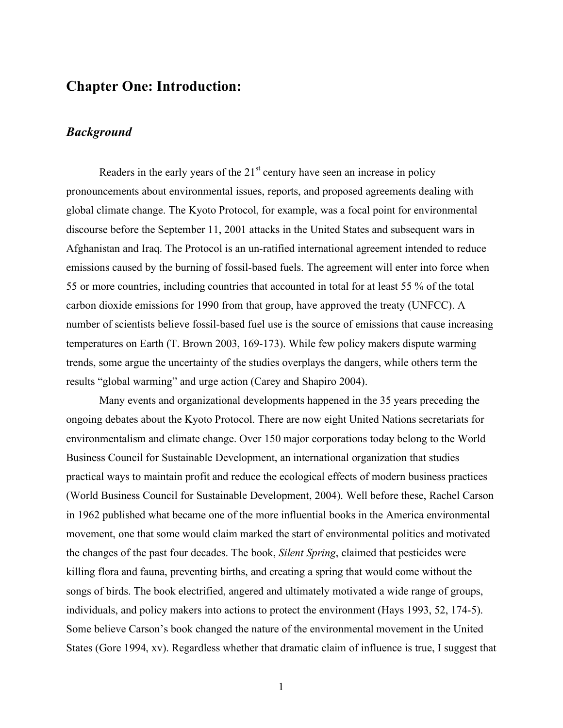# Chapter One: Introduction:

## *Background*

Readers in the early years of the 21st century have seen an increase in policy pronouncements about environmental issues, reports, and proposed agreements dealing with global climate change. The Kyoto Protocol, for example, was a focal point for environmental discourse before the September 11, 2001 attacks in the United States and subsequent wars in Afghanistan and Iraq. The Protocol is an un-ratified international agreement intended to reduce emissions caused by the burning of fossil-based fuels. The agreement will enter into force when 55 or more countries, including countries that accounted in total for at least 55 % of the total carbon dioxide emissions for 1990 from that group, have approved the treaty (UNFCC). A number of scientists believe fossil-based fuel use is the source of emissions that cause increasing temperatures on Earth (T. Brown 2003, 169-173). While few policy makers dispute warming trends, some argue the uncertainty of the studies overplays the dangers, while others term the results "global warming" and urge action (Carey and Shapiro 2004).

Many events and organizational developments happened in the 35 years preceding the ongoing debates about the Kyoto Protocol. There are now eight United Nations secretariats for environmentalism and climate change. Over 150 major corporations today belong to the World Business Council for Sustainable Development, an international organization that studies practical ways to maintain profit and reduce the ecological effects of modern business practices (World Business Council for Sustainable Development, 2004). Well before these, Rachel Carson in 1962 published what became one of the more influential books in the America environmental movement, one that some would claim marked the start of environmental politics and motivated the changes of the past four decades. The book, *Silent Spring*, claimed that pesticides were killing flora and fauna, preventing births, and creating a spring that would come without the songs of birds. The book electrified, angered and ultimately motivated a wide range of groups, individuals, and policy makers into actions to protect the environment (Hays 1993, 52, 174-5). Some believe Carson's book changed the nature of the environmental movement in the United States (Gore 1994, xv). Regardless whether that dramatic claim of influence is true, I suggest that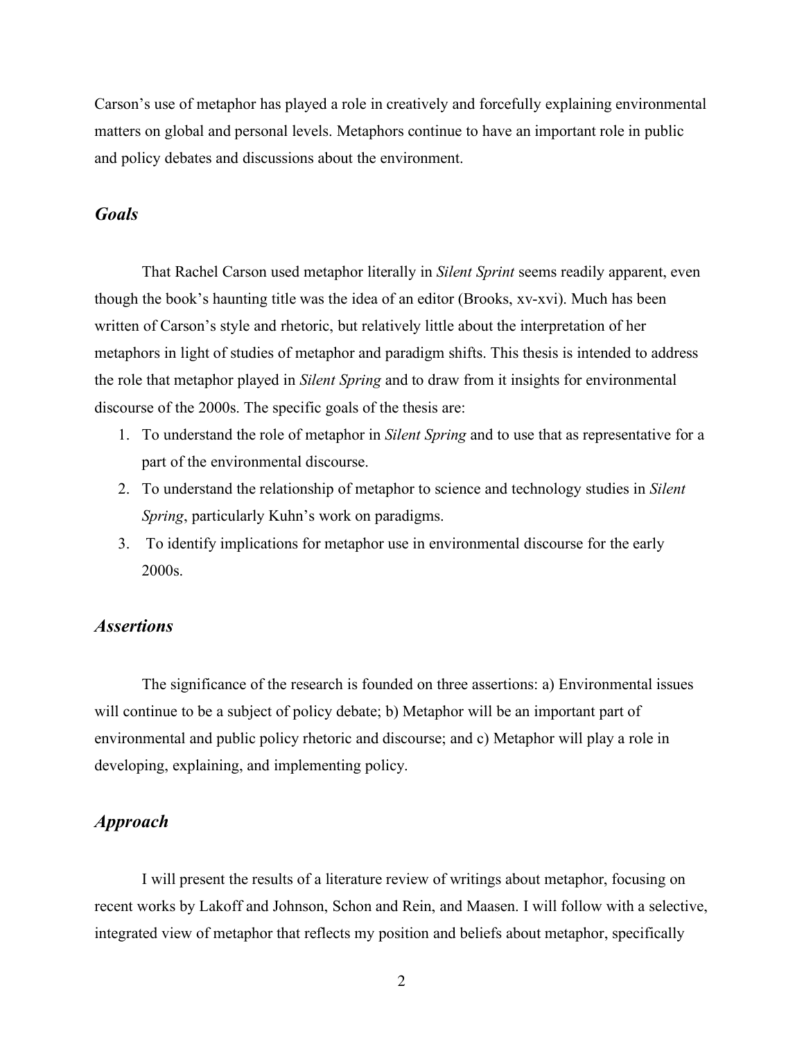Carson's use of metaphor has played a role in creatively and forcefully explaining environmental matters on global and personal levels. Metaphors continue to have an important role in public and policy debates and discussions about the environment.

### *Goals*

That Rachel Carson used metaphor literally in *Silent Sprint* seems readily apparent, even though the book's haunting title was the idea of an editor (Brooks, xv-xvi). Much has been written of Carson's style and rhetoric, but relatively little about the interpretation of her metaphors in light of studies of metaphor and paradigm shifts. This thesis is intended to address the role that metaphor played in *Silent Spring* and to draw from it insights for environmental discourse of the 2000s. The specific goals of the thesis are:

1. To understand the role of metaphor in *Silent Spring* and to use that as representative for a part of the environmental discourse.
2. To understand the relationship of metaphor to science and technology studies in *Silent Spring*, particularly Kuhn's work on paradigms.
3. To identify implications for metaphor use in environmental discourse for the early 2000s.

### *Assertions*

The significance of the research is founded on three assertions: a) Environmental issues will continue to be a subject of policy debate; b) Metaphor will be an important part of environmental and public policy rhetoric and discourse; and c) Metaphor will play a role in developing, explaining, and implementing policy.

### *Approach*

I will present the results of a literature review of writings about metaphor, focusing on recent works by Lakoff and Johnson, Schon and Rein, and Maasen. I will follow with a selective, integrated view of metaphor that reflects my position and beliefs about metaphor, specifically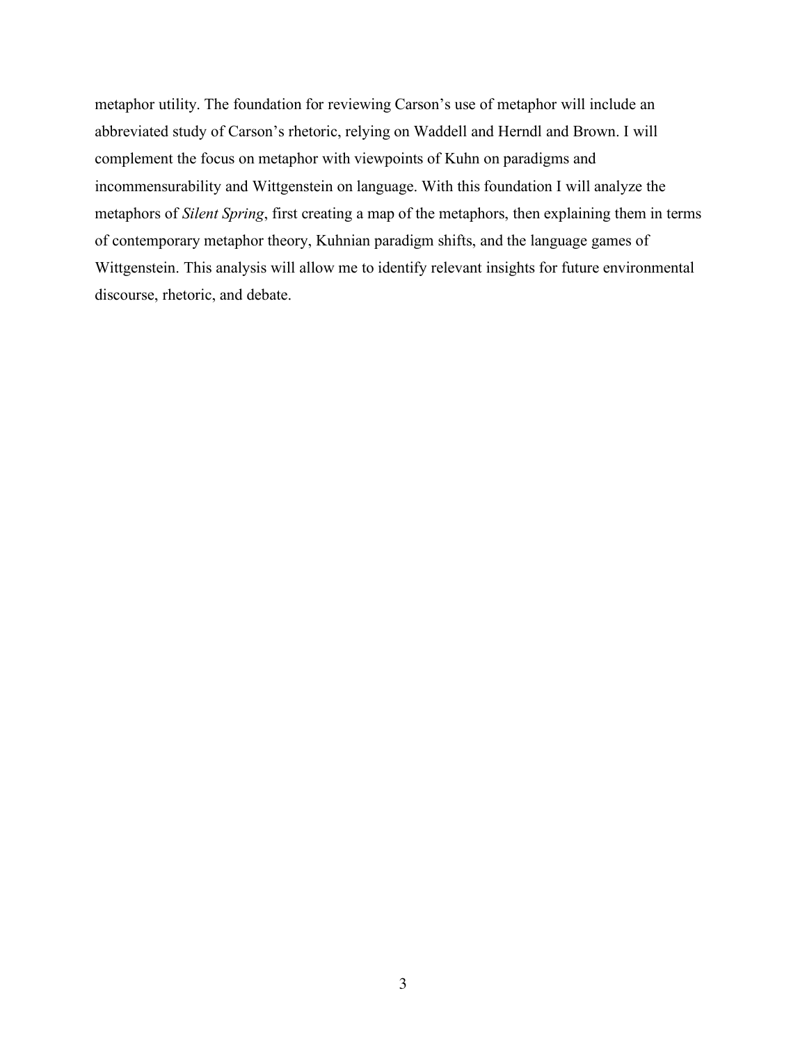metaphor utility. The foundation for reviewing Carson's use of metaphor will include an abbreviated study of Carson's rhetoric, relying on Waddell and Herndl and Brown. I will complement the focus on metaphor with viewpoints of Kuhn on paradigms and incommensurability and Wittgenstein on language. With this foundation I will analyze the metaphors of *Silent Spring*, first creating a map of the metaphors, then explaining them in terms of contemporary metaphor theory, Kuhnian paradigm shifts, and the language games of Wittgenstein. This analysis will allow me to identify relevant insights for future environmental discourse, rhetoric, and debate.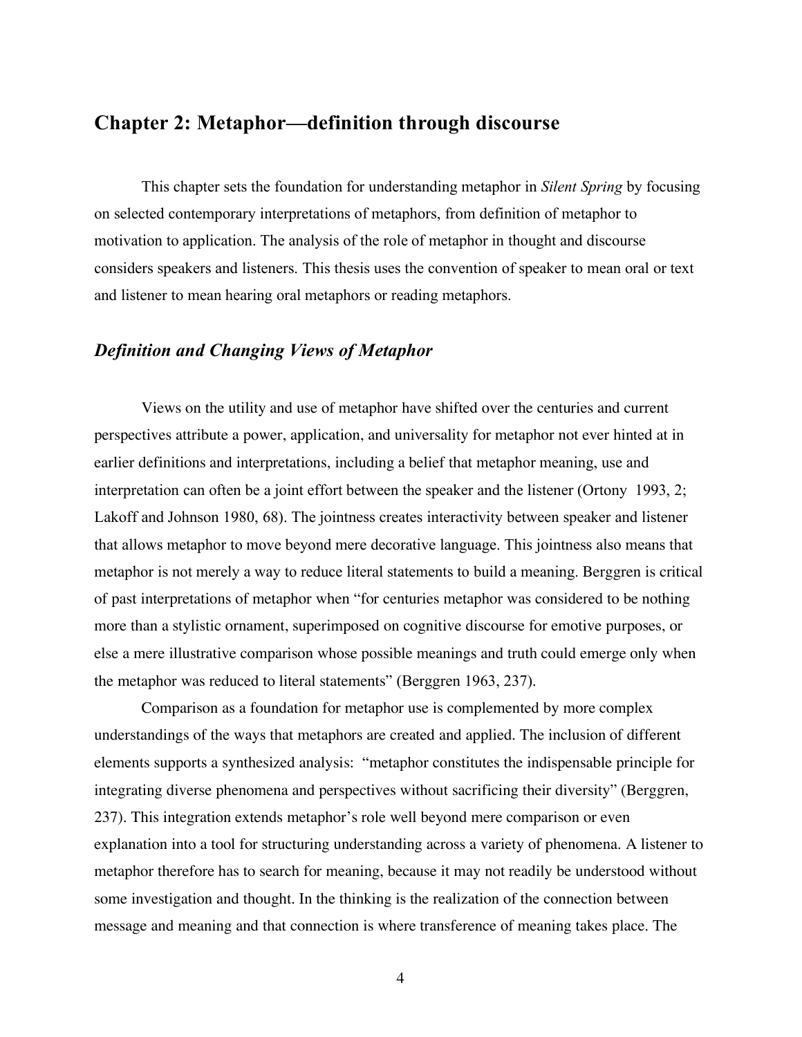## Chapter 2: Metaphor—definition through discourse

This chapter sets the foundation for understanding metaphor in *Silent Spring* by focusing on selected contemporary interpretations of metaphors, from definition of metaphor to motivation to application. The analysis of the role of metaphor in thought and discourse considers speakers and listeners. This thesis uses the convention of speaker to mean oral or text and listener to mean hearing oral metaphors or reading metaphors.

### *Definition and Changing Views of Metaphor*

Views on the utility and use of metaphor have shifted over the centuries and current perspectives attribute a power, application, and universality for metaphor not ever hinted at in earlier definitions and interpretations, including a belief that metaphor meaning, use and interpretation can often be a joint effort between the speaker and the listener (Ortony 1993, 2; Lakoff and Johnson 1980, 68). The jointness creates interactivity between speaker and listener that allows metaphor to move beyond mere decorative language. This jointness also means that metaphor is not merely a way to reduce literal statements to build a meaning. Berggren is critical of past interpretations of metaphor when "for centuries metaphor was considered to be nothing more than a stylistic ornament, superimposed on cognitive discourse for emotive purposes, or else a mere illustrative comparison whose possible meanings and truth could emerge only when the metaphor was reduced to literal statements" (Berggren 1963, 237).

Comparison as a foundation for metaphor use is complemented by more complex understandings of the ways that metaphors are created and applied. The inclusion of different elements supports a synthesized analysis: "metaphor constitutes the indispensable principle for integrating diverse phenomena and perspectives without sacrificing their diversity" (Berggren, 237). This integration extends metaphor's role well beyond mere comparison or even explanation into a tool for structuring understanding across a variety of phenomena. A listener to metaphor therefore has to search for meaning, because it may not readily be understood without some investigation and thought. In the thinking is the realization of the connection between message and meaning and that connection is where transference of meaning takes place. The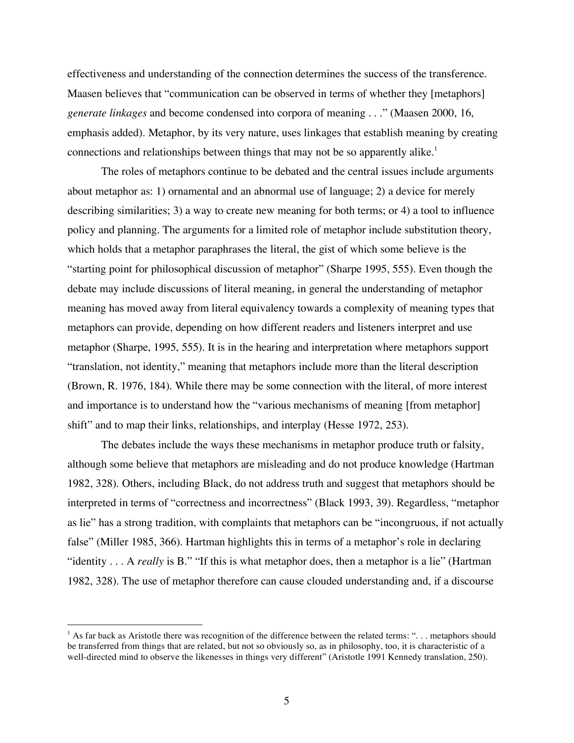effectiveness and understanding of the connection determines the success of the transference. Maasen believes that "communication can be observed in terms of whether they [metaphors] *generate linkages* and become condensed into corpora of meaning . . ." (Maasen 2000, 16, emphasis added). Metaphor, by its very nature, uses linkages that establish meaning by creating connections and relationships between things that may not be so apparently alike.[1]

The roles of metaphors continue to be debated and the central issues include arguments about metaphor as: 1) ornamental and an abnormal use of language; 2) a device for merely describing similarities; 3) a way to create new meaning for both terms; or 4) a tool to influence policy and planning. The arguments for a limited role of metaphor include substitution theory, which holds that a metaphor paraphrases the literal, the gist of which some believe is the "starting point for philosophical discussion of metaphor" (Sharpe 1995, 555). Even though the debate may include discussions of literal meaning, in general the understanding of metaphor meaning has moved away from literal equivalency towards a complexity of meaning types that metaphors can provide, depending on how different readers and listeners interpret and use metaphor (Sharpe, 1995, 555). It is in the hearing and interpretation where metaphors support "translation, not identity," meaning that metaphors include more than the literal description (Brown, R. 1976, 184). While there may be some connection with the literal, of more interest and importance is to understand how the "various mechanisms of meaning [from metaphor] shift" and to map their links, relationships, and interplay (Hesse 1972, 253).

The debates include the ways these mechanisms in metaphor produce truth or falsity, although some believe that metaphors are misleading and do not produce knowledge (Hartman 1982, 328). Others, including Black, do not address truth and suggest that metaphors should be interpreted in terms of "correctness and incorrectness" (Black 1993, 39). Regardless, "metaphor as lie" has a strong tradition, with complaints that metaphors can be "incongruous, if not actually false" (Miller 1985, 366). Hartman highlights this in terms of a metaphor's role in declaring "identity . . . A *really* is B." "If this is what metaphor does, then a metaphor is a lie" (Hartman 1982, 328). The use of metaphor therefore can cause clouded understanding and, if a discourse

---

[1] As far back as Aristotle there was recognition of the difference between the related terms: ". . . metaphors should be transferred from things that are related, but not so obviously so, as in philosophy, too, it is characteristic of a well-directed mind to observe the likenesses in things very different" (Aristotle 1991 Kennedy translation, 250).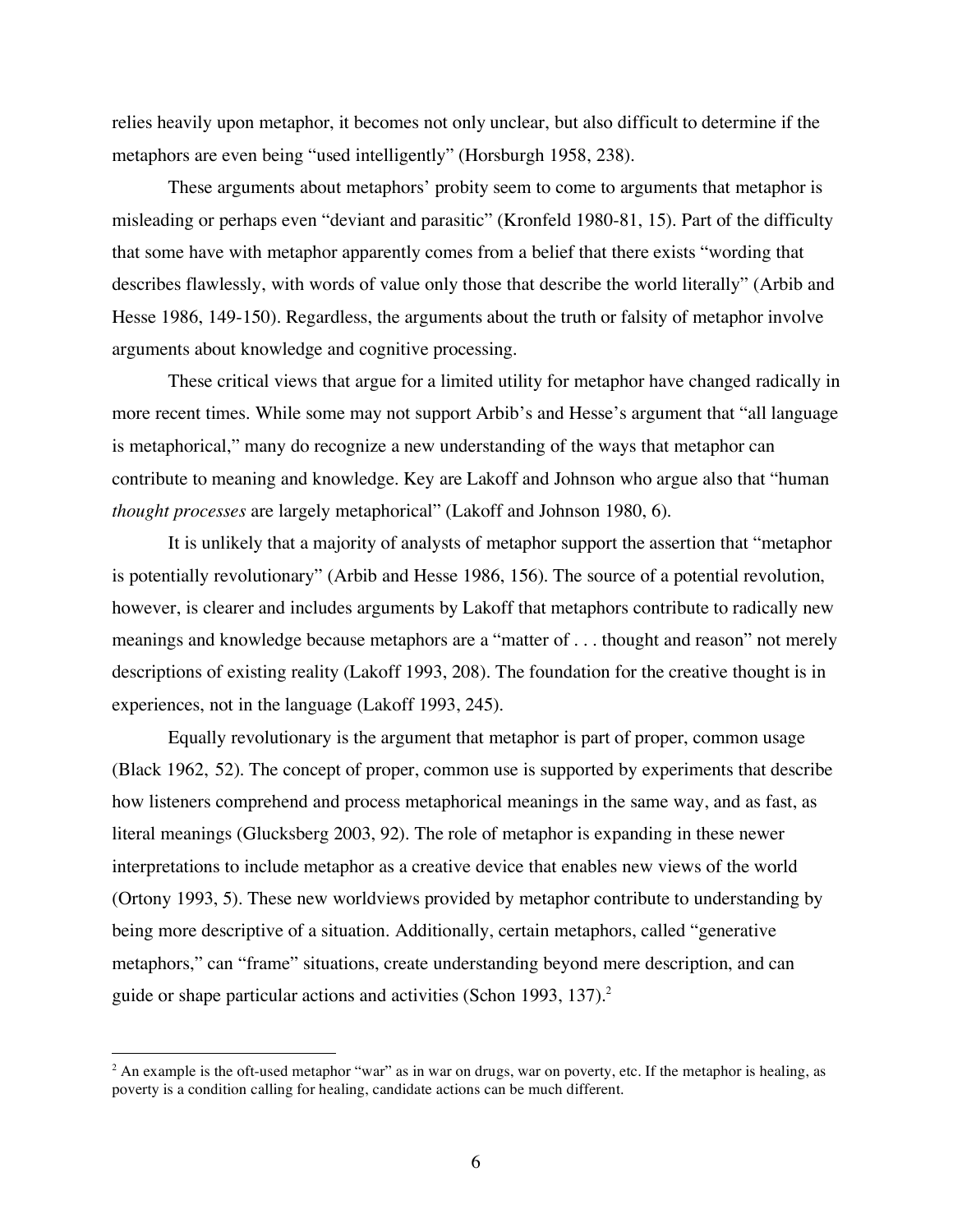relies heavily upon metaphor, it becomes not only unclear, but also difficult to determine if the metaphors are even being "used intelligently" (Horsburgh 1958, 238).

These arguments about metaphors' probity seem to come to arguments that metaphor is misleading or perhaps even "deviant and parasitic" (Kronfeld 1980-81, 15). Part of the difficulty that some have with metaphor apparently comes from a belief that there exists "wording that describes flawlessly, with words of value only those that describe the world literally" (Arbib and Hesse 1986, 149-150). Regardless, the arguments about the truth or falsity of metaphor involve arguments about knowledge and cognitive processing.

These critical views that argue for a limited utility for metaphor have changed radically in more recent times. While some may not support Arbib's and Hesse's argument that "all language is metaphorical," many do recognize a new understanding of the ways that metaphor can contribute to meaning and knowledge. Key are Lakoff and Johnson who argue also that "human *thought processes* are largely metaphorical" (Lakoff and Johnson 1980, 6).

It is unlikely that a majority of analysts of metaphor support the assertion that "metaphor is potentially revolutionary" (Arbib and Hesse 1986, 156). The source of a potential revolution, however, is clearer and includes arguments by Lakoff that metaphors contribute to radically new meanings and knowledge because metaphors are a "matter of . . . thought and reason" not merely descriptions of existing reality (Lakoff 1993, 208). The foundation for the creative thought is in experiences, not in the language (Lakoff 1993, 245).

Equally revolutionary is the argument that metaphor is part of proper, common usage (Black 1962, 52). The concept of proper, common use is supported by experiments that describe how listeners comprehend and process metaphorical meanings in the same way, and as fast, as literal meanings (Glucksberg 2003, 92). The role of metaphor is expanding in these newer interpretations to include metaphor as a creative device that enables new views of the world (Ortony 1993, 5). These new worldviews provided by metaphor contribute to understanding by being more descriptive of a situation. Additionally, certain metaphors, called "generative metaphors," can "frame" situations, create understanding beyond mere description, and can guide or shape particular actions and activities (Schon 1993, 137).[2]

---

[2] An example is the oft-used metaphor "war" as in war on drugs, war on poverty, etc. If the metaphor is healing, as poverty is a condition calling for healing, candidate actions can be much different.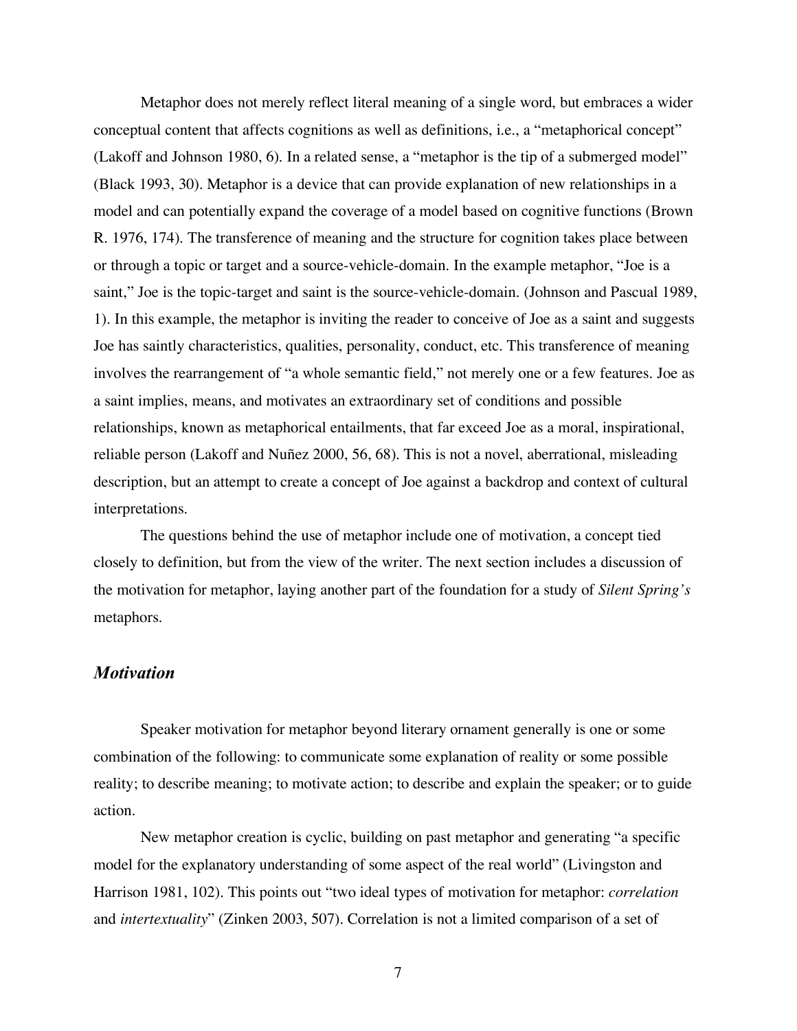Metaphor does not merely reflect literal meaning of a single word, but embraces a wider conceptual content that affects cognitions as well as definitions, i.e., a "metaphorical concept" (Lakoff and Johnson 1980, 6). In a related sense, a "metaphor is the tip of a submerged model" (Black 1993, 30). Metaphor is a device that can provide explanation of new relationships in a model and can potentially expand the coverage of a model based on cognitive functions (Brown R. 1976, 174). The transference of meaning and the structure for cognition takes place between or through a topic or target and a source-vehicle-domain. In the example metaphor, "Joe is a saint," Joe is the topic-target and saint is the source-vehicle-domain. (Johnson and Pascual 1989, 1). In this example, the metaphor is inviting the reader to conceive of Joe as a saint and suggests Joe has saintly characteristics, qualities, personality, conduct, etc. This transference of meaning involves the rearrangement of "a whole semantic field," not merely one or a few features. Joe as a saint implies, means, and motivates an extraordinary set of conditions and possible relationships, known as metaphorical entailments, that far exceed Joe as a moral, inspirational, reliable person (Lakoff and Nuñez 2000, 56, 68). This is not a novel, aberrational, misleading description, but an attempt to create a concept of Joe against a backdrop and context of cultural interpretations.

The questions behind the use of metaphor include one of motivation, a concept tied closely to definition, but from the view of the writer. The next section includes a discussion of the motivation for metaphor, laying another part of the foundation for a study of *Silent Spring's* metaphors.

## *Motivation*

Speaker motivation for metaphor beyond literary ornament generally is one or some combination of the following: to communicate some explanation of reality or some possible reality; to describe meaning; to motivate action; to describe and explain the speaker; or to guide action.

New metaphor creation is cyclic, building on past metaphor and generating "a specific model for the explanatory understanding of some aspect of the real world" (Livingston and Harrison 1981, 102). This points out "two ideal types of motivation for metaphor: *correlation* and *intertextuality*" (Zinken 2003, 507). Correlation is not a limited comparison of a set of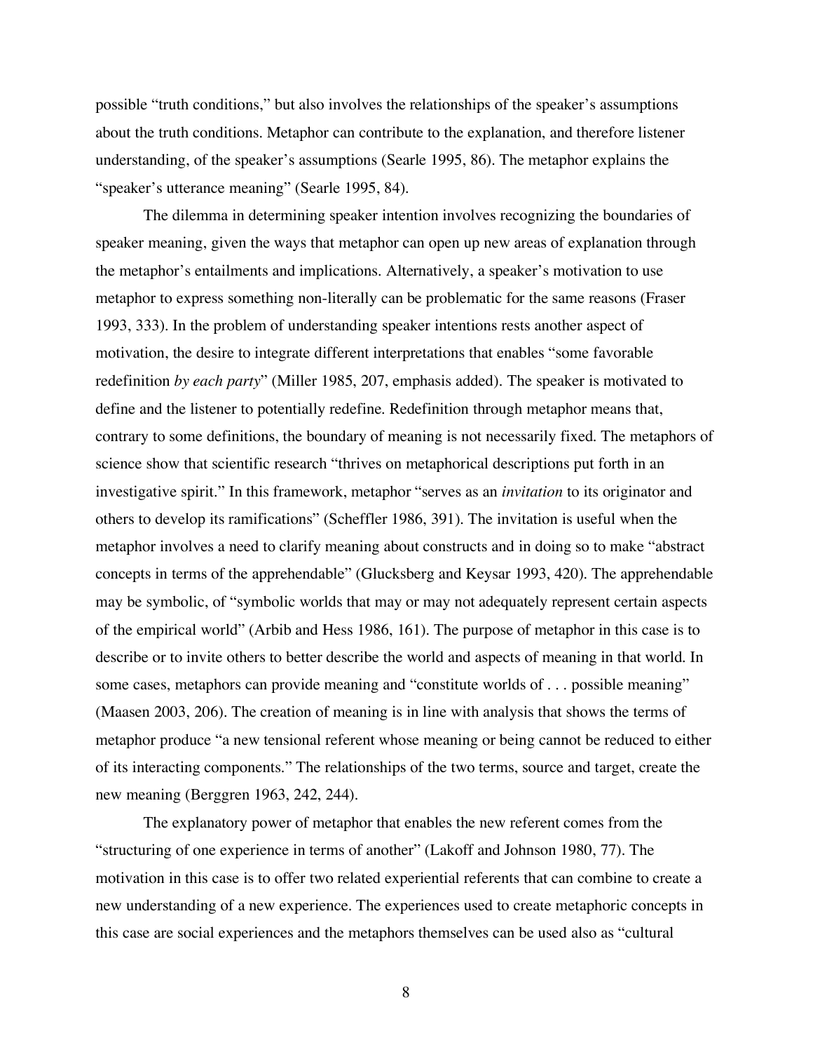possible "truth conditions," but also involves the relationships of the speaker's assumptions about the truth conditions. Metaphor can contribute to the explanation, and therefore listener understanding, of the speaker's assumptions (Searle 1995, 86). The metaphor explains the "speaker's utterance meaning" (Searle 1995, 84).

The dilemma in determining speaker intention involves recognizing the boundaries of speaker meaning, given the ways that metaphor can open up new areas of explanation through the metaphor's entailments and implications. Alternatively, a speaker's motivation to use metaphor to express something non-literally can be problematic for the same reasons (Fraser 1993, 333). In the problem of understanding speaker intentions rests another aspect of motivation, the desire to integrate different interpretations that enables "some favorable redefinition *by each party*" (Miller 1985, 207, emphasis added). The speaker is motivated to define and the listener to potentially redefine. Redefinition through metaphor means that, contrary to some definitions, the boundary of meaning is not necessarily fixed. The metaphors of science show that scientific research "thrives on metaphorical descriptions put forth in an investigative spirit." In this framework, metaphor "serves as an *invitation* to its originator and others to develop its ramifications" (Scheffler 1986, 391). The invitation is useful when the metaphor involves a need to clarify meaning about constructs and in doing so to make "abstract concepts in terms of the apprehendable" (Glucksberg and Keysar 1993, 420). The apprehendable may be symbolic, of "symbolic worlds that may or may not adequately represent certain aspects of the empirical world" (Arbib and Hess 1986, 161). The purpose of metaphor in this case is to describe or to invite others to better describe the world and aspects of meaning in that world. In some cases, metaphors can provide meaning and "constitute worlds of . . . possible meaning" (Maasen 2003, 206). The creation of meaning is in line with analysis that shows the terms of metaphor produce "a new tensional referent whose meaning or being cannot be reduced to either of its interacting components." The relationships of the two terms, source and target, create the new meaning (Berggren 1963, 242, 244).

The explanatory power of metaphor that enables the new referent comes from the "structuring of one experience in terms of another" (Lakoff and Johnson 1980, 77). The motivation in this case is to offer two related experiential referents that can combine to create a new understanding of a new experience. The experiences used to create metaphoric concepts in this case are social experiences and the metaphors themselves can be used also as "cultural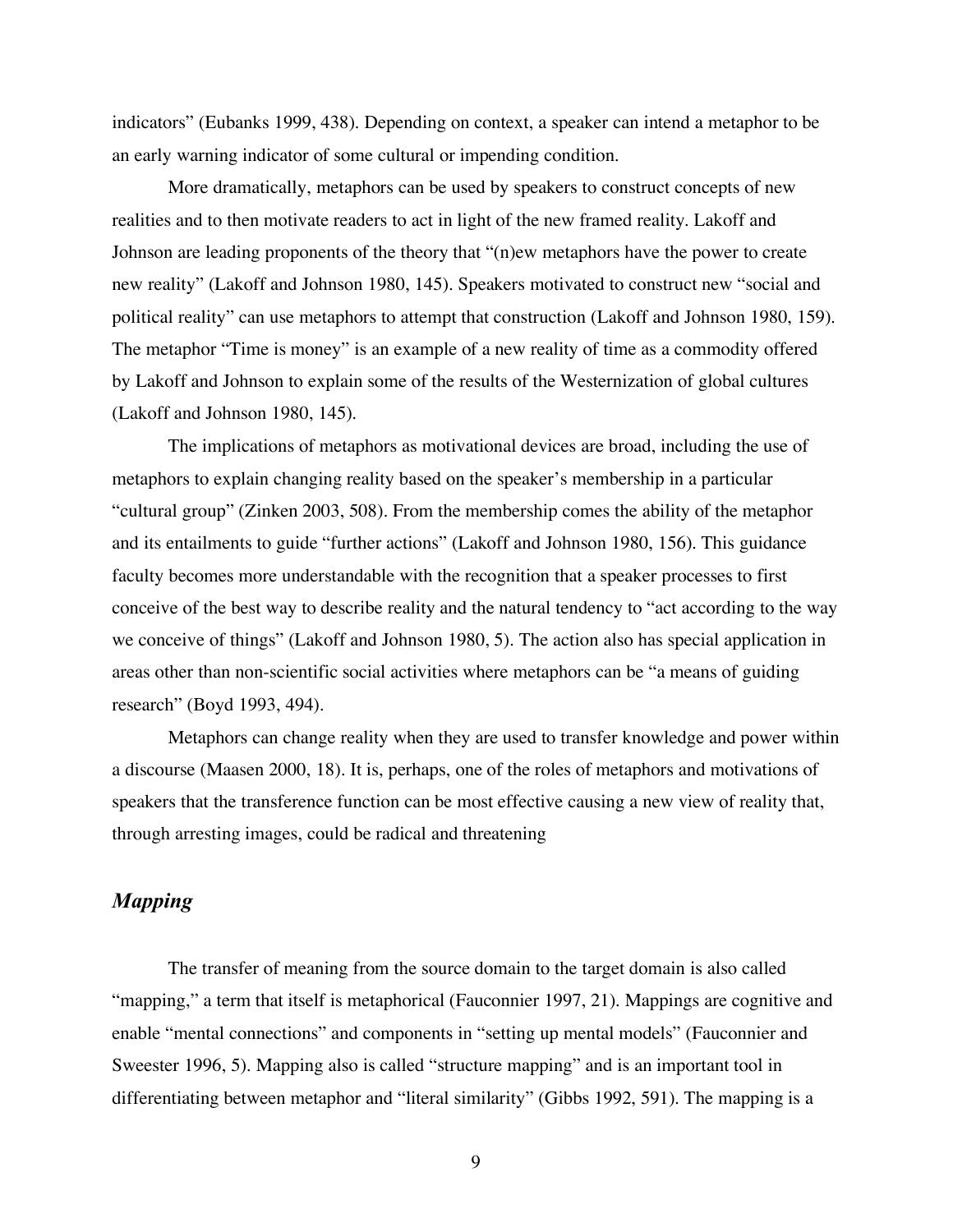indicators" (Eubanks 1999, 438). Depending on context, a speaker can intend a metaphor to be an early warning indicator of some cultural or impending condition.

More dramatically, metaphors can be used by speakers to construct concepts of new realities and to then motivate readers to act in light of the new framed reality. Lakoff and Johnson are leading proponents of the theory that "(n)ew metaphors have the power to create new reality" (Lakoff and Johnson 1980, 145). Speakers motivated to construct new "social and political reality" can use metaphors to attempt that construction (Lakoff and Johnson 1980, 159). The metaphor "Time is money" is an example of a new reality of time as a commodity offered by Lakoff and Johnson to explain some of the results of the Westernization of global cultures (Lakoff and Johnson 1980, 145).

The implications of metaphors as motivational devices are broad, including the use of metaphors to explain changing reality based on the speaker's membership in a particular "cultural group" (Zinken 2003, 508). From the membership comes the ability of the metaphor and its entailments to guide "further actions" (Lakoff and Johnson 1980, 156). This guidance faculty becomes more understandable with the recognition that a speaker processes to first conceive of the best way to describe reality and the natural tendency to "act according to the way we conceive of things" (Lakoff and Johnson 1980, 5). The action also has special application in areas other than non-scientific social activities where metaphors can be "a means of guiding research" (Boyd 1993, 494).

Metaphors can change reality when they are used to transfer knowledge and power within a discourse (Maasen 2000, 18). It is, perhaps, one of the roles of metaphors and motivations of speakers that the transference function can be most effective causing a new view of reality that, through arresting images, could be radical and threatening

## *Mapping*

The transfer of meaning from the source domain to the target domain is also called "mapping," a term that itself is metaphorical (Fauconnier 1997, 21). Mappings are cognitive and enable "mental connections" and components in "setting up mental models" (Fauconnier and Sweester 1996, 5). Mapping also is called "structure mapping" and is an important tool in differentiating between metaphor and "literal similarity" (Gibbs 1992, 591). The mapping is a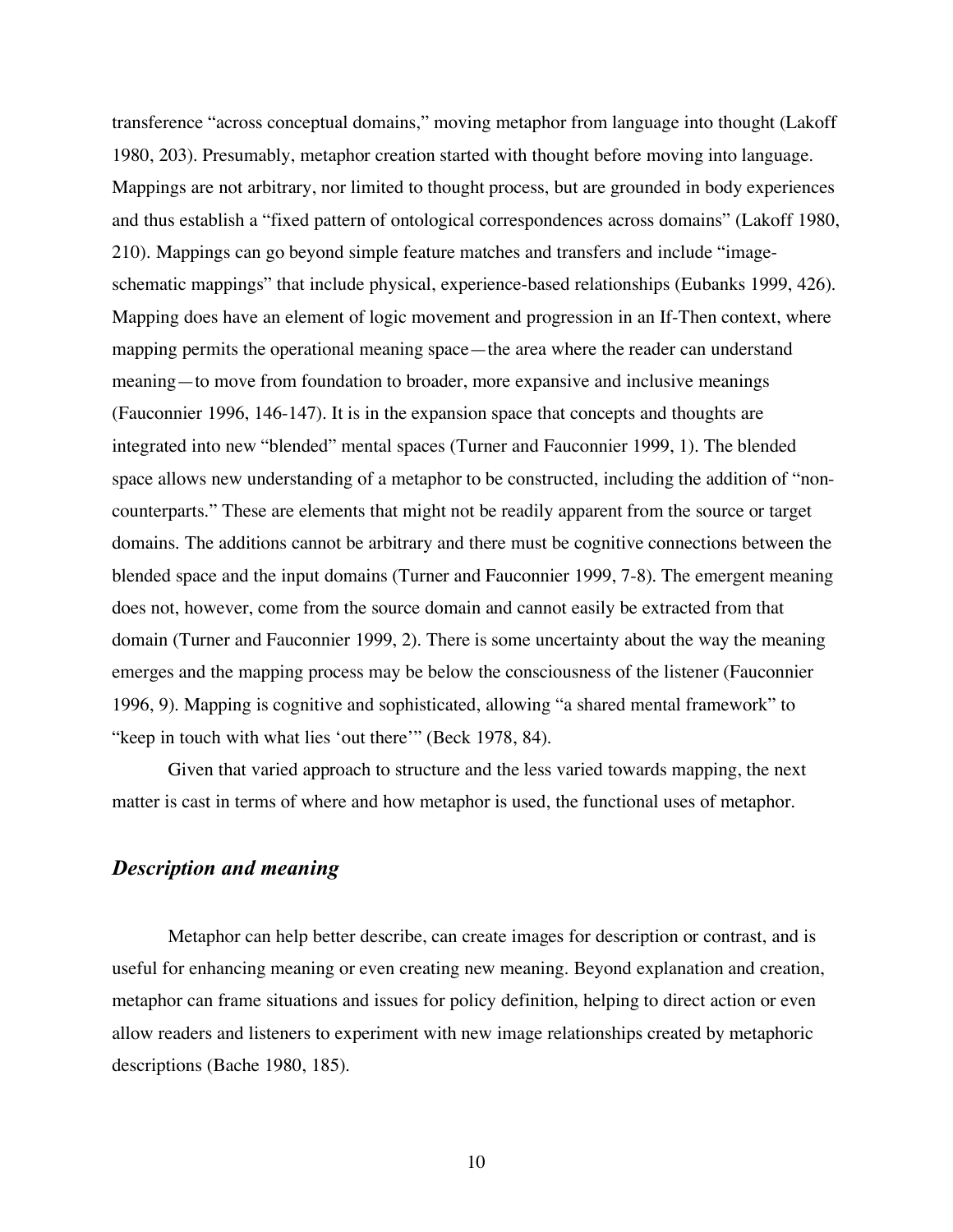transference "across conceptual domains," moving metaphor from language into thought (Lakoff 1980, 203). Presumably, metaphor creation started with thought before moving into language. Mappings are not arbitrary, nor limited to thought process, but are grounded in body experiences and thus establish a "fixed pattern of ontological correspondences across domains" (Lakoff 1980, 210). Mappings can go beyond simple feature matches and transfers and include "image-schematic mappings" that include physical, experience-based relationships (Eubanks 1999, 426). Mapping does have an element of logic movement and progression in an If-Then context, where mapping permits the operational meaning space—the area where the reader can understand meaning—to move from foundation to broader, more expansive and inclusive meanings (Fauconnier 1996, 146-147). It is in the expansion space that concepts and thoughts are integrated into new "blended" mental spaces (Turner and Fauconnier 1999, 1). The blended space allows new understanding of a metaphor to be constructed, including the addition of "non-counterparts." These are elements that might not be readily apparent from the source or target domains. The additions cannot be arbitrary and there must be cognitive connections between the blended space and the input domains (Turner and Fauconnier 1999, 7-8). The emergent meaning does not, however, come from the source domain and cannot easily be extracted from that domain (Turner and Fauconnier 1999, 2). There is some uncertainty about the way the meaning emerges and the mapping process may be below the consciousness of the listener (Fauconnier 1996, 9). Mapping is cognitive and sophisticated, allowing "a shared mental framework" to "keep in touch with what lies 'out there'" (Beck 1978, 84).

Given that varied approach to structure and the less varied towards mapping, the next matter is cast in terms of where and how metaphor is used, the functional uses of metaphor.

### *Description and meaning*

Metaphor can help better describe, can create images for description or contrast, and is useful for enhancing meaning or even creating new meaning. Beyond explanation and creation, metaphor can frame situations and issues for policy definition, helping to direct action or even allow readers and listeners to experiment with new image relationships created by metaphoric descriptions (Bache 1980, 185).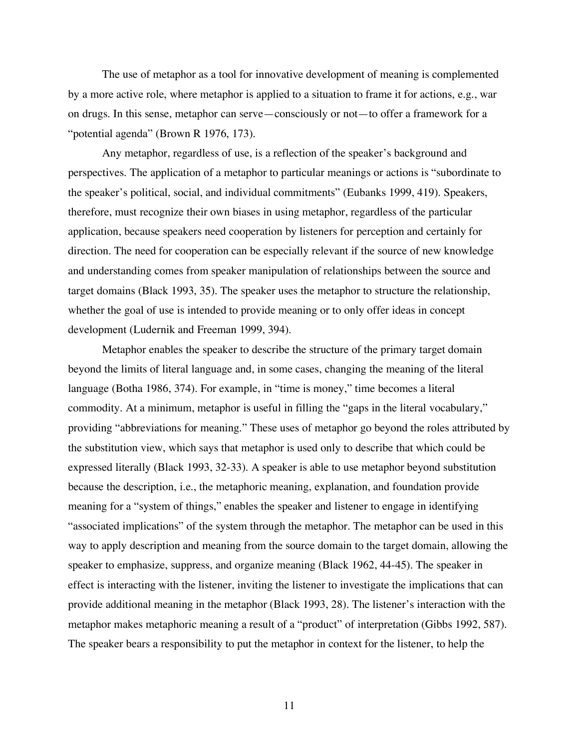The use of metaphor as a tool for innovative development of meaning is complemented by a more active role, where metaphor is applied to a situation to frame it for actions, e.g., war on drugs. In this sense, metaphor can serve—consciously or not—to offer a framework for a "potential agenda" (Brown R 1976, 173).

Any metaphor, regardless of use, is a reflection of the speaker's background and perspectives. The application of a metaphor to particular meanings or actions is "subordinate to the speaker's political, social, and individual commitments" (Eubanks 1999, 419). Speakers, therefore, must recognize their own biases in using metaphor, regardless of the particular application, because speakers need cooperation by listeners for perception and certainly for direction. The need for cooperation can be especially relevant if the source of new knowledge and understanding comes from speaker manipulation of relationships between the source and target domains (Black 1993, 35). The speaker uses the metaphor to structure the relationship, whether the goal of use is intended to provide meaning or to only offer ideas in concept development (Ludernik and Freeman 1999, 394).

Metaphor enables the speaker to describe the structure of the primary target domain beyond the limits of literal language and, in some cases, changing the meaning of the literal language (Botha 1986, 374). For example, in "time is money," time becomes a literal commodity. At a minimum, metaphor is useful in filling the "gaps in the literal vocabulary," providing "abbreviations for meaning." These uses of metaphor go beyond the roles attributed by the substitution view, which says that metaphor is used only to describe that which could be expressed literally (Black 1993, 32-33). A speaker is able to use metaphor beyond substitution because the description, i.e., the metaphoric meaning, explanation, and foundation provide meaning for a "system of things," enables the speaker and listener to engage in identifying "associated implications" of the system through the metaphor. The metaphor can be used in this way to apply description and meaning from the source domain to the target domain, allowing the speaker to emphasize, suppress, and organize meaning (Black 1962, 44-45). The speaker in effect is interacting with the listener, inviting the listener to investigate the implications that can provide additional meaning in the metaphor (Black 1993, 28). The listener's interaction with the metaphor makes metaphoric meaning a result of a "product" of interpretation (Gibbs 1992, 587). The speaker bears a responsibility to put the metaphor in context for the listener, to help the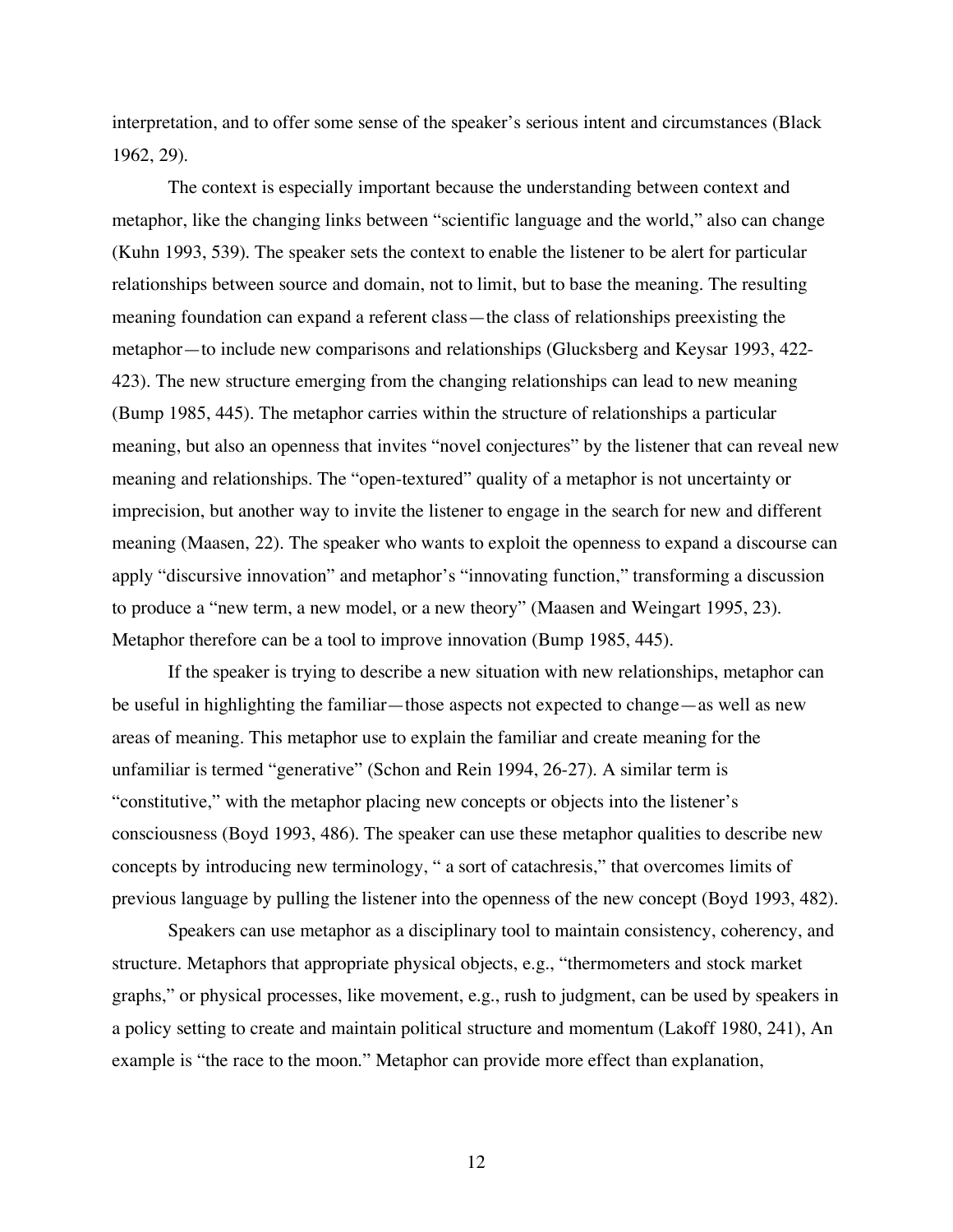interpretation, and to offer some sense of the speaker's serious intent and circumstances (Black 1962, 29).

The context is especially important because the understanding between context and metaphor, like the changing links between "scientific language and the world," also can change (Kuhn 1993, 539). The speaker sets the context to enable the listener to be alert for particular relationships between source and domain, not to limit, but to base the meaning. The resulting meaning foundation can expand a referent class—the class of relationships preexisting the metaphor—to include new comparisons and relationships (Glucksberg and Keysar 1993, 422-423). The new structure emerging from the changing relationships can lead to new meaning (Bump 1985, 445). The metaphor carries within the structure of relationships a particular meaning, but also an openness that invites "novel conjectures" by the listener that can reveal new meaning and relationships. The "open-textured" quality of a metaphor is not uncertainty or imprecision, but another way to invite the listener to engage in the search for new and different meaning (Maasen, 22). The speaker who wants to exploit the openness to expand a discourse can apply "discursive innovation" and metaphor's "innovating function," transforming a discussion to produce a "new term, a new model, or a new theory" (Maasen and Weingart 1995, 23). Metaphor therefore can be a tool to improve innovation (Bump 1985, 445).

If the speaker is trying to describe a new situation with new relationships, metaphor can be useful in highlighting the familiar—those aspects not expected to change—as well as new areas of meaning. This metaphor use to explain the familiar and create meaning for the unfamiliar is termed "generative" (Schon and Rein 1994, 26-27). A similar term is "constitutive," with the metaphor placing new concepts or objects into the listener's consciousness (Boyd 1993, 486). The speaker can use these metaphor qualities to describe new concepts by introducing new terminology, " a sort of catachresis," that overcomes limits of previous language by pulling the listener into the openness of the new concept (Boyd 1993, 482).

Speakers can use metaphor as a disciplinary tool to maintain consistency, coherency, and structure. Metaphors that appropriate physical objects, e.g., "thermometers and stock market graphs," or physical processes, like movement, e.g., rush to judgment, can be used by speakers in a policy setting to create and maintain political structure and momentum (Lakoff 1980, 241), An example is "the race to the moon." Metaphor can provide more effect than explanation,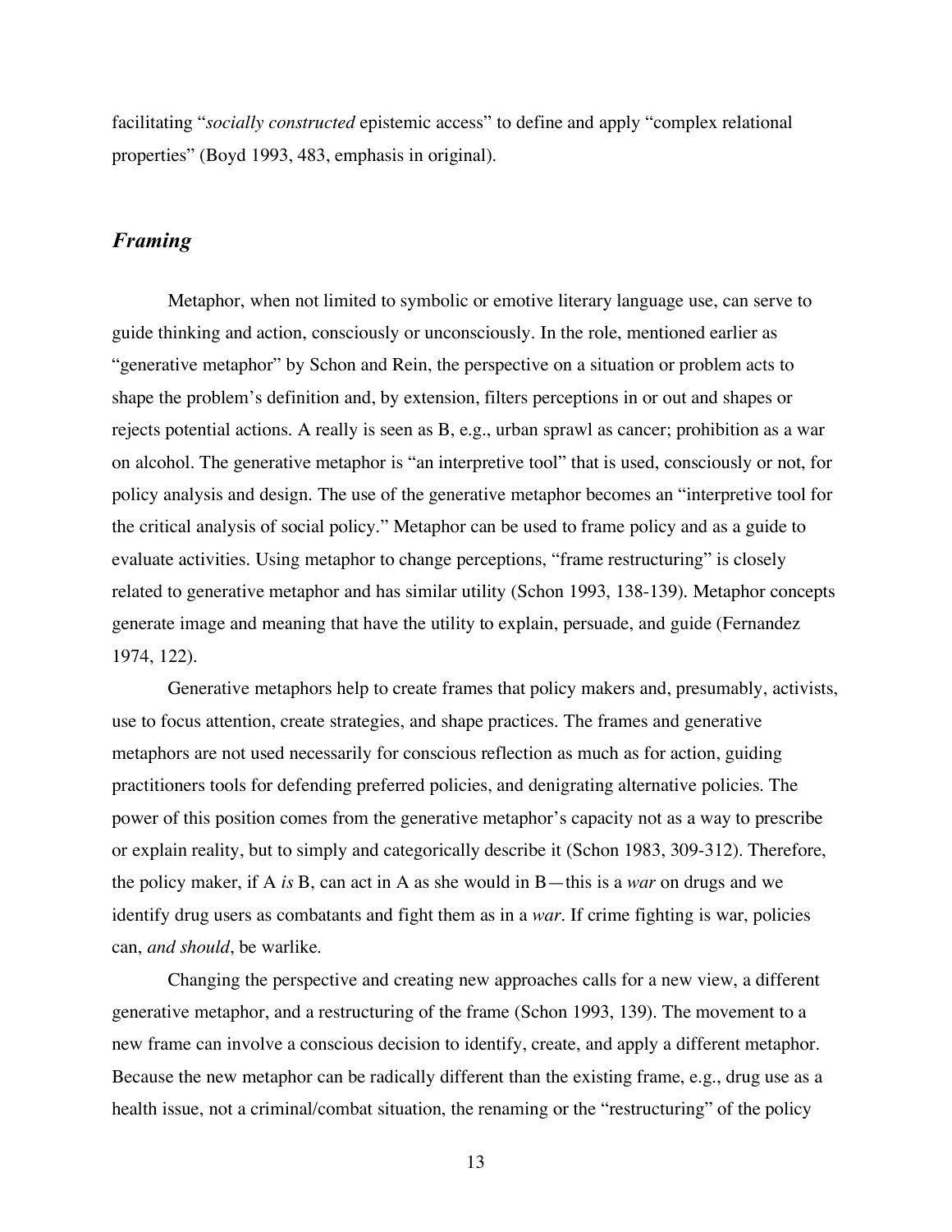facilitating "*socially constructed* epistemic access" to define and apply "complex relational properties" (Boyd 1993, 483, emphasis in original).

## *Framing*

Metaphor, when not limited to symbolic or emotive literary language use, can serve to guide thinking and action, consciously or unconsciously. In the role, mentioned earlier as "generative metaphor" by Schon and Rein, the perspective on a situation or problem acts to shape the problem's definition and, by extension, filters perceptions in or out and shapes or rejects potential actions. A really is seen as B, e.g., urban sprawl as cancer; prohibition as a war on alcohol. The generative metaphor is "an interpretive tool" that is used, consciously or not, for policy analysis and design. The use of the generative metaphor becomes an "interpretive tool for the critical analysis of social policy." Metaphor can be used to frame policy and as a guide to evaluate activities. Using metaphor to change perceptions, "frame restructuring" is closely related to generative metaphor and has similar utility (Schon 1993, 138-139). Metaphor concepts generate image and meaning that have the utility to explain, persuade, and guide (Fernandez 1974, 122).

Generative metaphors help to create frames that policy makers and, presumably, activists, use to focus attention, create strategies, and shape practices. The frames and generative metaphors are not used necessarily for conscious reflection as much as for action, guiding practitioners tools for defending preferred policies, and denigrating alternative policies. The power of this position comes from the generative metaphor's capacity not as a way to prescribe or explain reality, but to simply and categorically describe it (Schon 1983, 309-312). Therefore, the policy maker, if A *is* B, can act in A as she would in B—this is a *war* on drugs and we identify drug users as combatants and fight them as in a *war*. If crime fighting is war, policies can, *and should*, be warlike.

Changing the perspective and creating new approaches calls for a new view, a different generative metaphor, and a restructuring of the frame (Schon 1993, 139). The movement to a new frame can involve a conscious decision to identify, create, and apply a different metaphor. Because the new metaphor can be radically different than the existing frame, e.g., drug use as a health issue, not a criminal/combat situation, the renaming or the "restructuring" of the policy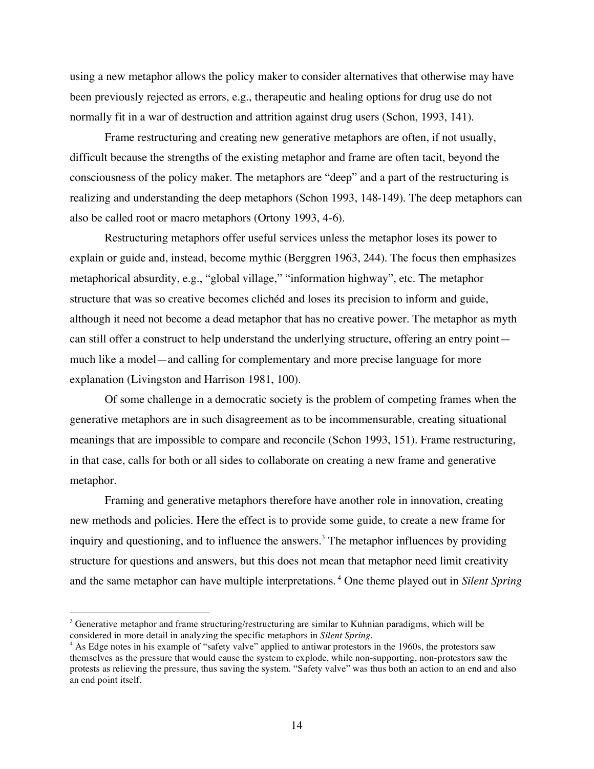using a new metaphor allows the policy maker to consider alternatives that otherwise may have been previously rejected as errors, e.g., therapeutic and healing options for drug use do not normally fit in a war of destruction and attrition against drug users (Schon, 1993, 141).

Frame restructuring and creating new generative metaphors are often, if not usually, difficult because the strengths of the existing metaphor and frame are often tacit, beyond the consciousness of the policy maker. The metaphors are "deep" and a part of the restructuring is realizing and understanding the deep metaphors (Schon 1993, 148-149). The deep metaphors can also be called root or macro metaphors (Ortony 1993, 4-6).

Restructuring metaphors offer useful services unless the metaphor loses its power to explain or guide and, instead, become mythic (Berggren 1963, 244). The focus then emphasizes metaphorical absurdity, e.g., "global village," "information highway", etc. The metaphor structure that was so creative becomes clichéd and loses its precision to inform and guide, although it need not become a dead metaphor that has no creative power. The metaphor as myth can still offer a construct to help understand the underlying structure, offering an entry point—much like a model—and calling for complementary and more precise language for more explanation (Livingston and Harrison 1981, 100).

Of some challenge in a democratic society is the problem of competing frames when the generative metaphors are in such disagreement as to be incommensurable, creating situational meanings that are impossible to compare and reconcile (Schon 1993, 151). Frame restructuring, in that case, calls for both or all sides to collaborate on creating a new frame and generative metaphor.

Framing and generative metaphors therefore have another role in innovation, creating new methods and policies. Here the effect is to provide some guide, to create a new frame for inquiry and questioning, and to influence the answers.[3] The metaphor influences by providing structure for questions and answers, but this does not mean that metaphor need limit creativity and the same metaphor can have multiple interpretations.[4] One theme played out in *Silent Spring*

---

[3] Generative metaphor and frame structuring/restructuring are similar to Kuhnian paradigms, which will be considered in more detail in analyzing the specific metaphors in *Silent Spring*.

[4] As Edge notes in his example of "safety valve" applied to antiwar protestors in the 1960s, the protestors saw themselves as the pressure that would cause the system to explode, while non-supporting, non-protestors saw the protests as relieving the pressure, thus saving the system. "Safety valve" was thus both an action to an end and also an end point itself.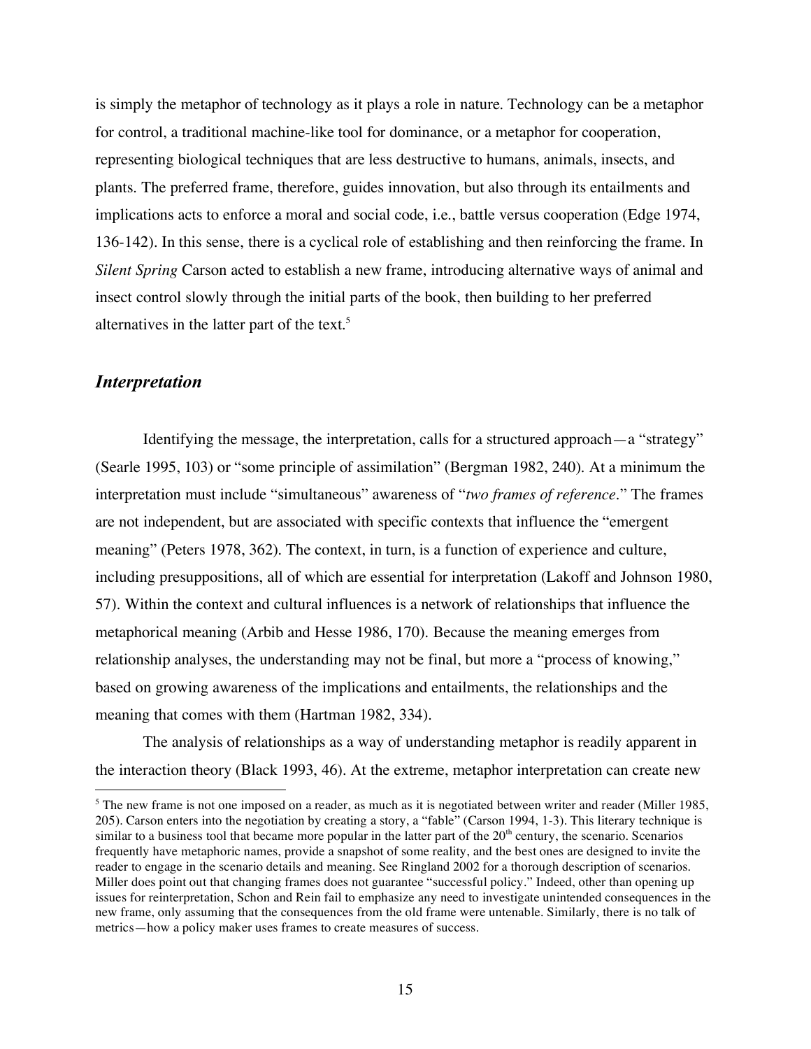is simply the metaphor of technology as it plays a role in nature. Technology can be a metaphor for control, a traditional machine-like tool for dominance, or a metaphor for cooperation, representing biological techniques that are less destructive to humans, animals, insects, and plants. The preferred frame, therefore, guides innovation, but also through its entailments and implications acts to enforce a moral and social code, i.e., battle versus cooperation (Edge 1974, 136-142). In this sense, there is a cyclical role of establishing and then reinforcing the frame. In *Silent Spring* Carson acted to establish a new frame, introducing alternative ways of animal and insect control slowly through the initial parts of the book, then building to her preferred alternatives in the latter part of the text.[5]

## *Interpretation*

Identifying the message, the interpretation, calls for a structured approach—a "strategy" (Searle 1995, 103) or "some principle of assimilation" (Bergman 1982, 240). At a minimum the interpretation must include "simultaneous" awareness of "*two frames of reference*." The frames are not independent, but are associated with specific contexts that influence the "emergent meaning" (Peters 1978, 362). The context, in turn, is a function of experience and culture, including presuppositions, all of which are essential for interpretation (Lakoff and Johnson 1980, 57). Within the context and cultural influences is a network of relationships that influence the metaphorical meaning (Arbib and Hesse 1986, 170). Because the meaning emerges from relationship analyses, the understanding may not be final, but more a "process of knowing," based on growing awareness of the implications and entailments, the relationships and the meaning that comes with them (Hartman 1982, 334).

The analysis of relationships as a way of understanding metaphor is readily apparent in the interaction theory (Black 1993, 46). At the extreme, metaphor interpretation can create new

---

[5] The new frame is not one imposed on a reader, as much as it is negotiated between writer and reader (Miller 1985, 205). Carson enters into the negotiation by creating a story, a "fable" (Carson 1994, 1-3). This literary technique is similar to a business tool that became more popular in the latter part of the 20th century, the scenario. Scenarios frequently have metaphoric names, provide a snapshot of some reality, and the best ones are designed to invite the reader to engage in the scenario details and meaning. See Ringland 2002 for a thorough description of scenarios. Miller does point out that changing frames does not guarantee "successful policy." Indeed, other than opening up issues for reinterpretation, Schon and Rein fail to emphasize any need to investigate unintended consequences in the new frame, only assuming that the consequences from the old frame were untenable. Similarly, there is no talk of metrics—how a policy maker uses frames to create measures of success.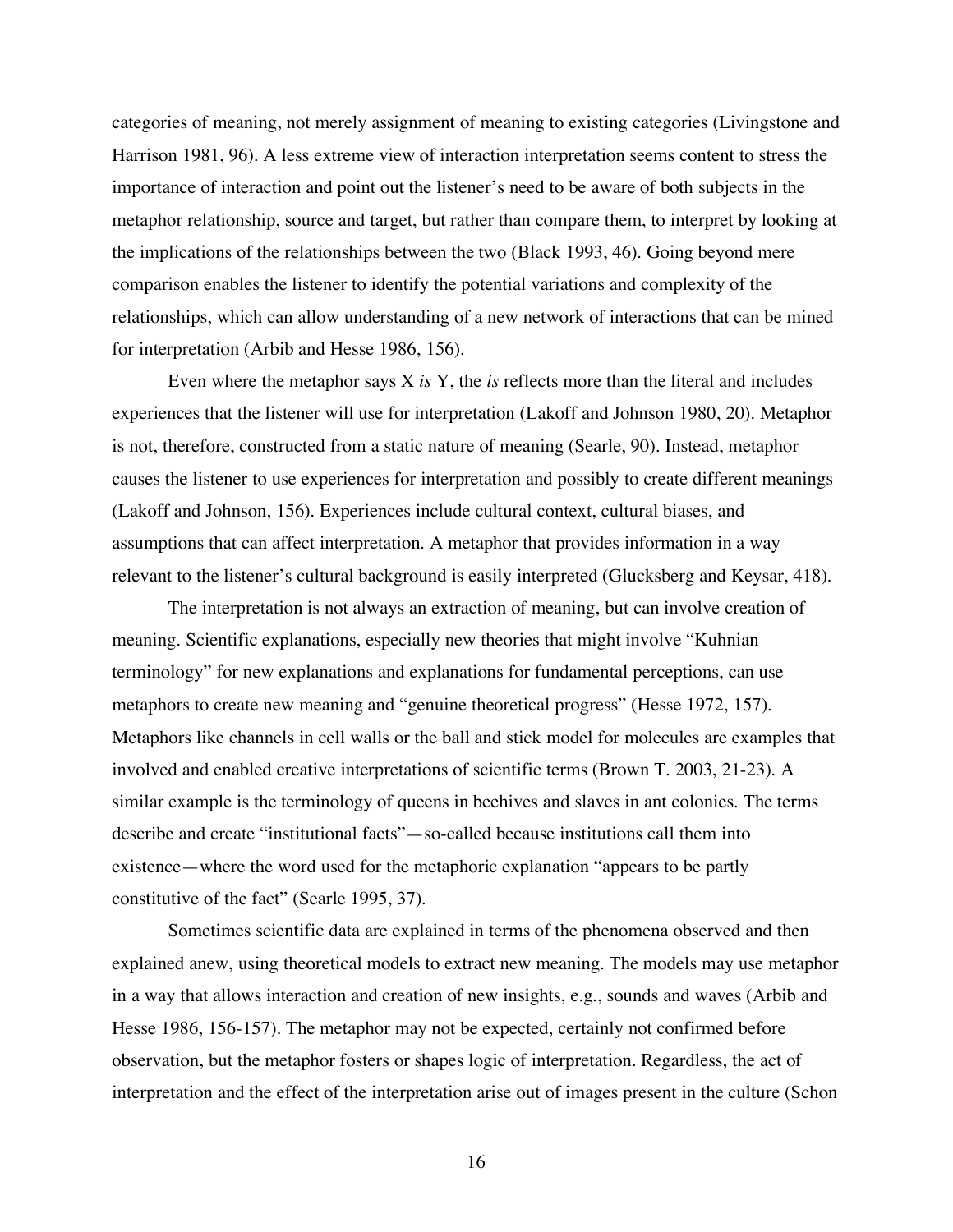categories of meaning, not merely assignment of meaning to existing categories (Livingstone and Harrison 1981, 96). A less extreme view of interaction interpretation seems content to stress the importance of interaction and point out the listener's need to be aware of both subjects in the metaphor relationship, source and target, but rather than compare them, to interpret by looking at the implications of the relationships between the two (Black 1993, 46). Going beyond mere comparison enables the listener to identify the potential variations and complexity of the relationships, which can allow understanding of a new network of interactions that can be mined for interpretation (Arbib and Hesse 1986, 156).

Even where the metaphor says X *is* Y, the *is* reflects more than the literal and includes experiences that the listener will use for interpretation (Lakoff and Johnson 1980, 20). Metaphor is not, therefore, constructed from a static nature of meaning (Searle, 90). Instead, metaphor causes the listener to use experiences for interpretation and possibly to create different meanings (Lakoff and Johnson, 156). Experiences include cultural context, cultural biases, and assumptions that can affect interpretation. A metaphor that provides information in a way relevant to the listener's cultural background is easily interpreted (Glucksberg and Keysar, 418).

The interpretation is not always an extraction of meaning, but can involve creation of meaning. Scientific explanations, especially new theories that might involve "Kuhnian terminology" for new explanations and explanations for fundamental perceptions, can use metaphors to create new meaning and "genuine theoretical progress" (Hesse 1972, 157). Metaphors like channels in cell walls or the ball and stick model for molecules are examples that involved and enabled creative interpretations of scientific terms (Brown T. 2003, 21-23). A similar example is the terminology of queens in beehives and slaves in ant colonies. The terms describe and create "institutional facts"—so-called because institutions call them into existence—where the word used for the metaphoric explanation "appears to be partly constitutive of the fact" (Searle 1995, 37).

Sometimes scientific data are explained in terms of the phenomena observed and then explained anew, using theoretical models to extract new meaning. The models may use metaphor in a way that allows interaction and creation of new insights, e.g., sounds and waves (Arbib and Hesse 1986, 156-157). The metaphor may not be expected, certainly not confirmed before observation, but the metaphor fosters or shapes logic of interpretation. Regardless, the act of interpretation and the effect of the interpretation arise out of images present in the culture (Schon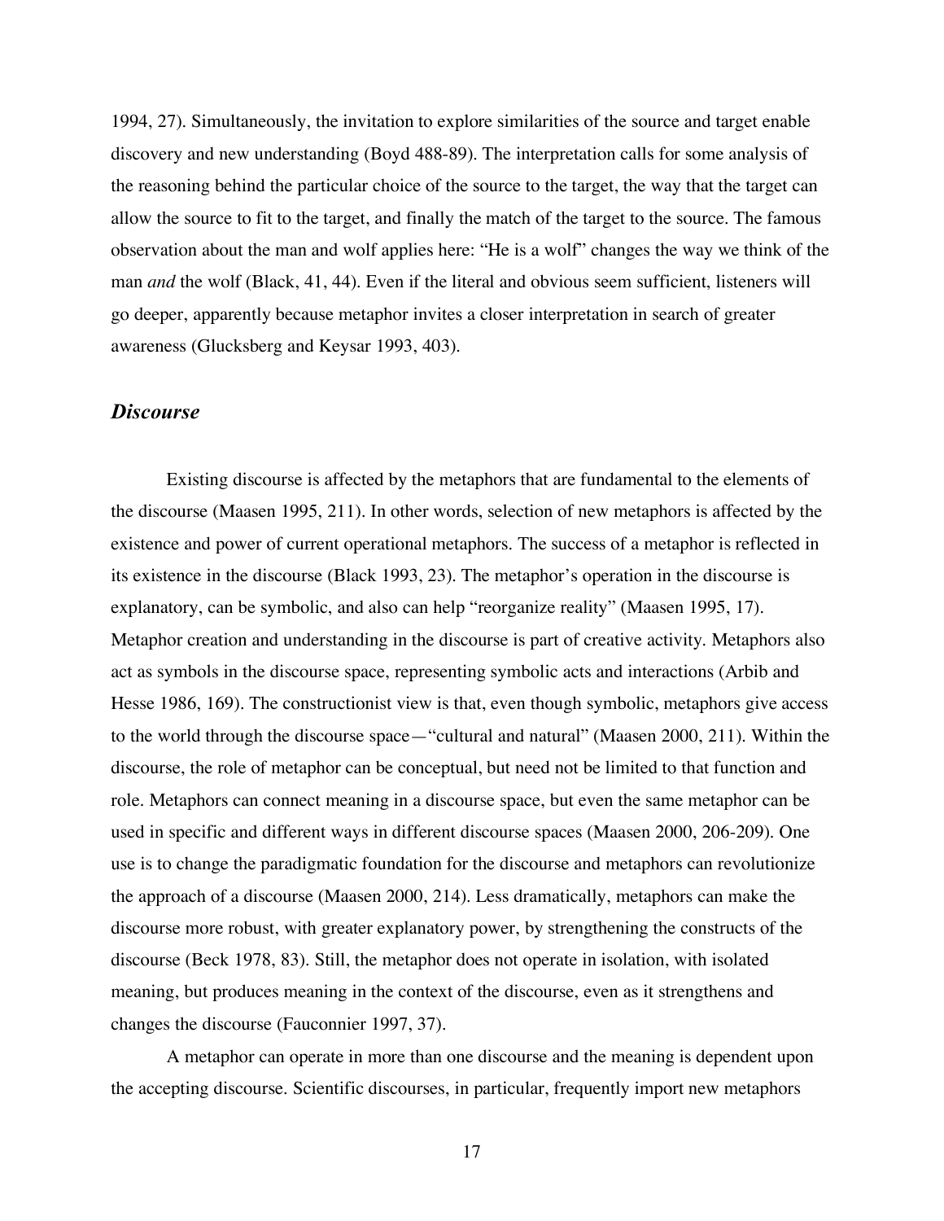1994, 27). Simultaneously, the invitation to explore similarities of the source and target enable discovery and new understanding (Boyd 488-89). The interpretation calls for some analysis of the reasoning behind the particular choice of the source to the target, the way that the target can allow the source to fit to the target, and finally the match of the target to the source. The famous observation about the man and wolf applies here: "He is a wolf" changes the way we think of the man *and* the wolf (Black, 41, 44). Even if the literal and obvious seem sufficient, listeners will go deeper, apparently because metaphor invites a closer interpretation in search of greater awareness (Glucksberg and Keysar 1993, 403).

## *Discourse*

Existing discourse is affected by the metaphors that are fundamental to the elements of the discourse (Maasen 1995, 211). In other words, selection of new metaphors is affected by the existence and power of current operational metaphors. The success of a metaphor is reflected in its existence in the discourse (Black 1993, 23). The metaphor's operation in the discourse is explanatory, can be symbolic, and also can help "reorganize reality" (Maasen 1995, 17). Metaphor creation and understanding in the discourse is part of creative activity. Metaphors also act as symbols in the discourse space, representing symbolic acts and interactions (Arbib and Hesse 1986, 169). The constructionist view is that, even though symbolic, metaphors give access to the world through the discourse space—"cultural and natural" (Maasen 2000, 211). Within the discourse, the role of metaphor can be conceptual, but need not be limited to that function and role. Metaphors can connect meaning in a discourse space, but even the same metaphor can be used in specific and different ways in different discourse spaces (Maasen 2000, 206-209). One use is to change the paradigmatic foundation for the discourse and metaphors can revolutionize the approach of a discourse (Maasen 2000, 214). Less dramatically, metaphors can make the discourse more robust, with greater explanatory power, by strengthening the constructs of the discourse (Beck 1978, 83). Still, the metaphor does not operate in isolation, with isolated meaning, but produces meaning in the context of the discourse, even as it strengthens and changes the discourse (Fauconnier 1997, 37).

A metaphor can operate in more than one discourse and the meaning is dependent upon the accepting discourse. Scientific discourses, in particular, frequently import new metaphors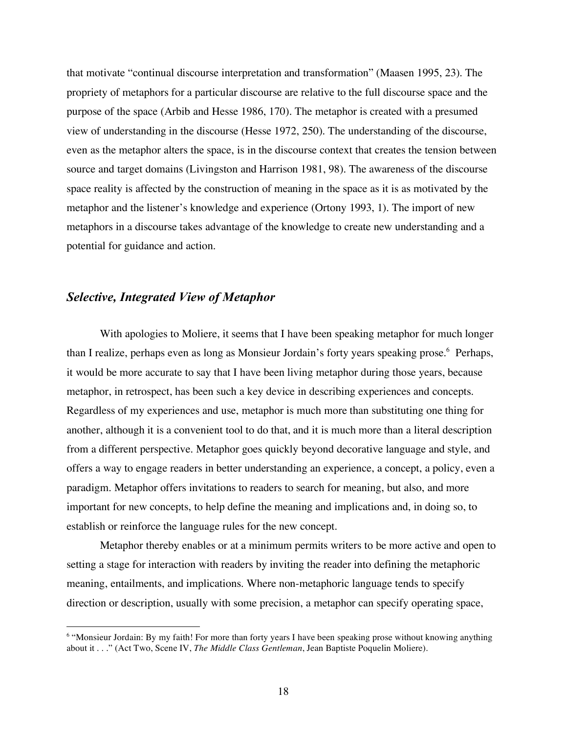that motivate "continual discourse interpretation and transformation" (Maasen 1995, 23). The propriety of metaphors for a particular discourse are relative to the full discourse space and the purpose of the space (Arbib and Hesse 1986, 170). The metaphor is created with a presumed view of understanding in the discourse (Hesse 1972, 250). The understanding of the discourse, even as the metaphor alters the space, is in the discourse context that creates the tension between source and target domains (Livingston and Harrison 1981, 98). The awareness of the discourse space reality is affected by the construction of meaning in the space as it is as motivated by the metaphor and the listener's knowledge and experience (Ortony 1993, 1). The import of new metaphors in a discourse takes advantage of the knowledge to create new understanding and a potential for guidance and action.

### *Selective, Integrated View of Metaphor*

With apologies to Moliere, it seems that I have been speaking metaphor for much longer than I realize, perhaps even as long as Monsieur Jordain's forty years speaking prose.[6] Perhaps, it would be more accurate to say that I have been living metaphor during those years, because metaphor, in retrospect, has been such a key device in describing experiences and concepts. Regardless of my experiences and use, metaphor is much more than substituting one thing for another, although it is a convenient tool to do that, and it is much more than a literal description from a different perspective. Metaphor goes quickly beyond decorative language and style, and offers a way to engage readers in better understanding an experience, a concept, a policy, even a paradigm. Metaphor offers invitations to readers to search for meaning, but also, and more important for new concepts, to help define the meaning and implications and, in doing so, to establish or reinforce the language rules for the new concept.

Metaphor thereby enables or at a minimum permits writers to be more active and open to setting a stage for interaction with readers by inviting the reader into defining the metaphoric meaning, entailments, and implications. Where non-metaphoric language tends to specify direction or description, usually with some precision, a metaphor can specify operating space,

[6] "Monsieur Jordain: By my faith! For more than forty years I have been speaking prose without knowing anything about it . . ." (Act Two, Scene IV, *The Middle Class Gentleman*, Jean Baptiste Poquelin Moliere).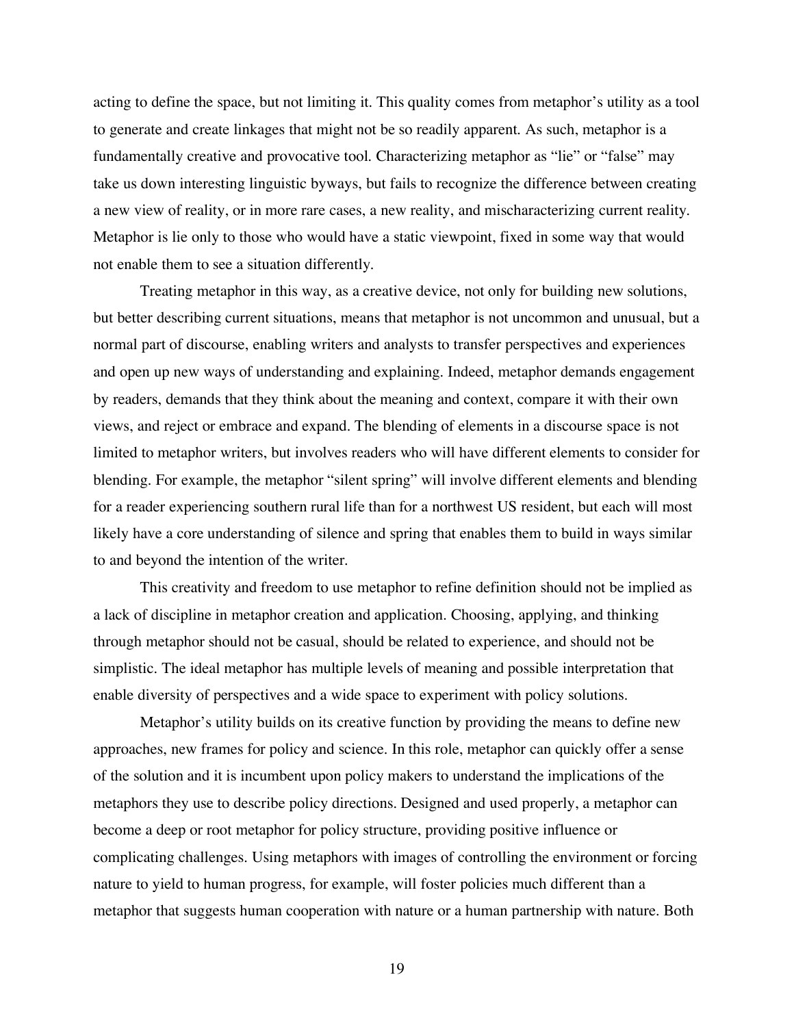acting to define the space, but not limiting it. This quality comes from metaphor's utility as a tool to generate and create linkages that might not be so readily apparent. As such, metaphor is a fundamentally creative and provocative tool. Characterizing metaphor as "lie" or "false" may take us down interesting linguistic byways, but fails to recognize the difference between creating a new view of reality, or in more rare cases, a new reality, and mischaracterizing current reality. Metaphor is lie only to those who would have a static viewpoint, fixed in some way that would not enable them to see a situation differently.

Treating metaphor in this way, as a creative device, not only for building new solutions, but better describing current situations, means that metaphor is not uncommon and unusual, but a normal part of discourse, enabling writers and analysts to transfer perspectives and experiences and open up new ways of understanding and explaining. Indeed, metaphor demands engagement by readers, demands that they think about the meaning and context, compare it with their own views, and reject or embrace and expand. The blending of elements in a discourse space is not limited to metaphor writers, but involves readers who will have different elements to consider for blending. For example, the metaphor "silent spring" will involve different elements and blending for a reader experiencing southern rural life than for a northwest US resident, but each will most likely have a core understanding of silence and spring that enables them to build in ways similar to and beyond the intention of the writer.

This creativity and freedom to use metaphor to refine definition should not be implied as a lack of discipline in metaphor creation and application. Choosing, applying, and thinking through metaphor should not be casual, should be related to experience, and should not be simplistic. The ideal metaphor has multiple levels of meaning and possible interpretation that enable diversity of perspectives and a wide space to experiment with policy solutions.

Metaphor's utility builds on its creative function by providing the means to define new approaches, new frames for policy and science. In this role, metaphor can quickly offer a sense of the solution and it is incumbent upon policy makers to understand the implications of the metaphors they use to describe policy directions. Designed and used properly, a metaphor can become a deep or root metaphor for policy structure, providing positive influence or complicating challenges. Using metaphors with images of controlling the environment or forcing nature to yield to human progress, for example, will foster policies much different than a metaphor that suggests human cooperation with nature or a human partnership with nature. Both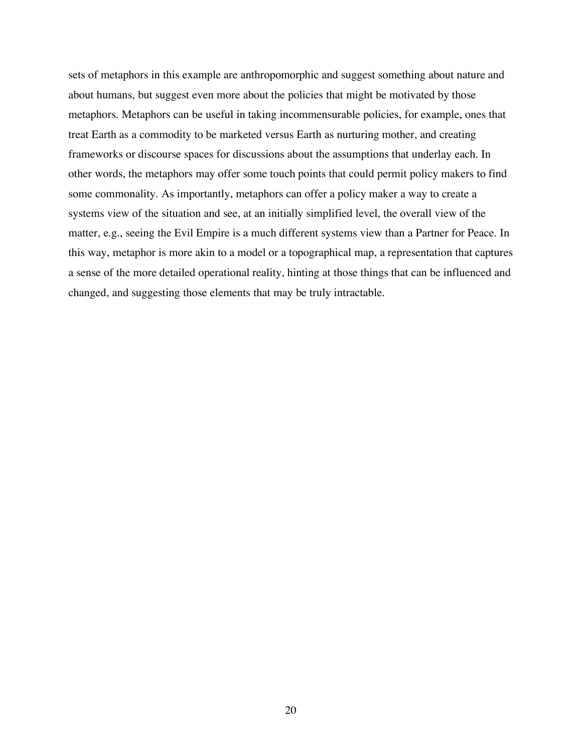sets of metaphors in this example are anthropomorphic and suggest something about nature and about humans, but suggest even more about the policies that might be motivated by those metaphors. Metaphors can be useful in taking incommensurable policies, for example, ones that treat Earth as a commodity to be marketed versus Earth as nurturing mother, and creating frameworks or discourse spaces for discussions about the assumptions that underlay each. In other words, the metaphors may offer some touch points that could permit policy makers to find some commonality. As importantly, metaphors can offer a policy maker a way to create a systems view of the situation and see, at an initially simplified level, the overall view of the matter, e.g., seeing the Evil Empire is a much different systems view than a Partner for Peace. In this way, metaphor is more akin to a model or a topographical map, a representation that captures a sense of the more detailed operational reality, hinting at those things that can be influenced and changed, and suggesting those elements that may be truly intractable.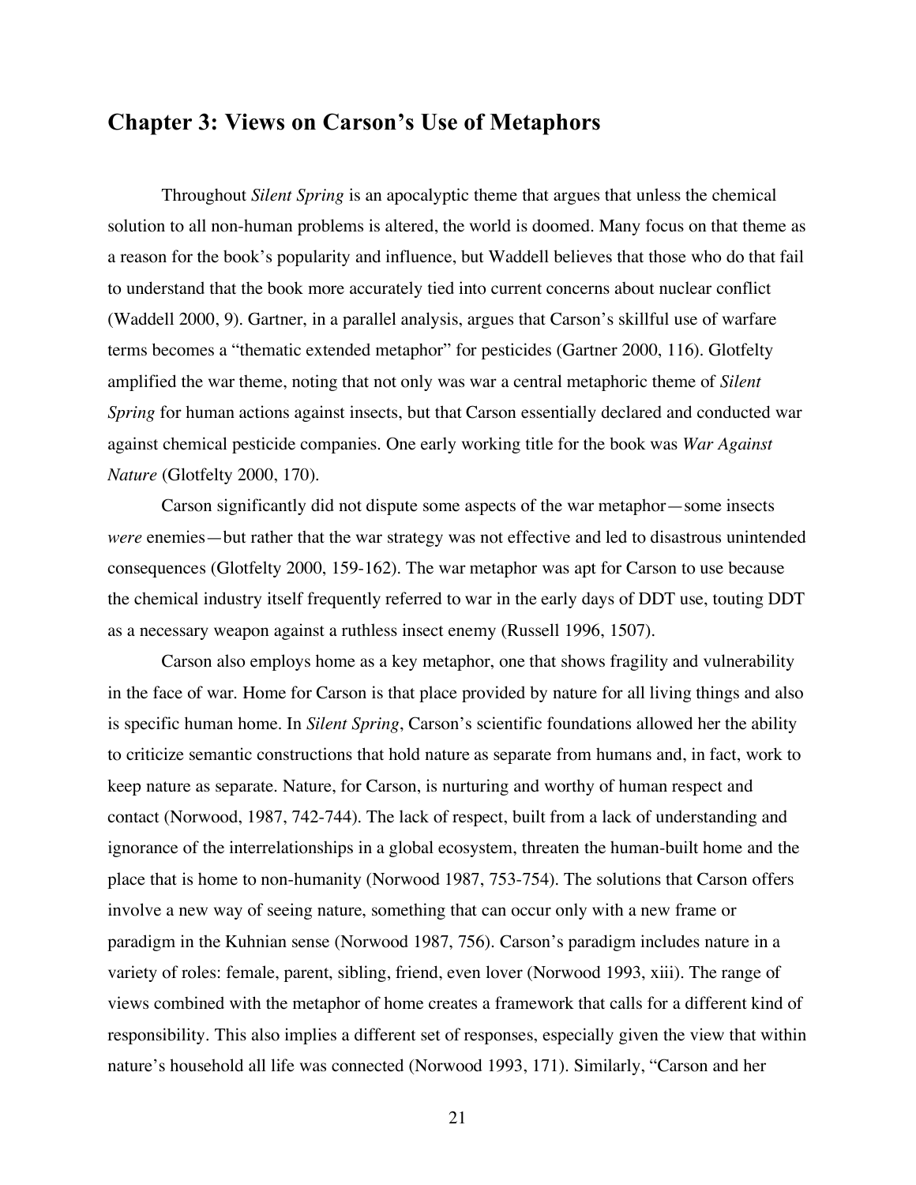## Chapter 3: Views on Carson's Use of Metaphors

Throughout *Silent Spring* is an apocalyptic theme that argues that unless the chemical solution to all non-human problems is altered, the world is doomed. Many focus on that theme as a reason for the book's popularity and influence, but Waddell believes that those who do that fail to understand that the book more accurately tied into current concerns about nuclear conflict (Waddell 2000, 9). Gartner, in a parallel analysis, argues that Carson's skillful use of warfare terms becomes a "thematic extended metaphor" for pesticides (Gartner 2000, 116). Glotfelty amplified the war theme, noting that not only was war a central metaphoric theme of *Silent Spring* for human actions against insects, but that Carson essentially declared and conducted war against chemical pesticide companies. One early working title for the book was *War Against Nature* (Glotfelty 2000, 170).

Carson significantly did not dispute some aspects of the war metaphor—some insects *were* enemies—but rather that the war strategy was not effective and led to disastrous unintended consequences (Glotfelty 2000, 159-162). The war metaphor was apt for Carson to use because the chemical industry itself frequently referred to war in the early days of DDT use, touting DDT as a necessary weapon against a ruthless insect enemy (Russell 1996, 1507).

Carson also employs home as a key metaphor, one that shows fragility and vulnerability in the face of war. Home for Carson is that place provided by nature for all living things and also is specific human home. In *Silent Spring*, Carson's scientific foundations allowed her the ability to criticize semantic constructions that hold nature as separate from humans and, in fact, work to keep nature as separate. Nature, for Carson, is nurturing and worthy of human respect and contact (Norwood, 1987, 742-744). The lack of respect, built from a lack of understanding and ignorance of the interrelationships in a global ecosystem, threaten the human-built home and the place that is home to non-humanity (Norwood 1987, 753-754). The solutions that Carson offers involve a new way of seeing nature, something that can occur only with a new frame or paradigm in the Kuhnian sense (Norwood 1987, 756). Carson's paradigm includes nature in a variety of roles: female, parent, sibling, friend, even lover (Norwood 1993, xiii). The range of views combined with the metaphor of home creates a framework that calls for a different kind of responsibility. This also implies a different set of responses, especially given the view that within nature's household all life was connected (Norwood 1993, 171). Similarly, "Carson and her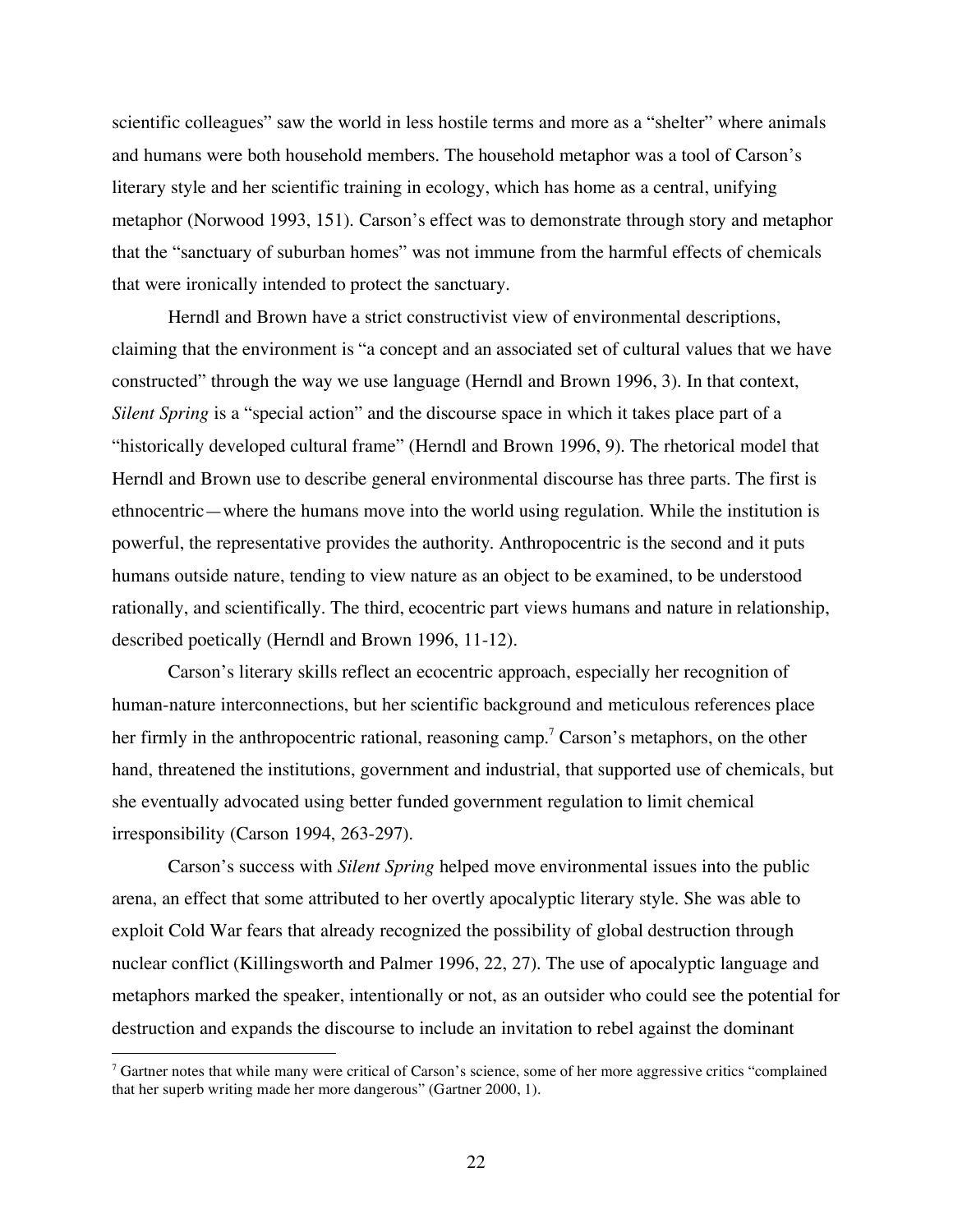scientific colleagues" saw the world in less hostile terms and more as a "shelter" where animals and humans were both household members. The household metaphor was a tool of Carson's literary style and her scientific training in ecology, which has home as a central, unifying metaphor (Norwood 1993, 151). Carson's effect was to demonstrate through story and metaphor that the "sanctuary of suburban homes" was not immune from the harmful effects of chemicals that were ironically intended to protect the sanctuary.

Herndl and Brown have a strict constructivist view of environmental descriptions, claiming that the environment is "a concept and an associated set of cultural values that we have constructed" through the way we use language (Herndl and Brown 1996, 3). In that context, *Silent Spring* is a "special action" and the discourse space in which it takes place part of a "historically developed cultural frame" (Herndl and Brown 1996, 9). The rhetorical model that Herndl and Brown use to describe general environmental discourse has three parts. The first is ethnocentric—where the humans move into the world using regulation. While the institution is powerful, the representative provides the authority. Anthropocentric is the second and it puts humans outside nature, tending to view nature as an object to be examined, to be understood rationally, and scientifically. The third, ecocentric part views humans and nature in relationship, described poetically (Herndl and Brown 1996, 11-12).

Carson's literary skills reflect an ecocentric approach, especially her recognition of human-nature interconnections, but her scientific background and meticulous references place her firmly in the anthropocentric rational, reasoning camp.[7] Carson's metaphors, on the other hand, threatened the institutions, government and industrial, that supported use of chemicals, but she eventually advocated using better funded government regulation to limit chemical irresponsibility (Carson 1994, 263-297).

Carson's success with *Silent Spring* helped move environmental issues into the public arena, an effect that some attributed to her overtly apocalyptic literary style. She was able to exploit Cold War fears that already recognized the possibility of global destruction through nuclear conflict (Killingsworth and Palmer 1996, 22, 27). The use of apocalyptic language and metaphors marked the speaker, intentionally or not, as an outsider who could see the potential for destruction and expands the discourse to include an invitation to rebel against the dominant

[7] Gartner notes that while many were critical of Carson's science, some of her more aggressive critics "complained that her superb writing made her more dangerous" (Gartner 2000, 1).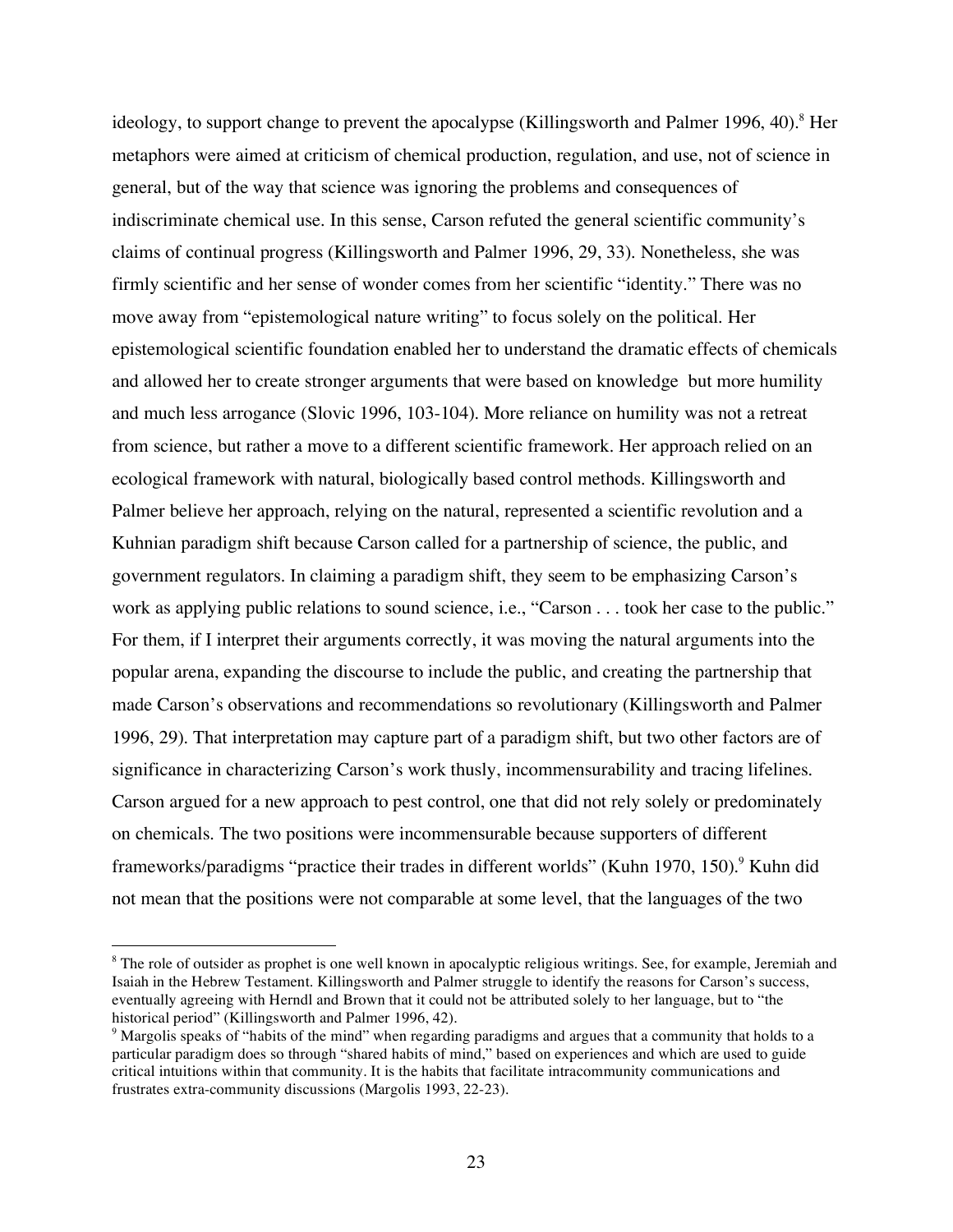ideology, to support change to prevent the apocalypse (Killingsworth and Palmer 1996, 40).[8] Her metaphors were aimed at criticism of chemical production, regulation, and use, not of science in general, but of the way that science was ignoring the problems and consequences of indiscriminate chemical use. In this sense, Carson refuted the general scientific community's claims of continual progress (Killingsworth and Palmer 1996, 29, 33). Nonetheless, she was firmly scientific and her sense of wonder comes from her scientific "identity." There was no move away from "epistemological nature writing" to focus solely on the political. Her epistemological scientific foundation enabled her to understand the dramatic effects of chemicals and allowed her to create stronger arguments that were based on knowledge but more humility and much less arrogance (Slovic 1996, 103-104). More reliance on humility was not a retreat from science, but rather a move to a different scientific framework. Her approach relied on an ecological framework with natural, biologically based control methods. Killingsworth and Palmer believe her approach, relying on the natural, represented a scientific revolution and a Kuhnian paradigm shift because Carson called for a partnership of science, the public, and government regulators. In claiming a paradigm shift, they seem to be emphasizing Carson's work as applying public relations to sound science, i.e., "Carson . . . took her case to the public." For them, if I interpret their arguments correctly, it was moving the natural arguments into the popular arena, expanding the discourse to include the public, and creating the partnership that made Carson's observations and recommendations so revolutionary (Killingsworth and Palmer 1996, 29). That interpretation may capture part of a paradigm shift, but two other factors are of significance in characterizing Carson's work thusly, incommensurability and tracing lifelines. Carson argued for a new approach to pest control, one that did not rely solely or predominately on chemicals. The two positions were incommensurable because supporters of different frameworks/paradigms "practice their trades in different worlds" (Kuhn 1970, 150).[9] Kuhn did not mean that the positions were not comparable at some level, that the languages of the two

---

[8] The role of outsider as prophet is one well known in apocalyptic religious writings. See, for example, Jeremiah and Isaiah in the Hebrew Testament. Killingsworth and Palmer struggle to identify the reasons for Carson's success, eventually agreeing with Herndl and Brown that it could not be attributed solely to her language, but to "the historical period" (Killingsworth and Palmer 1996, 42).

[9] Margolis speaks of "habits of the mind" when regarding paradigms and argues that a community that holds to a particular paradigm does so through "shared habits of mind," based on experiences and which are used to guide critical intuitions within that community. It is the habits that facilitate intracommunity communications and frustrates extra-community discussions (Margolis 1993, 22-23).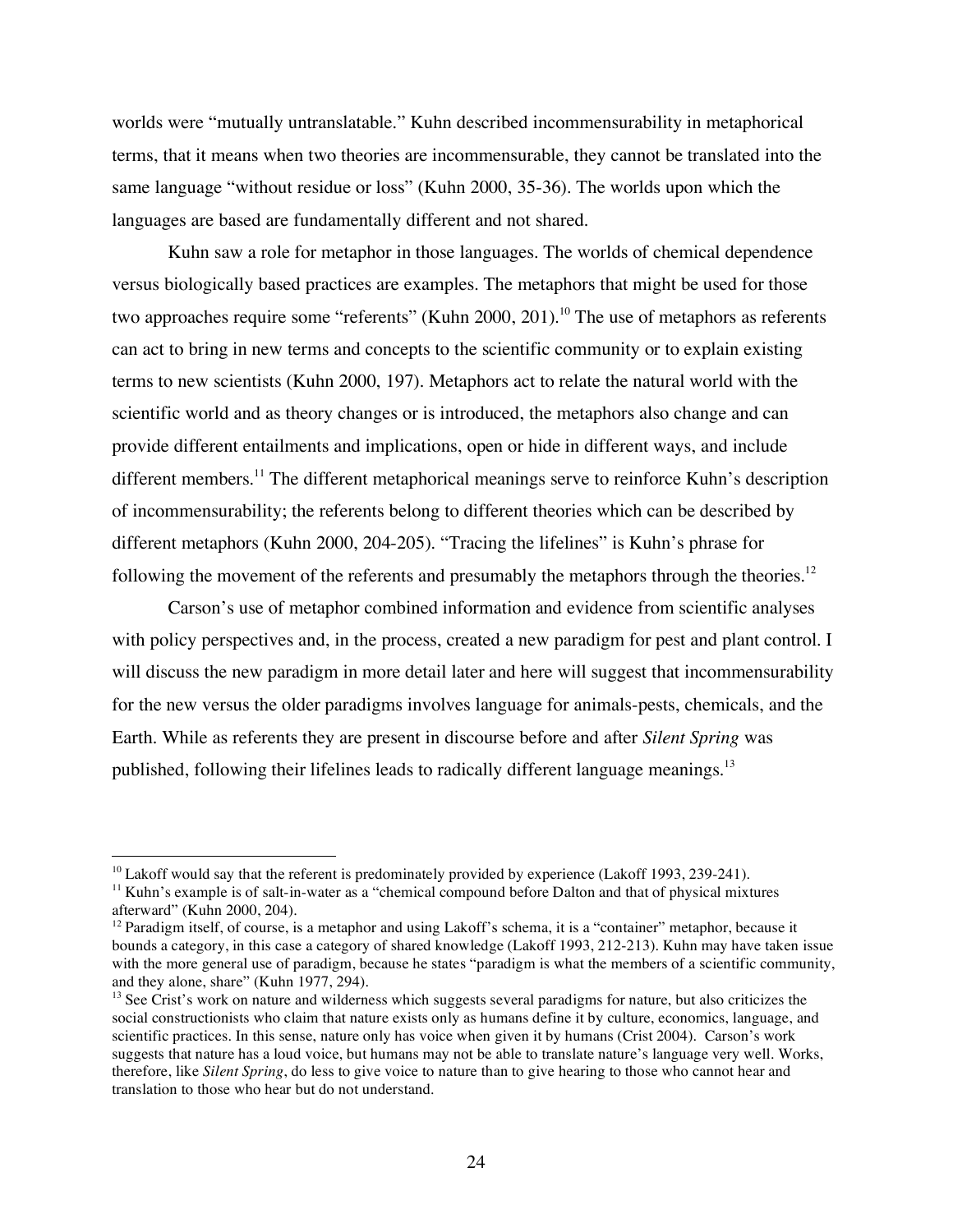worlds were "mutually untranslatable." Kuhn described incommensurability in metaphorical terms, that it means when two theories are incommensurable, they cannot be translated into the same language "without residue or loss" (Kuhn 2000, 35-36). The worlds upon which the languages are based are fundamentally different and not shared.

Kuhn saw a role for metaphor in those languages. The worlds of chemical dependence versus biologically based practices are examples. The metaphors that might be used for those two approaches require some "referents" (Kuhn 2000, 201).[10] The use of metaphors as referents can act to bring in new terms and concepts to the scientific community or to explain existing terms to new scientists (Kuhn 2000, 197). Metaphors act to relate the natural world with the scientific world and as theory changes or is introduced, the metaphors also change and can provide different entailments and implications, open or hide in different ways, and include different members.[11] The different metaphorical meanings serve to reinforce Kuhn's description of incommensurability; the referents belong to different theories which can be described by different metaphors (Kuhn 2000, 204-205). "Tracing the lifelines" is Kuhn's phrase for following the movement of the referents and presumably the metaphors through the theories.[12]

Carson's use of metaphor combined information and evidence from scientific analyses with policy perspectives and, in the process, created a new paradigm for pest and plant control. I will discuss the new paradigm in more detail later and here will suggest that incommensurability for the new versus the older paradigms involves language for animals-pests, chemicals, and the Earth. While as referents they are present in discourse before and after *Silent Spring* was published, following their lifelines leads to radically different language meanings.[13]

---

[10] Lakoff would say that the referent is predominately provided by experience (Lakoff 1993, 239-241).

[11] Kuhn's example is of salt-in-water as a "chemical compound before Dalton and that of physical mixtures afterward" (Kuhn 2000, 204).

[12] Paradigm itself, of course, is a metaphor and using Lakoff's schema, it is a "container" metaphor, because it bounds a category, in this case a category of shared knowledge (Lakoff 1993, 212-213). Kuhn may have taken issue with the more general use of paradigm, because he states "paradigm is what the members of a scientific community, and they alone, share" (Kuhn 1977, 294).

[13] See Crist's work on nature and wilderness which suggests several paradigms for nature, but also criticizes the social constructionists who claim that nature exists only as humans define it by culture, economics, language, and scientific practices. In this sense, nature only has voice when given it by humans (Crist 2004). Carson's work suggests that nature has a loud voice, but humans may not be able to translate nature's language very well. Works, therefore, like *Silent Spring*, do less to give voice to nature than to give hearing to those who cannot hear and translation to those who hear but do not understand.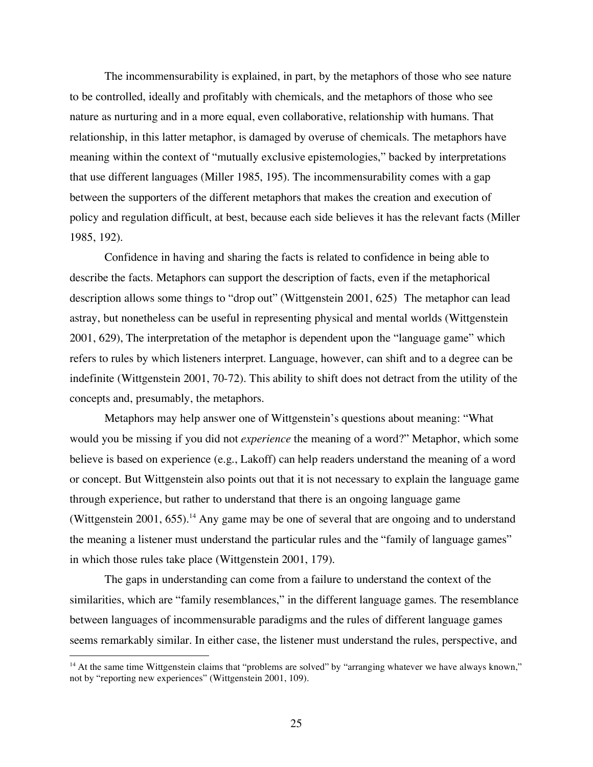The incommensurability is explained, in part, by the metaphors of those who see nature to be controlled, ideally and profitably with chemicals, and the metaphors of those who see nature as nurturing and in a more equal, even collaborative, relationship with humans. That relationship, in this latter metaphor, is damaged by overuse of chemicals. The metaphors have meaning within the context of "mutually exclusive epistemologies," backed by interpretations that use different languages (Miller 1985, 195). The incommensurability comes with a gap between the supporters of the different metaphors that makes the creation and execution of policy and regulation difficult, at best, because each side believes it has the relevant facts (Miller 1985, 192).

Confidence in having and sharing the facts is related to confidence in being able to describe the facts. Metaphors can support the description of facts, even if the metaphorical description allows some things to "drop out" (Wittgenstein 2001, 625) The metaphor can lead astray, but nonetheless can be useful in representing physical and mental worlds (Wittgenstein 2001, 629), The interpretation of the metaphor is dependent upon the "language game" which refers to rules by which listeners interpret. Language, however, can shift and to a degree can be indefinite (Wittgenstein 2001, 70-72). This ability to shift does not detract from the utility of the concepts and, presumably, the metaphors.

Metaphors may help answer one of Wittgenstein's questions about meaning: "What would you be missing if you did not *experience* the meaning of a word?" Metaphor, which some believe is based on experience (e.g., Lakoff) can help readers understand the meaning of a word or concept. But Wittgenstein also points out that it is not necessary to explain the language game through experience, but rather to understand that there is an ongoing language game (Wittgenstein 2001, 655).[14] Any game may be one of several that are ongoing and to understand the meaning a listener must understand the particular rules and the "family of language games" in which those rules take place (Wittgenstein 2001, 179).

The gaps in understanding can come from a failure to understand the context of the similarities, which are "family resemblances," in the different language games. The resemblance between languages of incommensurable paradigms and the rules of different language games seems remarkably similar. In either case, the listener must understand the rules, perspective, and

[14] At the same time Wittgenstein claims that "problems are solved" by "arranging whatever we have always known," not by "reporting new experiences" (Wittgenstein 2001, 109).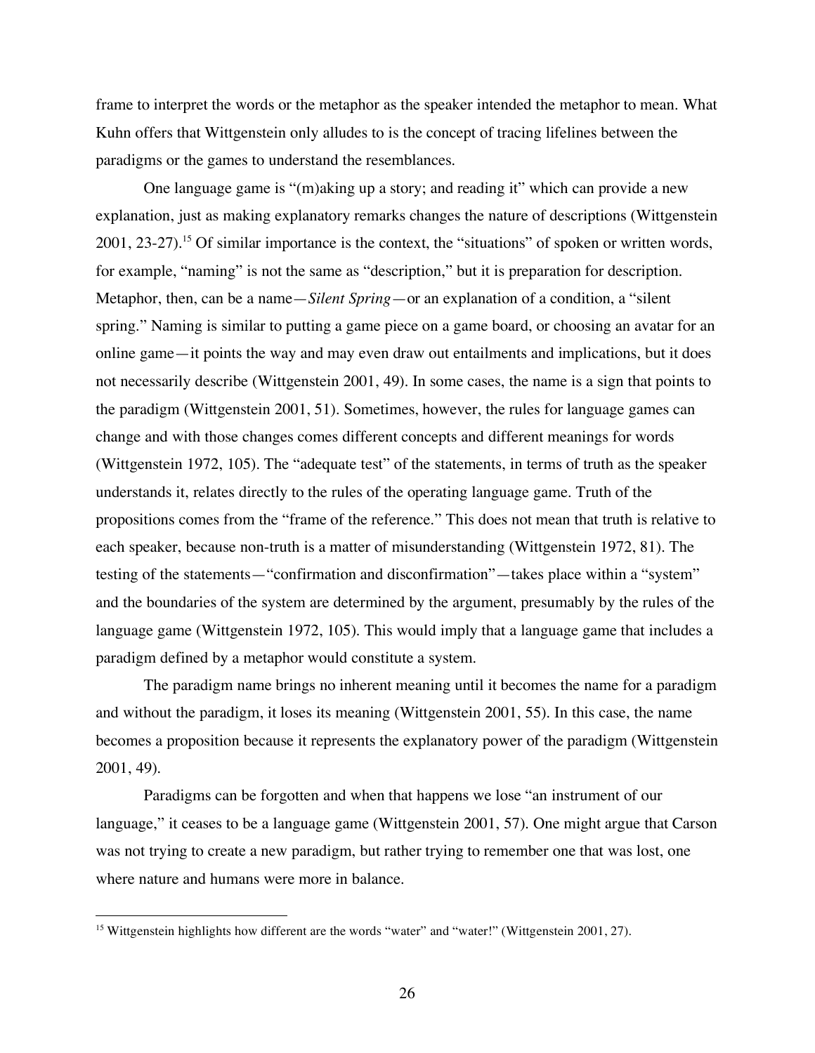frame to interpret the words or the metaphor as the speaker intended the metaphor to mean. What Kuhn offers that Wittgenstein only alludes to is the concept of tracing lifelines between the paradigms or the games to understand the resemblances.

One language game is "(m)aking up a story; and reading it" which can provide a new explanation, just as making explanatory remarks changes the nature of descriptions (Wittgenstein 2001, 23-27).[15] Of similar importance is the context, the "situations" of spoken or written words, for example, "naming" is not the same as "description," but it is preparation for description. Metaphor, then, can be a name—*Silent Spring*—or an explanation of a condition, a "silent spring." Naming is similar to putting a game piece on a game board, or choosing an avatar for an online game—it points the way and may even draw out entailments and implications, but it does not necessarily describe (Wittgenstein 2001, 49). In some cases, the name is a sign that points to the paradigm (Wittgenstein 2001, 51). Sometimes, however, the rules for language games can change and with those changes comes different concepts and different meanings for words (Wittgenstein 1972, 105). The "adequate test" of the statements, in terms of truth as the speaker understands it, relates directly to the rules of the operating language game. Truth of the propositions comes from the "frame of the reference." This does not mean that truth is relative to each speaker, because non-truth is a matter of misunderstanding (Wittgenstein 1972, 81). The testing of the statements—"confirmation and disconfirmation"—takes place within a "system" and the boundaries of the system are determined by the argument, presumably by the rules of the language game (Wittgenstein 1972, 105). This would imply that a language game that includes a paradigm defined by a metaphor would constitute a system.

The paradigm name brings no inherent meaning until it becomes the name for a paradigm and without the paradigm, it loses its meaning (Wittgenstein 2001, 55). In this case, the name becomes a proposition because it represents the explanatory power of the paradigm (Wittgenstein 2001, 49).

Paradigms can be forgotten and when that happens we lose "an instrument of our language," it ceases to be a language game (Wittgenstein 2001, 57). One might argue that Carson was not trying to create a new paradigm, but rather trying to remember one that was lost, one where nature and humans were more in balance.

[15] Wittgenstein highlights how different are the words "water" and "water!" (Wittgenstein 2001, 27).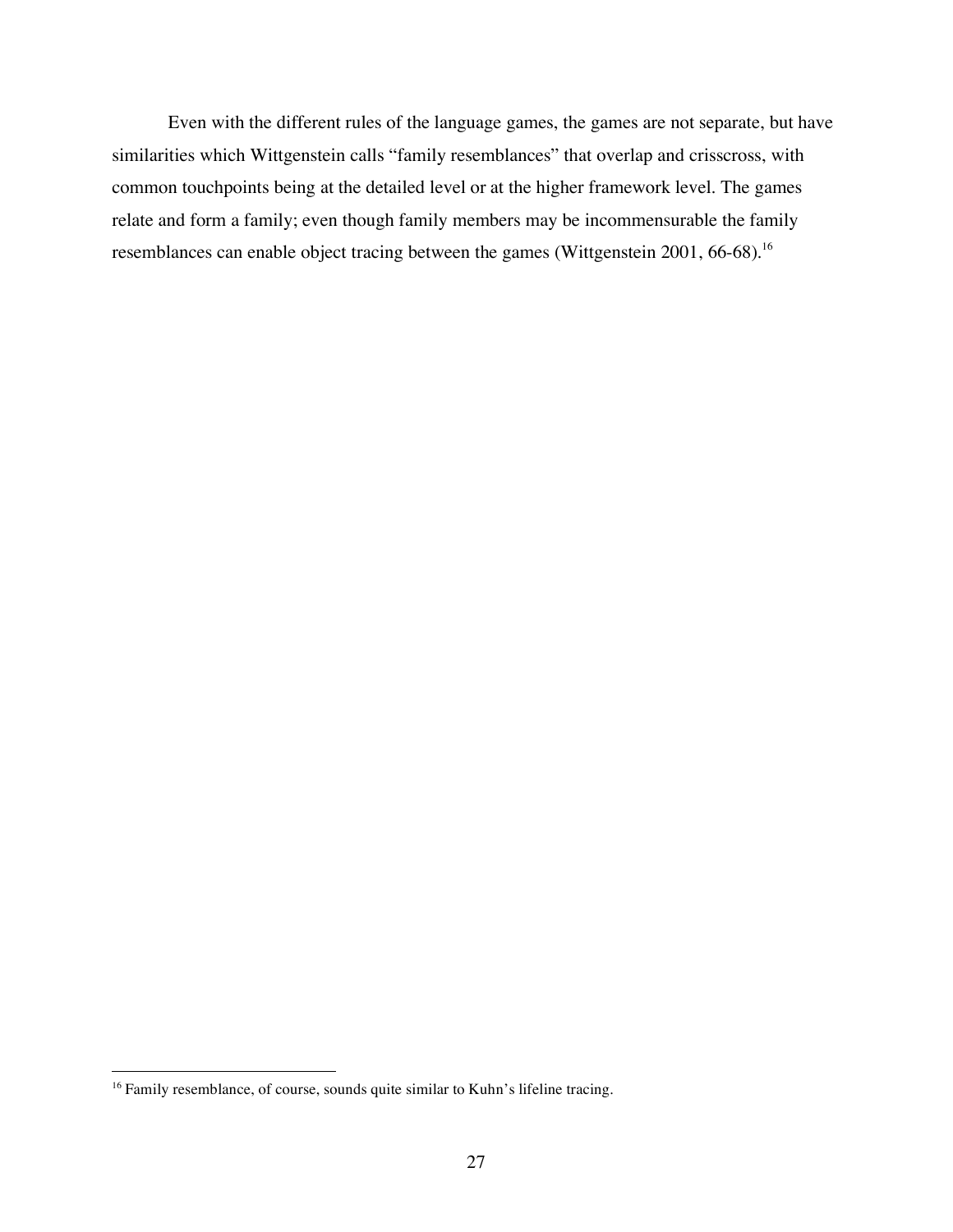Even with the different rules of the language games, the games are not separate, but have similarities which Wittgenstein calls "family resemblances" that overlap and crisscross, with common touchpoints being at the detailed level or at the higher framework level. The games relate and form a family; even though family members may be incommensurable the family resemblances can enable object tracing between the games (Wittgenstein 2001, 66-68).[16]

---

[16] Family resemblance, of course, sounds quite similar to Kuhn's lifeline tracing.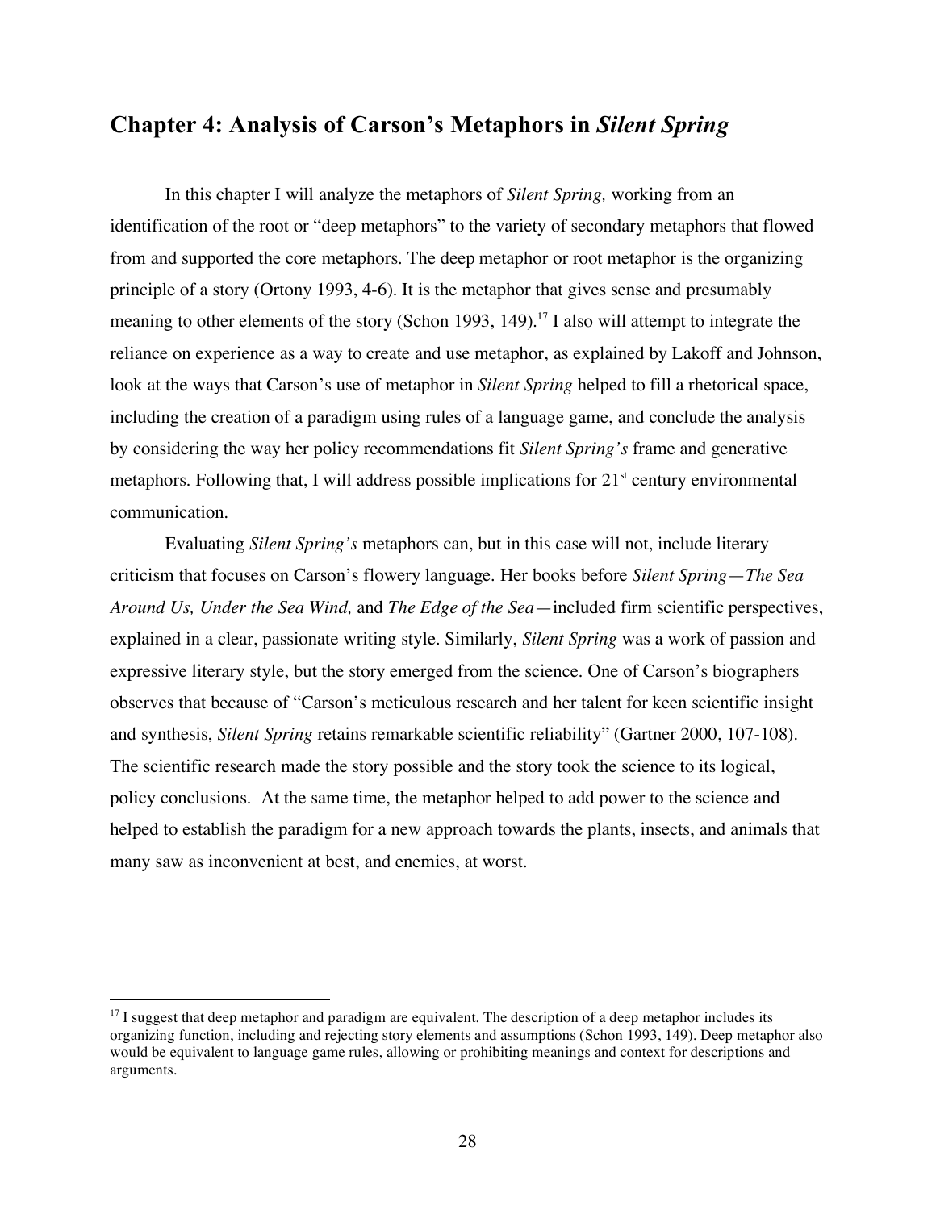## Chapter 4: Analysis of Carson's Metaphors in *Silent Spring*

In this chapter I will analyze the metaphors of *Silent Spring,* working from an identification of the root or "deep metaphors" to the variety of secondary metaphors that flowed from and supported the core metaphors. The deep metaphor or root metaphor is the organizing principle of a story (Ortony 1993, 4-6). It is the metaphor that gives sense and presumably meaning to other elements of the story (Schon 1993, 149).[17] I also will attempt to integrate the reliance on experience as a way to create and use metaphor, as explained by Lakoff and Johnson, look at the ways that Carson's use of metaphor in *Silent Spring* helped to fill a rhetorical space, including the creation of a paradigm using rules of a language game, and conclude the analysis by considering the way her policy recommendations fit *Silent Spring's* frame and generative metaphors. Following that, I will address possible implications for 21st century environmental communication.

Evaluating *Silent Spring's* metaphors can, but in this case will not, include literary criticism that focuses on Carson's flowery language. Her books before *Silent Spring—The Sea Around Us, Under the Sea Wind,* and *The Edge of the Sea*—included firm scientific perspectives, explained in a clear, passionate writing style. Similarly, *Silent Spring* was a work of passion and expressive literary style, but the story emerged from the science. One of Carson's biographers observes that because of "Carson's meticulous research and her talent for keen scientific insight and synthesis, *Silent Spring* retains remarkable scientific reliability" (Gartner 2000, 107-108). The scientific research made the story possible and the story took the science to its logical, policy conclusions. At the same time, the metaphor helped to add power to the science and helped to establish the paradigm for a new approach towards the plants, insects, and animals that many saw as inconvenient at best, and enemies, at worst.

---

[17] I suggest that deep metaphor and paradigm are equivalent. The description of a deep metaphor includes its organizing function, including and rejecting story elements and assumptions (Schon 1993, 149). Deep metaphor also would be equivalent to language game rules, allowing or prohibiting meanings and context for descriptions and arguments.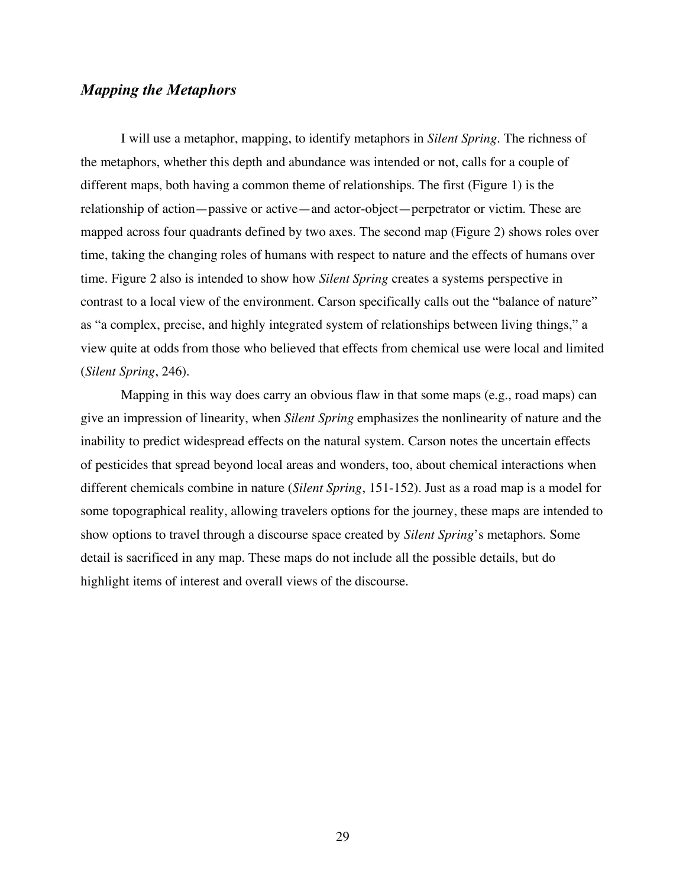### ***Mapping the Metaphors***

I will use a metaphor, mapping, to identify metaphors in *Silent Spring*. The richness of the metaphors, whether this depth and abundance was intended or not, calls for a couple of different maps, both having a common theme of relationships. The first (Figure 1) is the relationship of action—passive or active—and actor-object—perpetrator or victim. These are mapped across four quadrants defined by two axes. The second map (Figure 2) shows roles over time, taking the changing roles of humans with respect to nature and the effects of humans over time. Figure 2 also is intended to show how *Silent Spring* creates a systems perspective in contrast to a local view of the environment. Carson specifically calls out the "balance of nature" as "a complex, precise, and highly integrated system of relationships between living things," a view quite at odds from those who believed that effects from chemical use were local and limited (*Silent Spring*, 246).

Mapping in this way does carry an obvious flaw in that some maps (e.g., road maps) can give an impression of linearity, when *Silent Spring* emphasizes the nonlinearity of nature and the inability to predict widespread effects on the natural system. Carson notes the uncertain effects of pesticides that spread beyond local areas and wonders, too, about chemical interactions when different chemicals combine in nature (*Silent Spring*, 151-152). Just as a road map is a model for some topographical reality, allowing travelers options for the journey, these maps are intended to show options to travel through a discourse space created by *Silent Spring*'s metaphors. Some detail is sacrificed in any map. These maps do not include all the possible details, but do highlight items of interest and overall views of the discourse.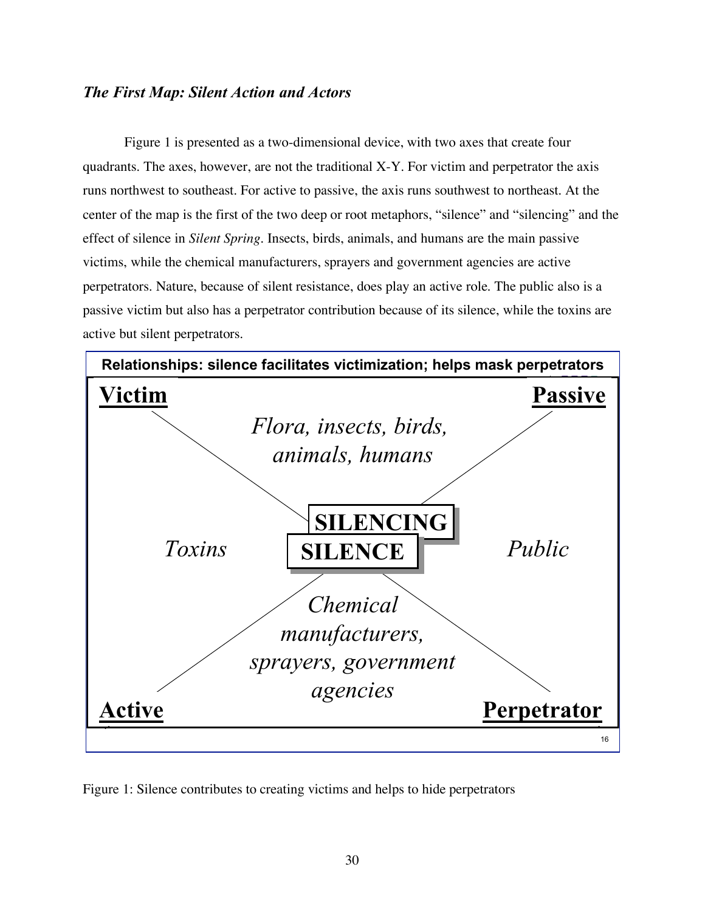### *The First Map: Silent Action and Actors*

Figure 1 is presented as a two-dimensional device, with two axes that create four quadrants. The axes, however, are not the traditional X-Y. For victim and perpetrator the axis runs northwest to southeast. For active to passive, the axis runs southwest to northeast. At the center of the map is the first of the two deep or root metaphors, "silence" and "silencing" and the effect of silence in *Silent Spring*. Insects, birds, animals, and humans are the main passive victims, while the chemical manufacturers, sprayers and government agencies are active perpetrators. Nature, because of silent resistance, does play an active role. The public also is a passive victim but also has a perpetrator contribution because of its silence, while the toxins are active but silent perpetrators.

**Relationships: silence facilitates victimization; helps mask perpetrators**

**Victim** | **Passive** | **Active** | **Perpetrator**

*Flora, insects, birds, animals, humans*

*Toxins* — **SILENCING** / **SILENCE** — *Public*

*Chemical manufacturers, sprayers, government agencies*

Figure 1: Silence contributes to creating victims and helps to hide perpetrators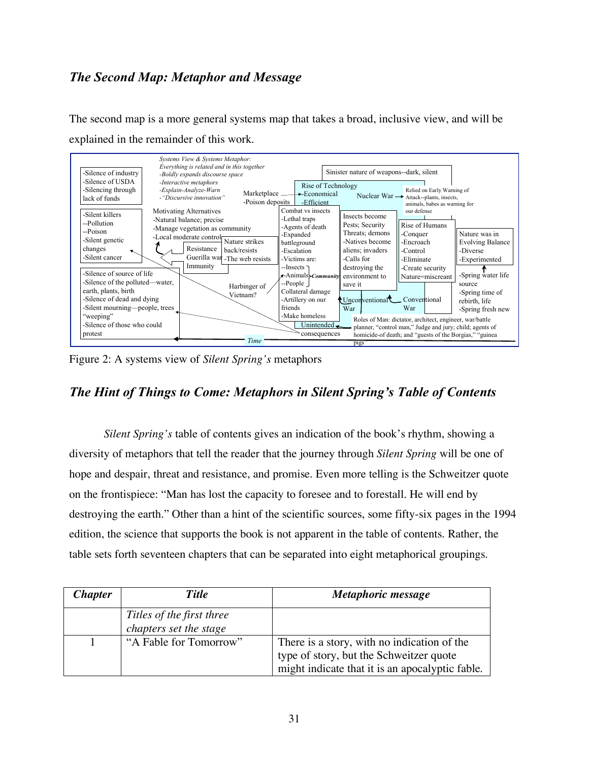## *The Second Map: Metaphor and Message*

The second map is a more general systems map that takes a broad, inclusive view, and will be explained in the remainder of this work.

*Systems View & Systems Metaphor:*
*Everything is related and in this together*
*-Boldly expands discourse space*
*-Interactive metaphors*
*-Explain-Analyze-Warn*
*-"Discursive innovation"*

-Silence of industry
-Silence of USDA
-Silencing through lack of funds

-Silent killers
--Pollution
--Poison
-Silent genetic changes
-Silent cancer

-Silence of source of life
-Silence of the polluted—water, earth, plants, birth
-Silence of dead and dying
-Silent mourning—people, trees "weeping"
-Silence of those who could protest

Motivating Alternatives
-Natural balance; precise
-Manage vegetation as community
-Local moderate control

Resistance
Guerilla war
Immunity

Nature strikes back/resists
-The web resists

Harbinger of Vietnam?

Marketplace
-Poison deposits

Rise of Technology
-Economical
-Efficient

Sinister nature of weapons--dark, silent

Nuclear War

Relied on Early Warning of Attack--plants, insects, animals, babes as warning for our defense

Combat vs insects
-Lethal traps
-Agents of death
-Expanded battleground
-Escalation
-Victims are:
--Insects
--Animals *Community*
--People
Collateral damage
-Artillery on our friends
-Make homeless

Insects become Pests; Security Threats; demons
-Natives become aliens; invaders
-Calls for destroying the environment to save it

Rise of Humans
-Conquer
-Encroach
-Control
-Eliminate
-Create security
Nature=miscreant

Nature was in Evolving Balance
-Diverse
-Experimented

-Spring water life source
-Spring time of rebirth, life
-Spring fresh new

Unconventional War

Conventional War

Unintended consequences

Roles of Man: dictator, architect, engineer, war/battle planner, "control man," Judge and jury; child; agents of homicide-of death; and "guests of the Borgias," "guinea pigs"

*Time*

Figure 2: A systems view of *Silent Spring's* metaphors

## *The Hint of Things to Come: Metaphors in Silent Spring's Table of Contents*

*Silent Spring's* table of contents gives an indication of the book's rhythm, showing a diversity of metaphors that tell the reader that the journey through *Silent Spring* will be one of hope and despair, threat and resistance, and promise. Even more telling is the Schweitzer quote on the frontispiece: "Man has lost the capacity to foresee and to forestall. He will end by destroying the earth." Other than a hint of the scientific sources, some fifty-six pages in the 1994 edition, the science that supports the book is not apparent in the table of contents. Rather, the table sets forth seventeen chapters that can be separated into eight metaphorical groupings.

| *Chapter* | *Title* | *Metaphoric message* |
|---|---|---|
| | *Titles of the first three chapters set the stage* | |
| 1 | "A Fable for Tomorrow" | There is a story, with no indication of the type of story, but the Schweitzer quote might indicate that it is an apocalyptic fable. |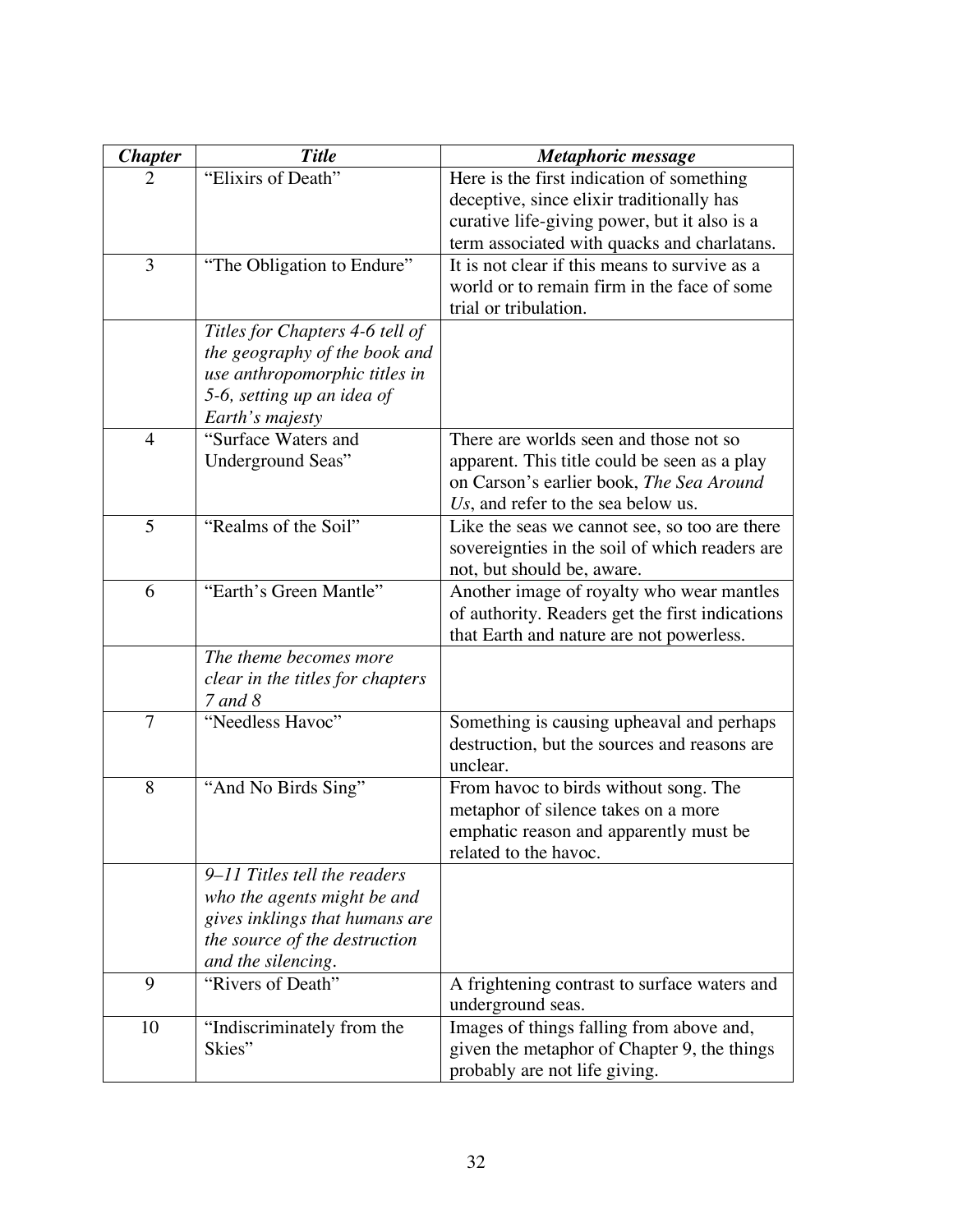| ***Chapter*** | ***Title*** | ***Metaphoric message*** |
|---|---|---|
| 2 | "Elixirs of Death" | Here is the first indication of something deceptive, since elixir traditionally has curative life-giving power, but it also is a term associated with quacks and charlatans. |
| 3 | "The Obligation to Endure" | It is not clear if this means to survive as a world or to remain firm in the face of some trial or tribulation. |
| | *Titles for Chapters 4-6 tell of the geography of the book and use anthropomorphic titles in 5-6, setting up an idea of Earth's majesty* | |
| 4 | "Surface Waters and Underground Seas" | There are worlds seen and those not so apparent. This title could be seen as a play on Carson's earlier book, *The Sea Around Us*, and refer to the sea below us. |
| 5 | "Realms of the Soil" | Like the seas we cannot see, so too are there sovereignties in the soil of which readers are not, but should be, aware. |
| 6 | "Earth's Green Mantle" | Another image of royalty who wear mantles of authority. Readers get the first indications that Earth and nature are not powerless. |
| | *The theme becomes more clear in the titles for chapters 7 and 8* | |
| 7 | "Needless Havoc" | Something is causing upheaval and perhaps destruction, but the sources and reasons are unclear. |
| 8 | "And No Birds Sing" | From havoc to birds without song. The metaphor of silence takes on a more emphatic reason and apparently must be related to the havoc. |
| | *9–11 Titles tell the readers who the agents might be and gives inklings that humans are the source of the destruction and the silencing.* | |
| 9 | "Rivers of Death" | A frightening contrast to surface waters and underground seas. |
| 10 | "Indiscriminately from the Skies" | Images of things falling from above and, given the metaphor of Chapter 9, the things probably are not life giving. |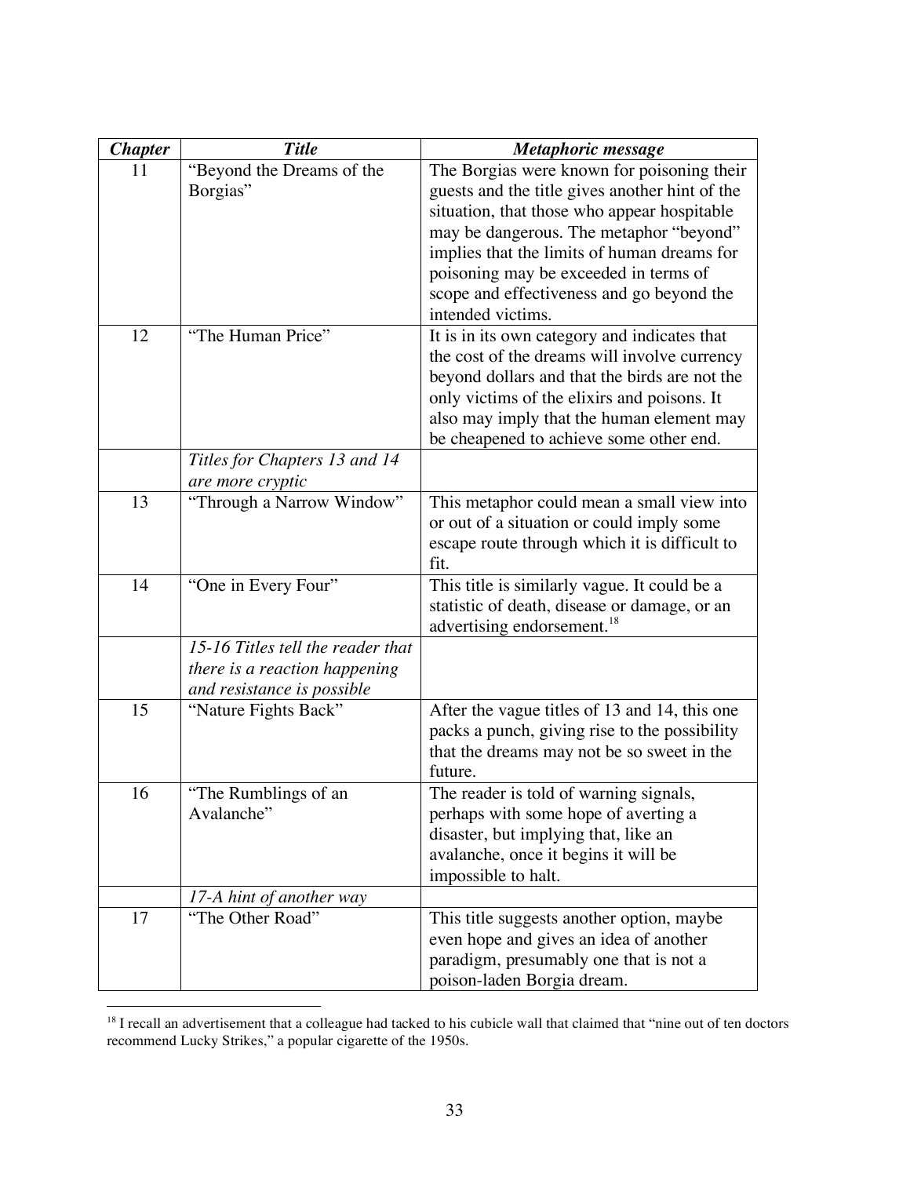| ***Chapter*** | ***Title*** | ***Metaphoric message*** |
|---|---|---|
| 11 | "Beyond the Dreams of the Borgias" | The Borgias were known for poisoning their guests and the title gives another hint of the situation, that those who appear hospitable may be dangerous. The metaphor "beyond" implies that the limits of human dreams for poisoning may be exceeded in terms of scope and effectiveness and go beyond the intended victims. |
| 12 | "The Human Price" | It is in its own category and indicates that the cost of the dreams will involve currency beyond dollars and that the birds are not the only victims of the elixirs and poisons. It also may imply that the human element may be cheapened to achieve some other end. |
| | *Titles for Chapters 13 and 14 are more cryptic* | |
| 13 | "Through a Narrow Window" | This metaphor could mean a small view into or out of a situation or could imply some escape route through which it is difficult to fit. |
| 14 | "One in Every Four" | This title is similarly vague. It could be a statistic of death, disease or damage, or an advertising endorsement.[18] |
| | *15-16 Titles tell the reader that there is a reaction happening and resistance is possible* | |
| 15 | "Nature Fights Back" | After the vague titles of 13 and 14, this one packs a punch, giving rise to the possibility that the dreams may not be so sweet in the future. |
| 16 | "The Rumblings of an Avalanche" | The reader is told of warning signals, perhaps with some hope of averting a disaster, but implying that, like an avalanche, once it begins it will be impossible to halt. |
| | *17-A hint of another way* | |
| 17 | "The Other Road" | This title suggests another option, maybe even hope and gives an idea of another paradigm, presumably one that is not a poison-laden Borgia dream. |

[18] I recall an advertisement that a colleague had tacked to his cubicle wall that claimed that "nine out of ten doctors recommend Lucky Strikes," a popular cigarette of the 1950s.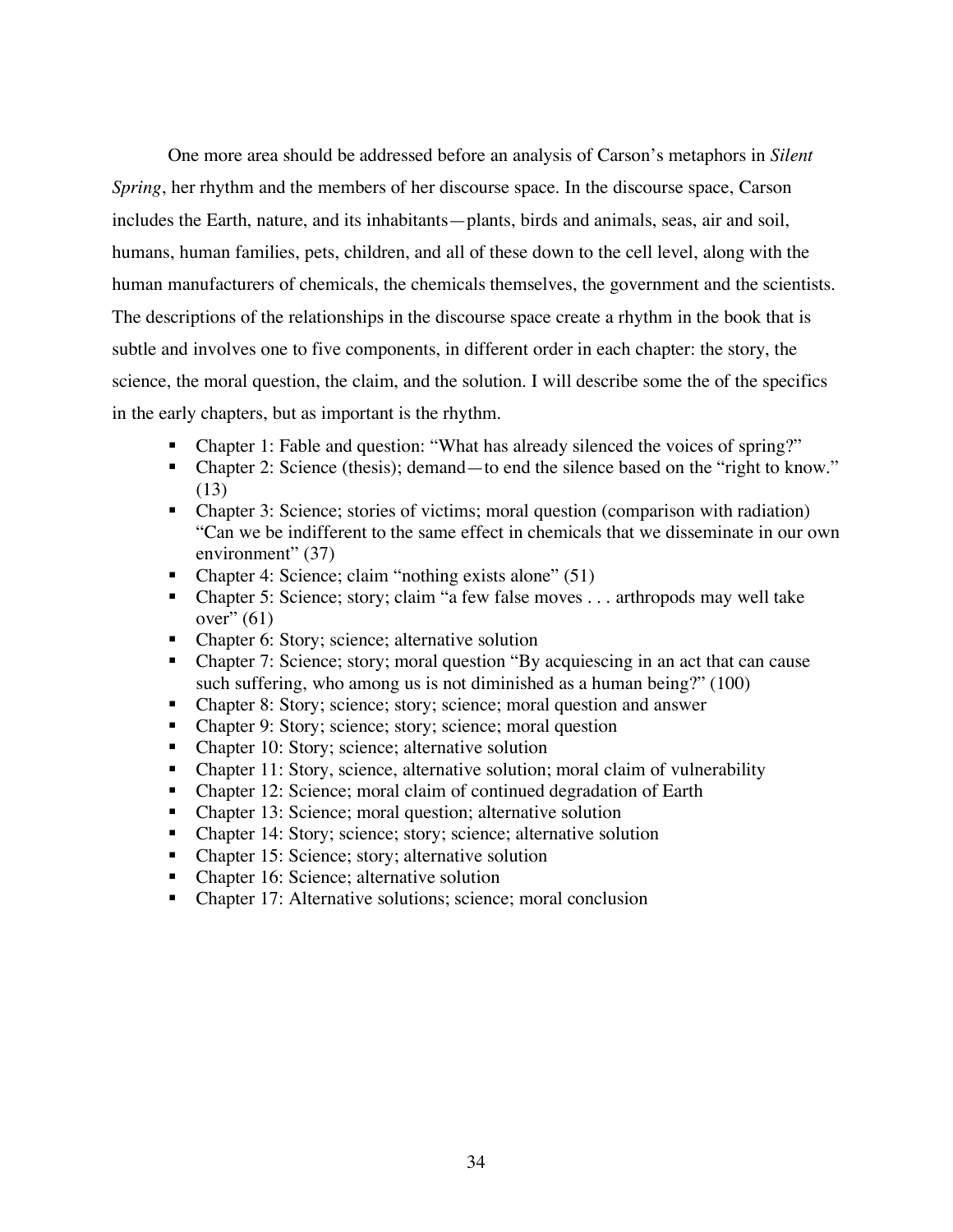One more area should be addressed before an analysis of Carson's metaphors in *Silent Spring*, her rhythm and the members of her discourse space. In the discourse space, Carson includes the Earth, nature, and its inhabitants—plants, birds and animals, seas, air and soil, humans, human families, pets, children, and all of these down to the cell level, along with the human manufacturers of chemicals, the chemicals themselves, the government and the scientists. The descriptions of the relationships in the discourse space create a rhythm in the book that is subtle and involves one to five components, in different order in each chapter: the story, the science, the moral question, the claim, and the solution. I will describe some the of the specifics in the early chapters, but as important is the rhythm.

- Chapter 1: Fable and question: "What has already silenced the voices of spring?"
- Chapter 2: Science (thesis); demand—to end the silence based on the "right to know." (13)
- Chapter 3: Science; stories of victims; moral question (comparison with radiation) "Can we be indifferent to the same effect in chemicals that we disseminate in our own environment" (37)
- Chapter 4: Science; claim "nothing exists alone" (51)
- Chapter 5: Science; story; claim "a few false moves . . . arthropods may well take over" (61)
- Chapter 6: Story; science; alternative solution
- Chapter 7: Science; story; moral question "By acquiescing in an act that can cause such suffering, who among us is not diminished as a human being?" (100)
- Chapter 8: Story; science; story; science; moral question and answer
- Chapter 9: Story; science; story; science; moral question
- Chapter 10: Story; science; alternative solution
- Chapter 11: Story, science, alternative solution; moral claim of vulnerability
- Chapter 12: Science; moral claim of continued degradation of Earth
- Chapter 13: Science; moral question; alternative solution
- Chapter 14: Story; science; story; science; alternative solution
- Chapter 15: Science; story; alternative solution
- Chapter 16: Science; alternative solution
- Chapter 17: Alternative solutions; science; moral conclusion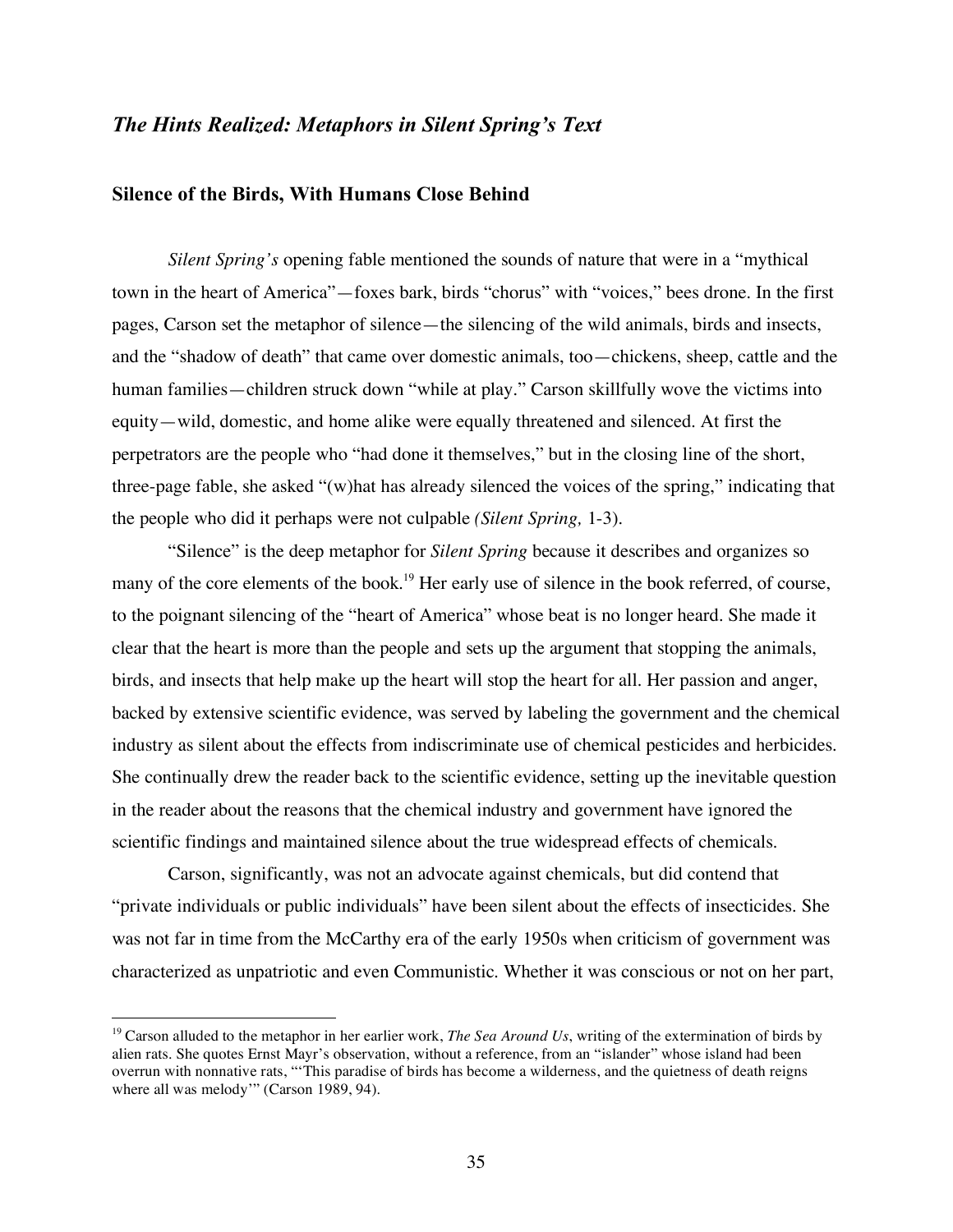## *The Hints Realized: Metaphors in Silent Spring's Text*

### Silence of the Birds, With Humans Close Behind

*Silent Spring's* opening fable mentioned the sounds of nature that were in a "mythical town in the heart of America"—foxes bark, birds "chorus" with "voices," bees drone. In the first pages, Carson set the metaphor of silence—the silencing of the wild animals, birds and insects, and the "shadow of death" that came over domestic animals, too—chickens, sheep, cattle and the human families—children struck down "while at play." Carson skillfully wove the victims into equity—wild, domestic, and home alike were equally threatened and silenced. At first the perpetrators are the people who "had done it themselves," but in the closing line of the short, three-page fable, she asked "(w)hat has already silenced the voices of the spring," indicating that the people who did it perhaps were not culpable *(Silent Spring,* 1-3).

"Silence" is the deep metaphor for *Silent Spring* because it describes and organizes so many of the core elements of the book.[19] Her early use of silence in the book referred, of course, to the poignant silencing of the "heart of America" whose beat is no longer heard. She made it clear that the heart is more than the people and sets up the argument that stopping the animals, birds, and insects that help make up the heart will stop the heart for all. Her passion and anger, backed by extensive scientific evidence, was served by labeling the government and the chemical industry as silent about the effects from indiscriminate use of chemical pesticides and herbicides. She continually drew the reader back to the scientific evidence, setting up the inevitable question in the reader about the reasons that the chemical industry and government have ignored the scientific findings and maintained silence about the true widespread effects of chemicals.

Carson, significantly, was not an advocate against chemicals, but did contend that "private individuals or public individuals" have been silent about the effects of insecticides. She was not far in time from the McCarthy era of the early 1950s when criticism of government was characterized as unpatriotic and even Communistic. Whether it was conscious or not on her part,

[19] Carson alluded to the metaphor in her earlier work, *The Sea Around Us*, writing of the extermination of birds by alien rats. She quotes Ernst Mayr's observation, without a reference, from an "islander" whose island had been overrun with nonnative rats, "'This paradise of birds has become a wilderness, and the quietness of death reigns where all was melody'" (Carson 1989, 94).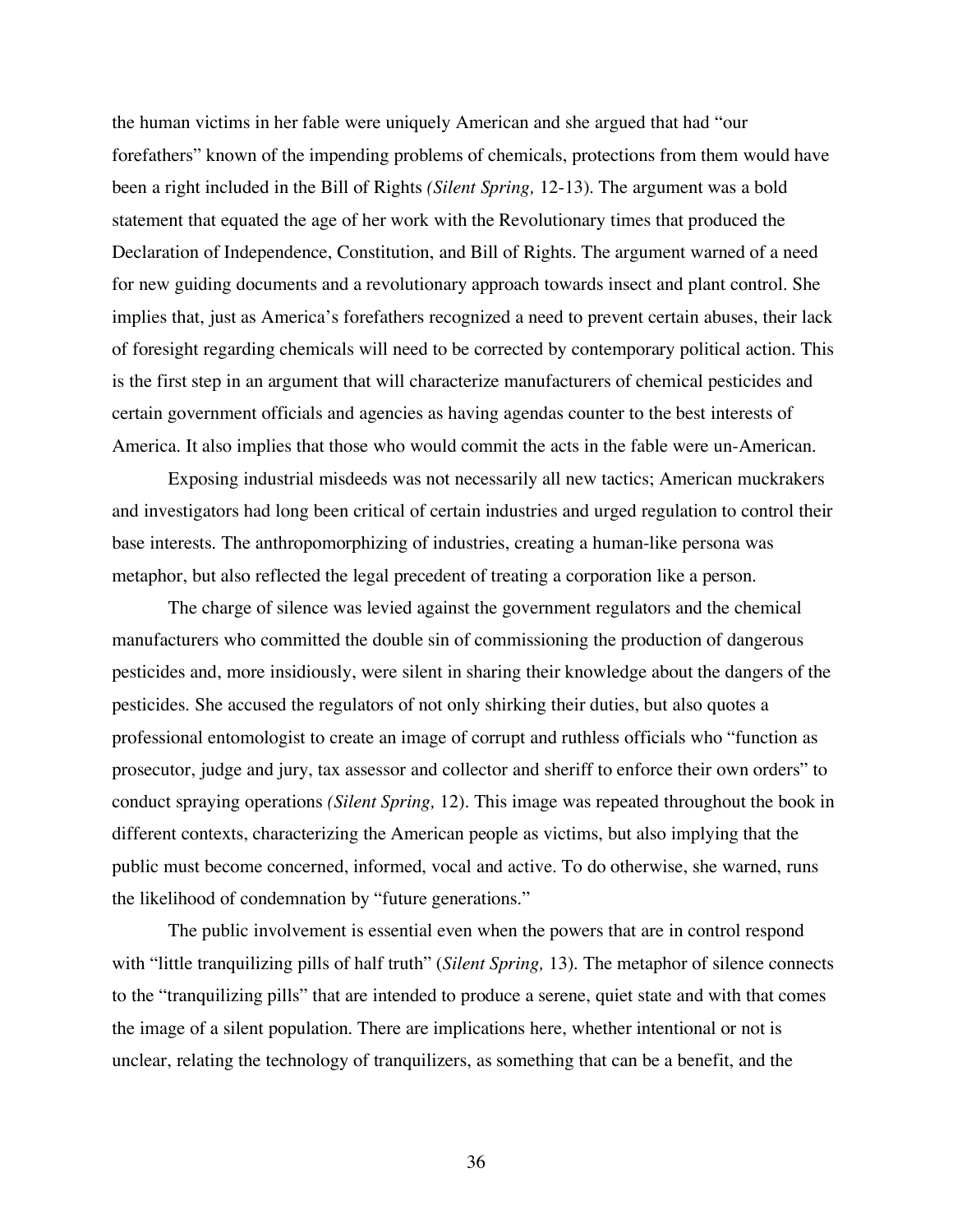the human victims in her fable were uniquely American and she argued that had "our forefathers" known of the impending problems of chemicals, protections from them would have been a right included in the Bill of Rights *(Silent Spring,* 12-13). The argument was a bold statement that equated the age of her work with the Revolutionary times that produced the Declaration of Independence, Constitution, and Bill of Rights. The argument warned of a need for new guiding documents and a revolutionary approach towards insect and plant control. She implies that, just as America's forefathers recognized a need to prevent certain abuses, their lack of foresight regarding chemicals will need to be corrected by contemporary political action. This is the first step in an argument that will characterize manufacturers of chemical pesticides and certain government officials and agencies as having agendas counter to the best interests of America. It also implies that those who would commit the acts in the fable were un-American.

Exposing industrial misdeeds was not necessarily all new tactics; American muckrakers and investigators had long been critical of certain industries and urged regulation to control their base interests. The anthropomorphizing of industries, creating a human-like persona was metaphor, but also reflected the legal precedent of treating a corporation like a person.

The charge of silence was levied against the government regulators and the chemical manufacturers who committed the double sin of commissioning the production of dangerous pesticides and, more insidiously, were silent in sharing their knowledge about the dangers of the pesticides. She accused the regulators of not only shirking their duties, but also quotes a professional entomologist to create an image of corrupt and ruthless officials who "function as prosecutor, judge and jury, tax assessor and collector and sheriff to enforce their own orders" to conduct spraying operations *(Silent Spring,* 12). This image was repeated throughout the book in different contexts, characterizing the American people as victims, but also implying that the public must become concerned, informed, vocal and active. To do otherwise, she warned, runs the likelihood of condemnation by "future generations."

The public involvement is essential even when the powers that are in control respond with "little tranquilizing pills of half truth" (*Silent Spring,* 13). The metaphor of silence connects to the "tranquilizing pills" that are intended to produce a serene, quiet state and with that comes the image of a silent population. There are implications here, whether intentional or not is unclear, relating the technology of tranquilizers, as something that can be a benefit, and the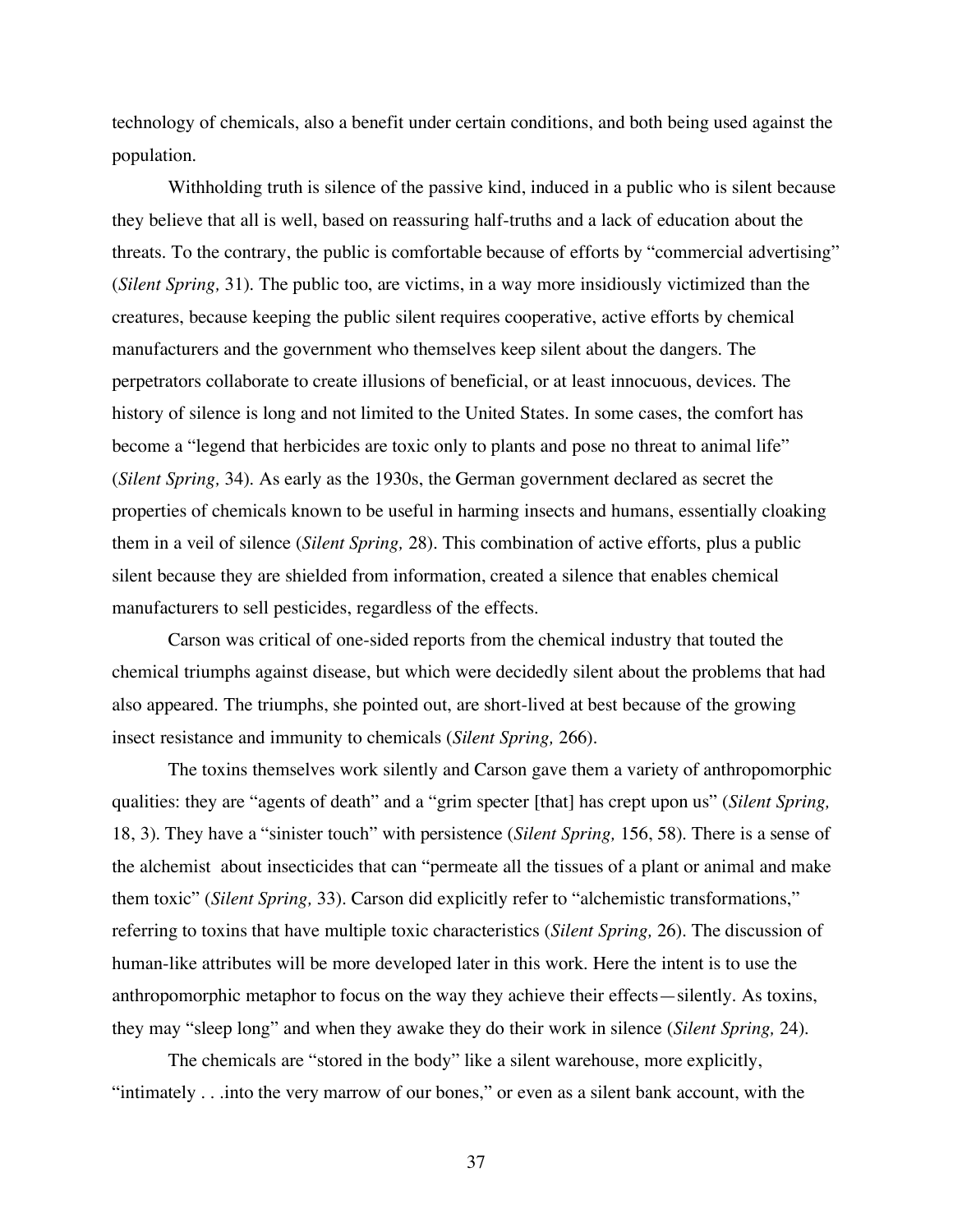technology of chemicals, also a benefit under certain conditions, and both being used against the population.

Withholding truth is silence of the passive kind, induced in a public who is silent because they believe that all is well, based on reassuring half-truths and a lack of education about the threats. To the contrary, the public is comfortable because of efforts by "commercial advertising" (*Silent Spring,* 31). The public too, are victims, in a way more insidiously victimized than the creatures, because keeping the public silent requires cooperative, active efforts by chemical manufacturers and the government who themselves keep silent about the dangers. The perpetrators collaborate to create illusions of beneficial, or at least innocuous, devices. The history of silence is long and not limited to the United States. In some cases, the comfort has become a "legend that herbicides are toxic only to plants and pose no threat to animal life" (*Silent Spring,* 34). As early as the 1930s, the German government declared as secret the properties of chemicals known to be useful in harming insects and humans, essentially cloaking them in a veil of silence (*Silent Spring,* 28). This combination of active efforts, plus a public silent because they are shielded from information, created a silence that enables chemical manufacturers to sell pesticides, regardless of the effects.

Carson was critical of one-sided reports from the chemical industry that touted the chemical triumphs against disease, but which were decidedly silent about the problems that had also appeared. The triumphs, she pointed out, are short-lived at best because of the growing insect resistance and immunity to chemicals (*Silent Spring,* 266).

The toxins themselves work silently and Carson gave them a variety of anthropomorphic qualities: they are "agents of death" and a "grim specter [that] has crept upon us" (*Silent Spring,* 18, 3). They have a "sinister touch" with persistence (*Silent Spring,* 156, 58). There is a sense of the alchemist about insecticides that can "permeate all the tissues of a plant or animal and make them toxic" (*Silent Spring,* 33). Carson did explicitly refer to "alchemistic transformations," referring to toxins that have multiple toxic characteristics (*Silent Spring,* 26). The discussion of human-like attributes will be more developed later in this work. Here the intent is to use the anthropomorphic metaphor to focus on the way they achieve their effects—silently. As toxins, they may "sleep long" and when they awake they do their work in silence (*Silent Spring,* 24).

The chemicals are "stored in the body" like a silent warehouse, more explicitly, "intimately . . .into the very marrow of our bones," or even as a silent bank account, with the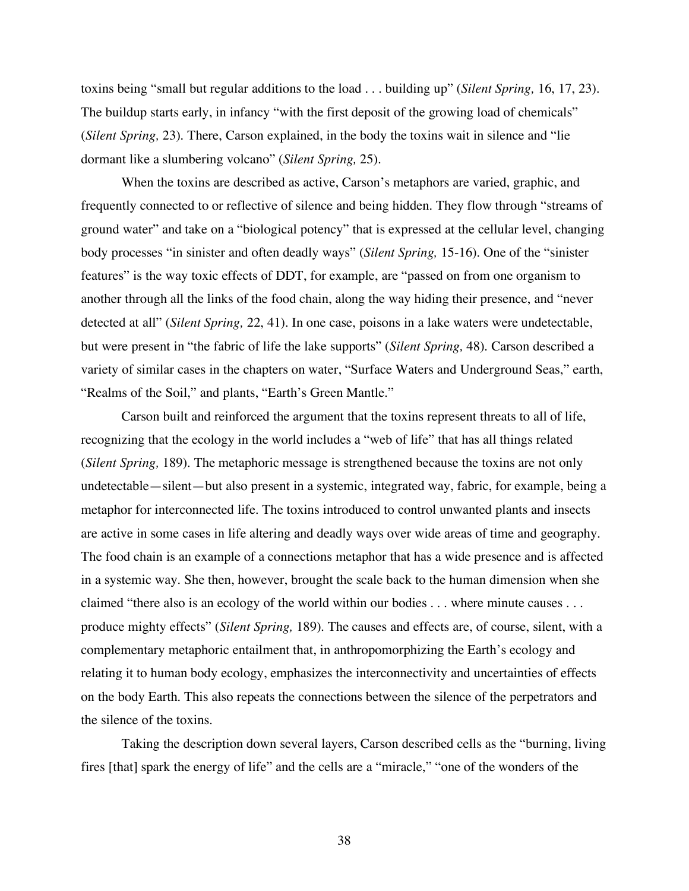toxins being "small but regular additions to the load . . . building up" (*Silent Spring,* 16, 17, 23). The buildup starts early, in infancy "with the first deposit of the growing load of chemicals" (*Silent Spring,* 23). There, Carson explained, in the body the toxins wait in silence and "lie dormant like a slumbering volcano" (*Silent Spring,* 25).

When the toxins are described as active, Carson's metaphors are varied, graphic, and frequently connected to or reflective of silence and being hidden. They flow through "streams of ground water" and take on a "biological potency" that is expressed at the cellular level, changing body processes "in sinister and often deadly ways" (*Silent Spring,* 15-16). One of the "sinister features" is the way toxic effects of DDT, for example, are "passed on from one organism to another through all the links of the food chain, along the way hiding their presence, and "never detected at all" (*Silent Spring,* 22, 41). In one case, poisons in a lake waters were undetectable, but were present in "the fabric of life the lake supports" (*Silent Spring,* 48). Carson described a variety of similar cases in the chapters on water, "Surface Waters and Underground Seas," earth, "Realms of the Soil," and plants, "Earth's Green Mantle."

Carson built and reinforced the argument that the toxins represent threats to all of life, recognizing that the ecology in the world includes a "web of life" that has all things related (*Silent Spring,* 189). The metaphoric message is strengthened because the toxins are not only undetectable—silent—but also present in a systemic, integrated way, fabric, for example, being a metaphor for interconnected life. The toxins introduced to control unwanted plants and insects are active in some cases in life altering and deadly ways over wide areas of time and geography. The food chain is an example of a connections metaphor that has a wide presence and is affected in a systemic way. She then, however, brought the scale back to the human dimension when she claimed "there also is an ecology of the world within our bodies . . . where minute causes . . . produce mighty effects" (*Silent Spring,* 189). The causes and effects are, of course, silent, with a complementary metaphoric entailment that, in anthropomorphizing the Earth's ecology and relating it to human body ecology, emphasizes the interconnectivity and uncertainties of effects on the body Earth. This also repeats the connections between the silence of the perpetrators and the silence of the toxins.

Taking the description down several layers, Carson described cells as the "burning, living fires [that] spark the energy of life" and the cells are a "miracle," "one of the wonders of the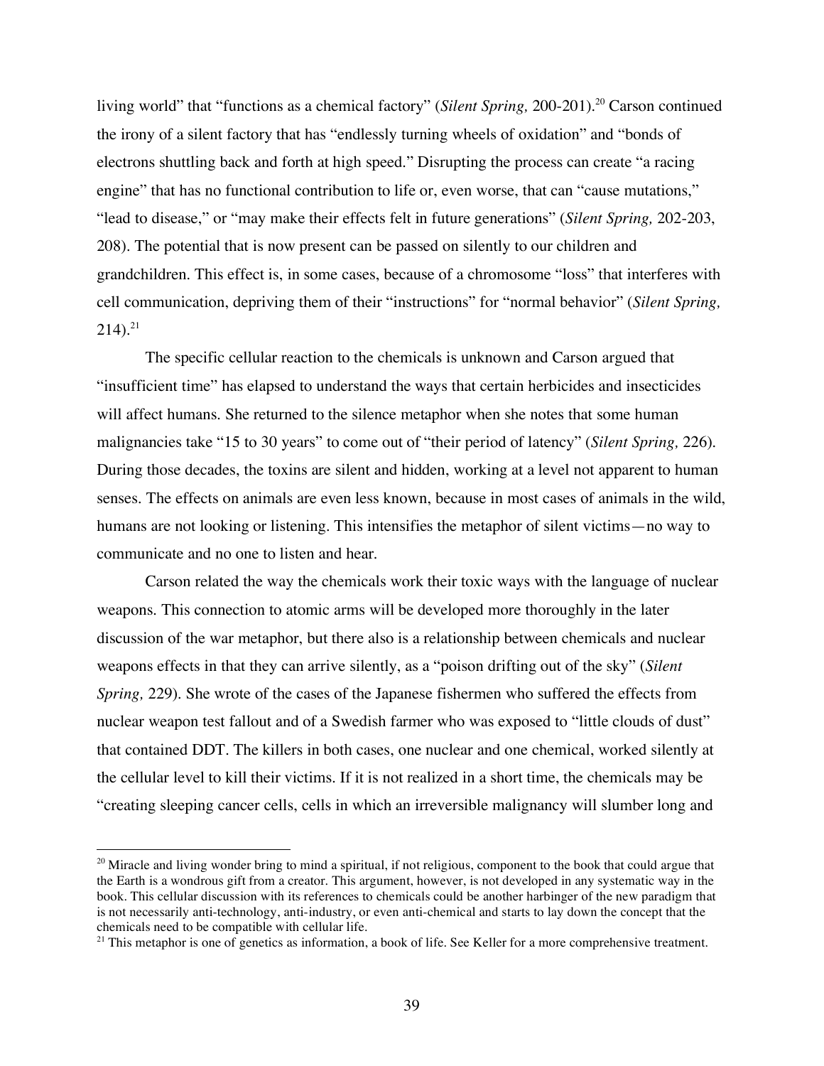living world" that "functions as a chemical factory" (*Silent Spring,* 200-201).[20] Carson continued the irony of a silent factory that has "endlessly turning wheels of oxidation" and "bonds of electrons shuttling back and forth at high speed." Disrupting the process can create "a racing engine" that has no functional contribution to life or, even worse, that can "cause mutations," "lead to disease," or "may make their effects felt in future generations" (*Silent Spring,* 202-203, 208). The potential that is now present can be passed on silently to our children and grandchildren. This effect is, in some cases, because of a chromosome "loss" that interferes with cell communication, depriving them of their "instructions" for "normal behavior" (*Silent Spring,* 214).[21]

The specific cellular reaction to the chemicals is unknown and Carson argued that "insufficient time" has elapsed to understand the ways that certain herbicides and insecticides will affect humans. She returned to the silence metaphor when she notes that some human malignancies take "15 to 30 years" to come out of "their period of latency" (*Silent Spring,* 226). During those decades, the toxins are silent and hidden, working at a level not apparent to human senses. The effects on animals are even less known, because in most cases of animals in the wild, humans are not looking or listening. This intensifies the metaphor of silent victims—no way to communicate and no one to listen and hear.

Carson related the way the chemicals work their toxic ways with the language of nuclear weapons. This connection to atomic arms will be developed more thoroughly in the later discussion of the war metaphor, but there also is a relationship between chemicals and nuclear weapons effects in that they can arrive silently, as a "poison drifting out of the sky" (*Silent Spring,* 229). She wrote of the cases of the Japanese fishermen who suffered the effects from nuclear weapon test fallout and of a Swedish farmer who was exposed to "little clouds of dust" that contained DDT. The killers in both cases, one nuclear and one chemical, worked silently at the cellular level to kill their victims. If it is not realized in a short time, the chemicals may be "creating sleeping cancer cells, cells in which an irreversible malignancy will slumber long and

---

[20] Miracle and living wonder bring to mind a spiritual, if not religious, component to the book that could argue that the Earth is a wondrous gift from a creator. This argument, however, is not developed in any systematic way in the book. This cellular discussion with its references to chemicals could be another harbinger of the new paradigm that is not necessarily anti-technology, anti-industry, or even anti-chemical and starts to lay down the concept that the chemicals need to be compatible with cellular life.

[21] This metaphor is one of genetics as information, a book of life. See Keller for a more comprehensive treatment.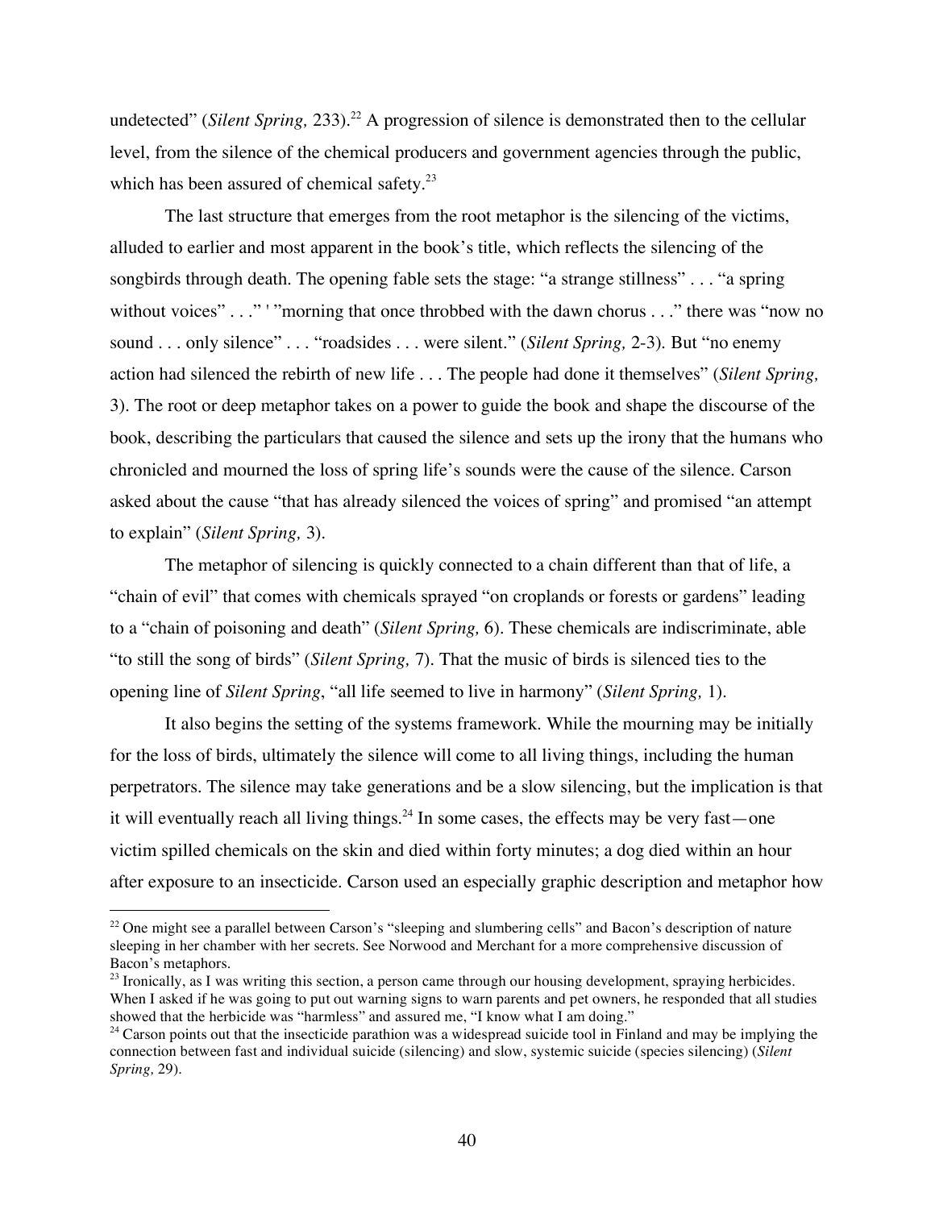undetected" (*Silent Spring,* 233).[22] A progression of silence is demonstrated then to the cellular level, from the silence of the chemical producers and government agencies through the public, which has been assured of chemical safety.[23]

The last structure that emerges from the root metaphor is the silencing of the victims, alluded to earlier and most apparent in the book's title, which reflects the silencing of the songbirds through death. The opening fable sets the stage: "a strange stillness" . . . "a spring without voices" . . ." ' "morning that once throbbed with the dawn chorus . . ." there was "now no sound . . . only silence" . . . "roadsides . . . were silent." (*Silent Spring,* 2-3). But "no enemy action had silenced the rebirth of new life . . . The people had done it themselves" (*Silent Spring,* 3). The root or deep metaphor takes on a power to guide the book and shape the discourse of the book, describing the particulars that caused the silence and sets up the irony that the humans who chronicled and mourned the loss of spring life's sounds were the cause of the silence. Carson asked about the cause "that has already silenced the voices of spring" and promised "an attempt to explain" (*Silent Spring,* 3).

The metaphor of silencing is quickly connected to a chain different than that of life, a "chain of evil" that comes with chemicals sprayed "on croplands or forests or gardens" leading to a "chain of poisoning and death" (*Silent Spring,* 6). These chemicals are indiscriminate, able "to still the song of birds" (*Silent Spring,* 7). That the music of birds is silenced ties to the opening line of *Silent Spring*, "all life seemed to live in harmony" (*Silent Spring,* 1).

It also begins the setting of the systems framework. While the mourning may be initially for the loss of birds, ultimately the silence will come to all living things, including the human perpetrators. The silence may take generations and be a slow silencing, but the implication is that it will eventually reach all living things.[24] In some cases, the effects may be very fast—one victim spilled chemicals on the skin and died within forty minutes; a dog died within an hour after exposure to an insecticide. Carson used an especially graphic description and metaphor how

---

[22] One might see a parallel between Carson's "sleeping and slumbering cells" and Bacon's description of nature sleeping in her chamber with her secrets. See Norwood and Merchant for a more comprehensive discussion of Bacon's metaphors.

[23] Ironically, as I was writing this section, a person came through our housing development, spraying herbicides. When I asked if he was going to put out warning signs to warn parents and pet owners, he responded that all studies showed that the herbicide was "harmless" and assured me, "I know what I am doing."

[24] Carson points out that the insecticide parathion was a widespread suicide tool in Finland and may be implying the connection between fast and individual suicide (silencing) and slow, systemic suicide (species silencing) (*Silent Spring,* 29).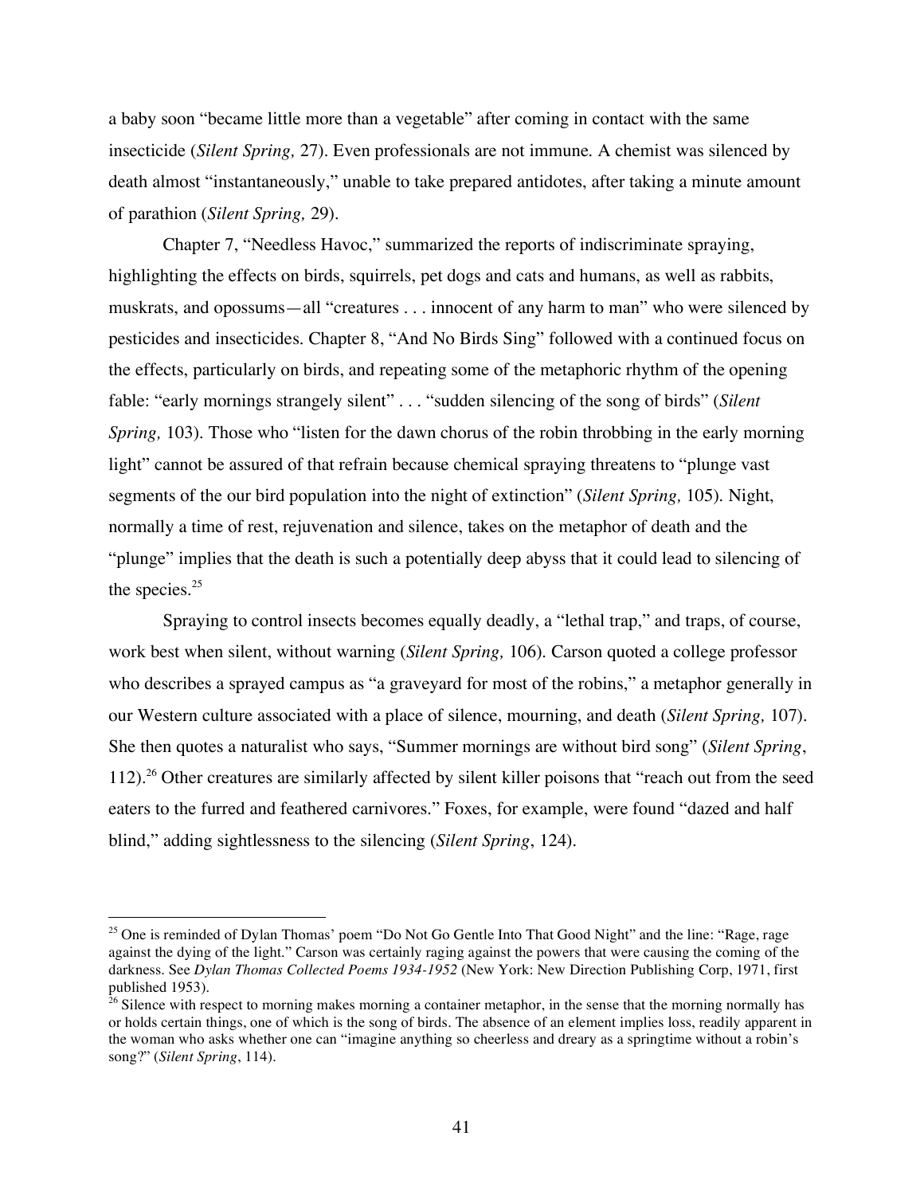a baby soon "became little more than a vegetable" after coming in contact with the same insecticide (*Silent Spring,* 27). Even professionals are not immune. A chemist was silenced by death almost "instantaneously," unable to take prepared antidotes, after taking a minute amount of parathion (*Silent Spring,* 29).

Chapter 7, "Needless Havoc," summarized the reports of indiscriminate spraying, highlighting the effects on birds, squirrels, pet dogs and cats and humans, as well as rabbits, muskrats, and opossums—all "creatures . . . innocent of any harm to man" who were silenced by pesticides and insecticides. Chapter 8, "And No Birds Sing" followed with a continued focus on the effects, particularly on birds, and repeating some of the metaphoric rhythm of the opening fable: "early mornings strangely silent" . . . "sudden silencing of the song of birds" (*Silent Spring,* 103). Those who "listen for the dawn chorus of the robin throbbing in the early morning light" cannot be assured of that refrain because chemical spraying threatens to "plunge vast segments of the our bird population into the night of extinction" (*Silent Spring,* 105). Night, normally a time of rest, rejuvenation and silence, takes on the metaphor of death and the "plunge" implies that the death is such a potentially deep abyss that it could lead to silencing of the species.[25]

Spraying to control insects becomes equally deadly, a "lethal trap," and traps, of course, work best when silent, without warning (*Silent Spring,* 106). Carson quoted a college professor who describes a sprayed campus as "a graveyard for most of the robins," a metaphor generally in our Western culture associated with a place of silence, mourning, and death (*Silent Spring,* 107). She then quotes a naturalist who says, "Summer mornings are without bird song" (*Silent Spring*, 112).[26] Other creatures are similarly affected by silent killer poisons that "reach out from the seed eaters to the furred and feathered carnivores." Foxes, for example, were found "dazed and half blind," adding sightlessness to the silencing (*Silent Spring*, 124).

---

[25] One is reminded of Dylan Thomas' poem "Do Not Go Gentle Into That Good Night" and the line: "Rage, rage against the dying of the light." Carson was certainly raging against the powers that were causing the coming of the darkness. See *Dylan Thomas Collected Poems 1934-1952* (New York: New Direction Publishing Corp, 1971, first published 1953).

[26] Silence with respect to morning makes morning a container metaphor, in the sense that the morning normally has or holds certain things, one of which is the song of birds. The absence of an element implies loss, readily apparent in the woman who asks whether one can "imagine anything so cheerless and dreary as a springtime without a robin's song?" (*Silent Spring*, 114).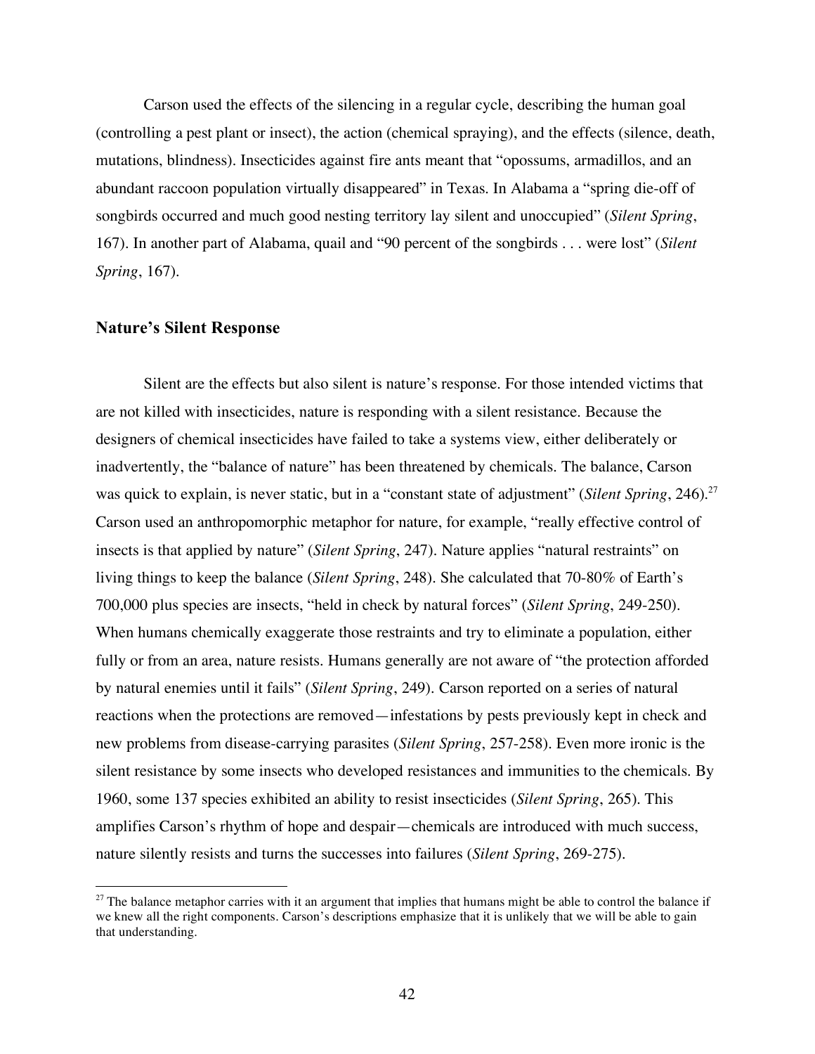Carson used the effects of the silencing in a regular cycle, describing the human goal (controlling a pest plant or insect), the action (chemical spraying), and the effects (silence, death, mutations, blindness). Insecticides against fire ants meant that "opossums, armadillos, and an abundant raccoon population virtually disappeared" in Texas. In Alabama a "spring die-off of songbirds occurred and much good nesting territory lay silent and unoccupied" (*Silent Spring*, 167). In another part of Alabama, quail and "90 percent of the songbirds . . . were lost" (*Silent Spring*, 167).

## Nature's Silent Response

Silent are the effects but also silent is nature's response. For those intended victims that are not killed with insecticides, nature is responding with a silent resistance. Because the designers of chemical insecticides have failed to take a systems view, either deliberately or inadvertently, the "balance of nature" has been threatened by chemicals. The balance, Carson was quick to explain, is never static, but in a "constant state of adjustment" (*Silent Spring*, 246).[27] Carson used an anthropomorphic metaphor for nature, for example, "really effective control of insects is that applied by nature" (*Silent Spring*, 247). Nature applies "natural restraints" on living things to keep the balance (*Silent Spring*, 248). She calculated that 70-80% of Earth's 700,000 plus species are insects, "held in check by natural forces" (*Silent Spring*, 249-250). When humans chemically exaggerate those restraints and try to eliminate a population, either fully or from an area, nature resists. Humans generally are not aware of "the protection afforded by natural enemies until it fails" (*Silent Spring*, 249). Carson reported on a series of natural reactions when the protections are removed—infestations by pests previously kept in check and new problems from disease-carrying parasites (*Silent Spring*, 257-258). Even more ironic is the silent resistance by some insects who developed resistances and immunities to the chemicals. By 1960, some 137 species exhibited an ability to resist insecticides (*Silent Spring*, 265). This amplifies Carson's rhythm of hope and despair—chemicals are introduced with much success, nature silently resists and turns the successes into failures (*Silent Spring*, 269-275).

---

[27] The balance metaphor carries with it an argument that implies that humans might be able to control the balance if we knew all the right components. Carson's descriptions emphasize that it is unlikely that we will be able to gain that understanding.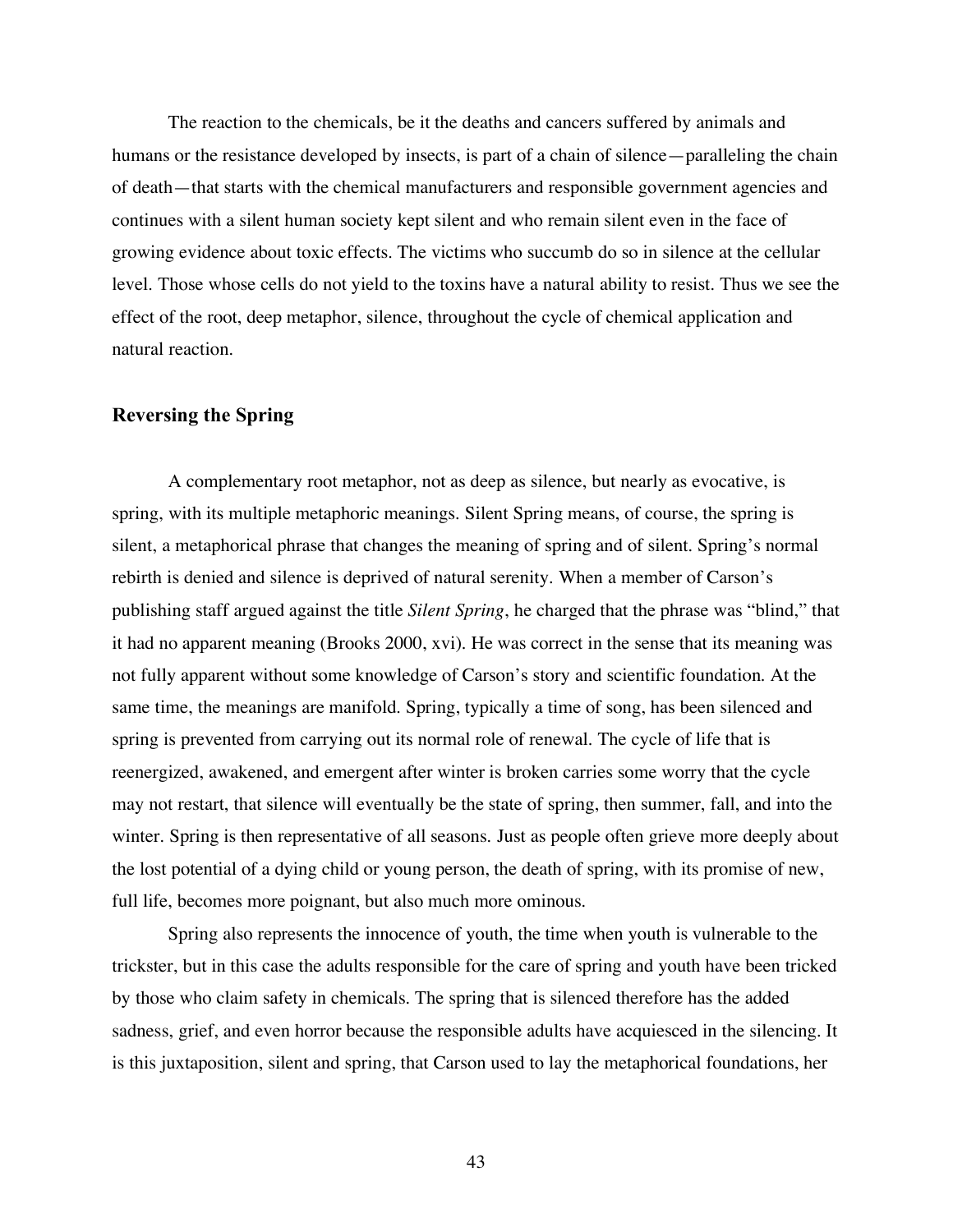The reaction to the chemicals, be it the deaths and cancers suffered by animals and humans or the resistance developed by insects, is part of a chain of silence—paralleling the chain of death—that starts with the chemical manufacturers and responsible government agencies and continues with a silent human society kept silent and who remain silent even in the face of growing evidence about toxic effects. The victims who succumb do so in silence at the cellular level. Those whose cells do not yield to the toxins have a natural ability to resist. Thus we see the effect of the root, deep metaphor, silence, throughout the cycle of chemical application and natural reaction.

### Reversing the Spring

A complementary root metaphor, not as deep as silence, but nearly as evocative, is spring, with its multiple metaphoric meanings. Silent Spring means, of course, the spring is silent, a metaphorical phrase that changes the meaning of spring and of silent. Spring's normal rebirth is denied and silence is deprived of natural serenity. When a member of Carson's publishing staff argued against the title *Silent Spring*, he charged that the phrase was "blind," that it had no apparent meaning (Brooks 2000, xvi). He was correct in the sense that its meaning was not fully apparent without some knowledge of Carson's story and scientific foundation. At the same time, the meanings are manifold. Spring, typically a time of song, has been silenced and spring is prevented from carrying out its normal role of renewal. The cycle of life that is reenergized, awakened, and emergent after winter is broken carries some worry that the cycle may not restart, that silence will eventually be the state of spring, then summer, fall, and into the winter. Spring is then representative of all seasons. Just as people often grieve more deeply about the lost potential of a dying child or young person, the death of spring, with its promise of new, full life, becomes more poignant, but also much more ominous.

Spring also represents the innocence of youth, the time when youth is vulnerable to the trickster, but in this case the adults responsible for the care of spring and youth have been tricked by those who claim safety in chemicals. The spring that is silenced therefore has the added sadness, grief, and even horror because the responsible adults have acquiesced in the silencing. It is this juxtaposition, silent and spring, that Carson used to lay the metaphorical foundations, her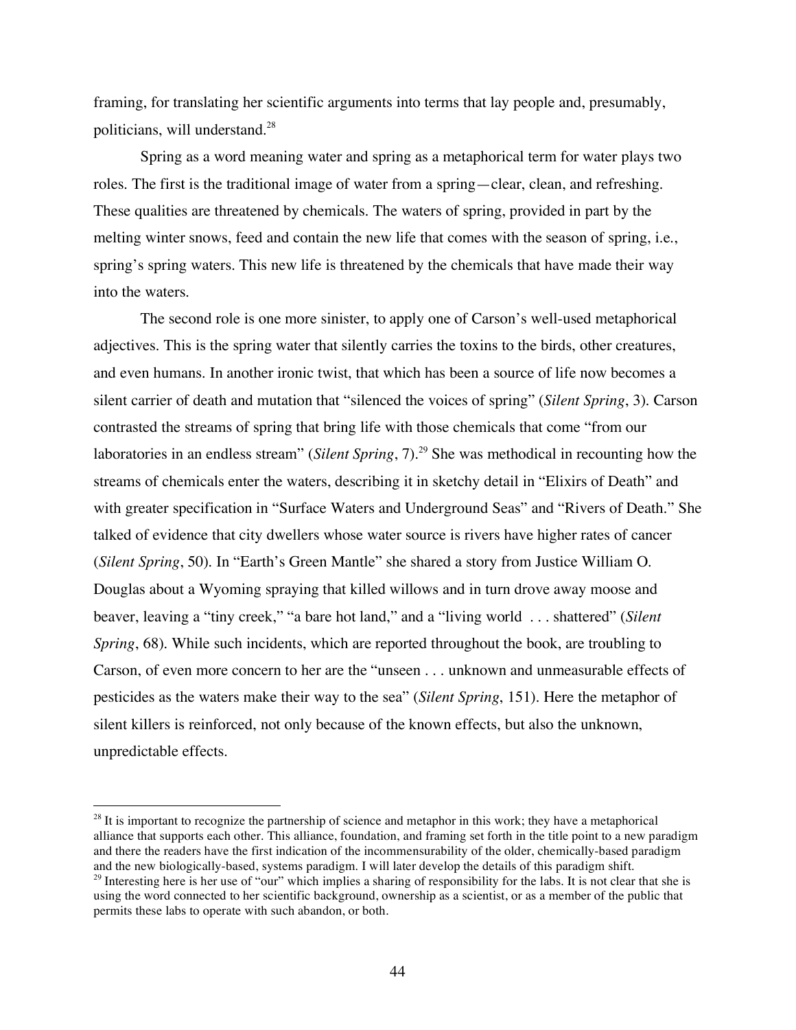framing, for translating her scientific arguments into terms that lay people and, presumably, politicians, will understand.[28]

Spring as a word meaning water and spring as a metaphorical term for water plays two roles. The first is the traditional image of water from a spring—clear, clean, and refreshing. These qualities are threatened by chemicals. The waters of spring, provided in part by the melting winter snows, feed and contain the new life that comes with the season of spring, i.e., spring's spring waters. This new life is threatened by the chemicals that have made their way into the waters.

The second role is one more sinister, to apply one of Carson's well-used metaphorical adjectives. This is the spring water that silently carries the toxins to the birds, other creatures, and even humans. In another ironic twist, that which has been a source of life now becomes a silent carrier of death and mutation that "silenced the voices of spring" (*Silent Spring*, 3). Carson contrasted the streams of spring that bring life with those chemicals that come "from our laboratories in an endless stream" (*Silent Spring*, 7).[29] She was methodical in recounting how the streams of chemicals enter the waters, describing it in sketchy detail in "Elixirs of Death" and with greater specification in "Surface Waters and Underground Seas" and "Rivers of Death." She talked of evidence that city dwellers whose water source is rivers have higher rates of cancer (*Silent Spring*, 50). In "Earth's Green Mantle" she shared a story from Justice William O. Douglas about a Wyoming spraying that killed willows and in turn drove away moose and beaver, leaving a "tiny creek," "a bare hot land," and a "living world . . . shattered" (*Silent Spring*, 68). While such incidents, which are reported throughout the book, are troubling to Carson, of even more concern to her are the "unseen . . . unknown and unmeasurable effects of pesticides as the waters make their way to the sea" (*Silent Spring*, 151). Here the metaphor of silent killers is reinforced, not only because of the known effects, but also the unknown, unpredictable effects.

---

[28] It is important to recognize the partnership of science and metaphor in this work; they have a metaphorical alliance that supports each other. This alliance, foundation, and framing set forth in the title point to a new paradigm and there the readers have the first indication of the incommensurability of the older, chemically-based paradigm and the new biologically-based, systems paradigm. I will later develop the details of this paradigm shift.

[29] Interesting here is her use of "our" which implies a sharing of responsibility for the labs. It is not clear that she is using the word connected to her scientific background, ownership as a scientist, or as a member of the public that permits these labs to operate with such abandon, or both.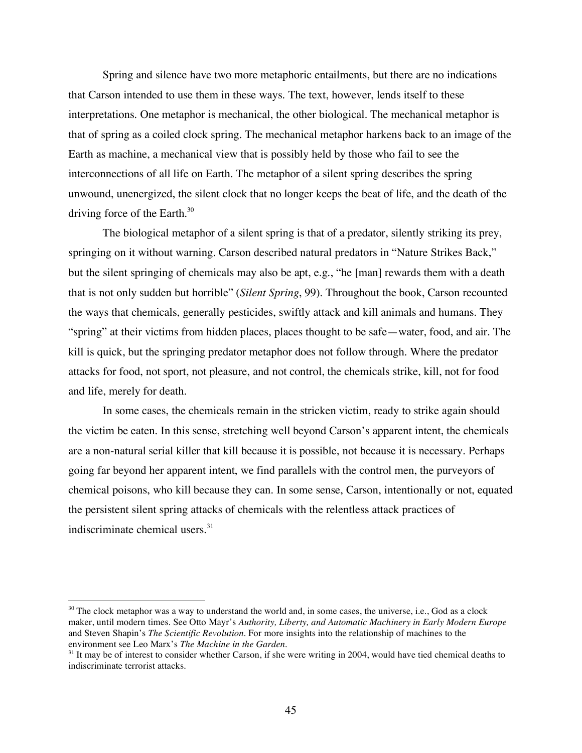Spring and silence have two more metaphoric entailments, but there are no indications that Carson intended to use them in these ways. The text, however, lends itself to these interpretations. One metaphor is mechanical, the other biological. The mechanical metaphor is that of spring as a coiled clock spring. The mechanical metaphor harkens back to an image of the Earth as machine, a mechanical view that is possibly held by those who fail to see the interconnections of all life on Earth. The metaphor of a silent spring describes the spring unwound, unenergized, the silent clock that no longer keeps the beat of life, and the death of the driving force of the Earth.[30]

The biological metaphor of a silent spring is that of a predator, silently striking its prey, springing on it without warning. Carson described natural predators in "Nature Strikes Back," but the silent springing of chemicals may also be apt, e.g., "he [man] rewards them with a death that is not only sudden but horrible" (*Silent Spring*, 99). Throughout the book, Carson recounted the ways that chemicals, generally pesticides, swiftly attack and kill animals and humans. They "spring" at their victims from hidden places, places thought to be safe—water, food, and air. The kill is quick, but the springing predator metaphor does not follow through. Where the predator attacks for food, not sport, not pleasure, and not control, the chemicals strike, kill, not for food and life, merely for death.

In some cases, the chemicals remain in the stricken victim, ready to strike again should the victim be eaten. In this sense, stretching well beyond Carson's apparent intent, the chemicals are a non-natural serial killer that kill because it is possible, not because it is necessary. Perhaps going far beyond her apparent intent, we find parallels with the control men, the purveyors of chemical poisons, who kill because they can. In some sense, Carson, intentionally or not, equated the persistent silent spring attacks of chemicals with the relentless attack practices of indiscriminate chemical users.[31]

---

[30] The clock metaphor was a way to understand the world and, in some cases, the universe, i.e., God as a clock maker, until modern times. See Otto Mayr's *Authority, Liberty, and Automatic Machinery in Early Modern Europe* and Steven Shapin's *The Scientific Revolution*. For more insights into the relationship of machines to the environment see Leo Marx's *The Machine in the Garden*.

[31] It may be of interest to consider whether Carson, if she were writing in 2004, would have tied chemical deaths to indiscriminate terrorist attacks.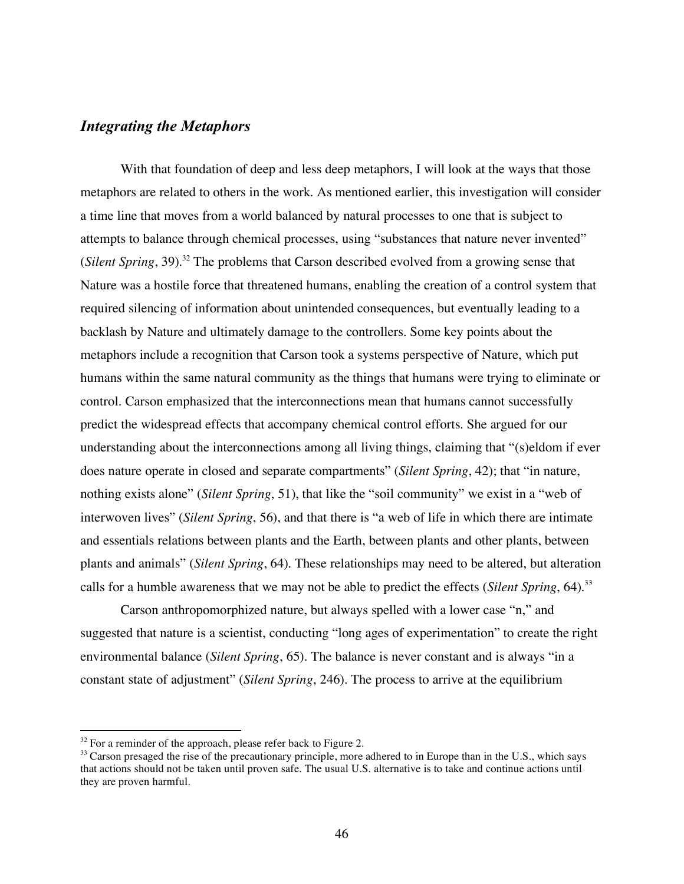### *Integrating the Metaphors*

With that foundation of deep and less deep metaphors, I will look at the ways that those metaphors are related to others in the work. As mentioned earlier, this investigation will consider a time line that moves from a world balanced by natural processes to one that is subject to attempts to balance through chemical processes, using "substances that nature never invented" (*Silent Spring*, 39).[32] The problems that Carson described evolved from a growing sense that Nature was a hostile force that threatened humans, enabling the creation of a control system that required silencing of information about unintended consequences, but eventually leading to a backlash by Nature and ultimately damage to the controllers. Some key points about the metaphors include a recognition that Carson took a systems perspective of Nature, which put humans within the same natural community as the things that humans were trying to eliminate or control. Carson emphasized that the interconnections mean that humans cannot successfully predict the widespread effects that accompany chemical control efforts. She argued for our understanding about the interconnections among all living things, claiming that "(s)eldom if ever does nature operate in closed and separate compartments" (*Silent Spring*, 42); that "in nature, nothing exists alone" (*Silent Spring*, 51), that like the "soil community" we exist in a "web of interwoven lives" (*Silent Spring*, 56), and that there is "a web of life in which there are intimate and essentials relations between plants and the Earth, between plants and other plants, between plants and animals" (*Silent Spring*, 64). These relationships may need to be altered, but alteration calls for a humble awareness that we may not be able to predict the effects (*Silent Spring*, 64).[33]

Carson anthropomorphized nature, but always spelled with a lower case "n," and suggested that nature is a scientist, conducting "long ages of experimentation" to create the right environmental balance (*Silent Spring*, 65). The balance is never constant and is always "in a constant state of adjustment" (*Silent Spring*, 246). The process to arrive at the equilibrium

---

[32] For a reminder of the approach, please refer back to Figure 2.

[33] Carson presaged the rise of the precautionary principle, more adhered to in Europe than in the U.S., which says that actions should not be taken until proven safe. The usual U.S. alternative is to take and continue actions until they are proven harmful.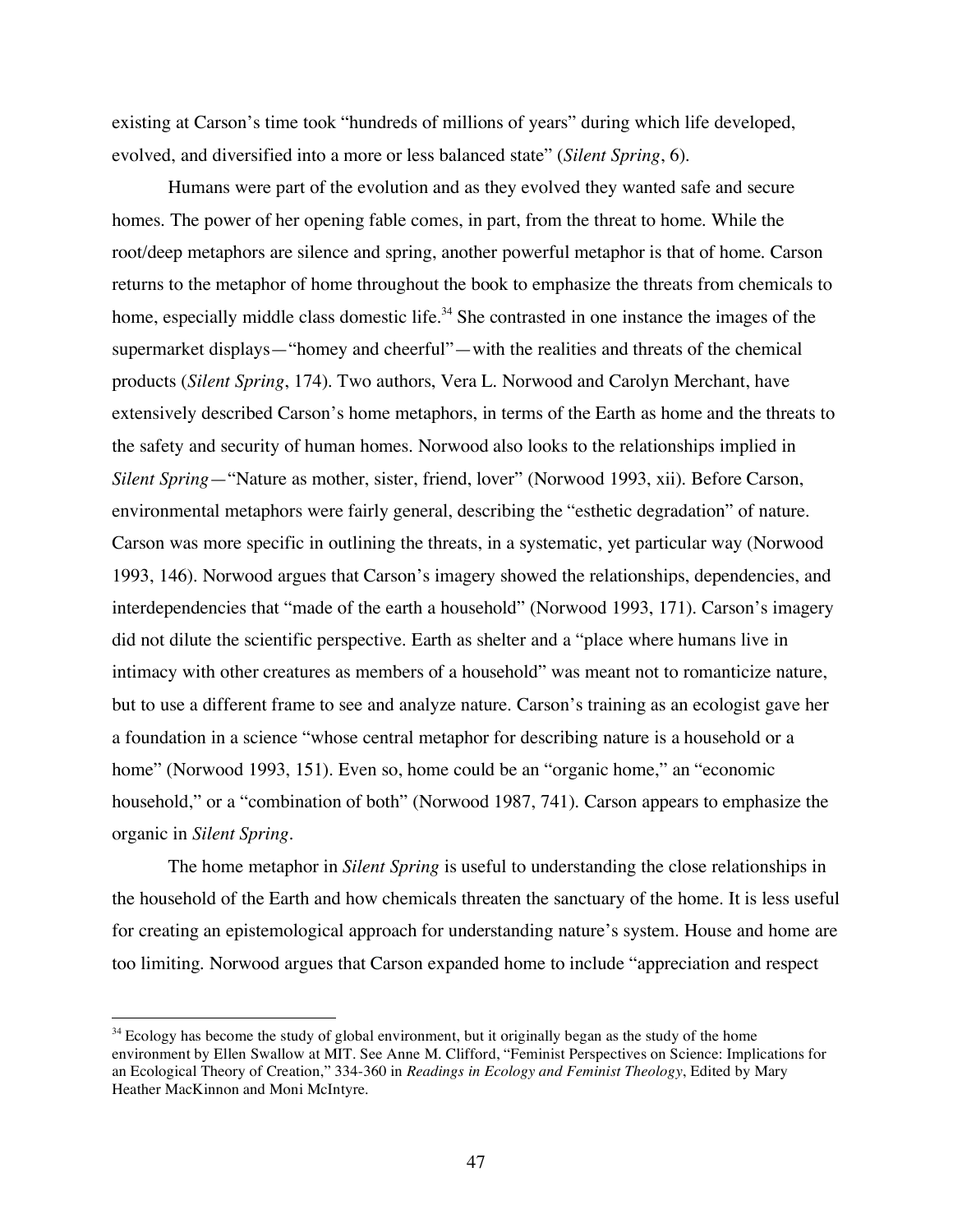existing at Carson's time took "hundreds of millions of years" during which life developed, evolved, and diversified into a more or less balanced state" (*Silent Spring*, 6).

Humans were part of the evolution and as they evolved they wanted safe and secure homes. The power of her opening fable comes, in part, from the threat to home. While the root/deep metaphors are silence and spring, another powerful metaphor is that of home. Carson returns to the metaphor of home throughout the book to emphasize the threats from chemicals to home, especially middle class domestic life.[34] She contrasted in one instance the images of the supermarket displays—"homey and cheerful"—with the realities and threats of the chemical products (*Silent Spring*, 174). Two authors, Vera L. Norwood and Carolyn Merchant, have extensively described Carson's home metaphors, in terms of the Earth as home and the threats to the safety and security of human homes. Norwood also looks to the relationships implied in *Silent Spring*—"Nature as mother, sister, friend, lover" (Norwood 1993, xii). Before Carson, environmental metaphors were fairly general, describing the "esthetic degradation" of nature. Carson was more specific in outlining the threats, in a systematic, yet particular way (Norwood 1993, 146). Norwood argues that Carson's imagery showed the relationships, dependencies, and interdependencies that "made of the earth a household" (Norwood 1993, 171). Carson's imagery did not dilute the scientific perspective. Earth as shelter and a "place where humans live in intimacy with other creatures as members of a household" was meant not to romanticize nature, but to use a different frame to see and analyze nature. Carson's training as an ecologist gave her a foundation in a science "whose central metaphor for describing nature is a household or a home" (Norwood 1993, 151). Even so, home could be an "organic home," an "economic household," or a "combination of both" (Norwood 1987, 741). Carson appears to emphasize the organic in *Silent Spring*.

The home metaphor in *Silent Spring* is useful to understanding the close relationships in the household of the Earth and how chemicals threaten the sanctuary of the home. It is less useful for creating an epistemological approach for understanding nature's system. House and home are too limiting. Norwood argues that Carson expanded home to include "appreciation and respect

---

[34] Ecology has become the study of global environment, but it originally began as the study of the home environment by Ellen Swallow at MIT. See Anne M. Clifford, "Feminist Perspectives on Science: Implications for an Ecological Theory of Creation," 334-360 in *Readings in Ecology and Feminist Theology*, Edited by Mary Heather MacKinnon and Moni McIntyre.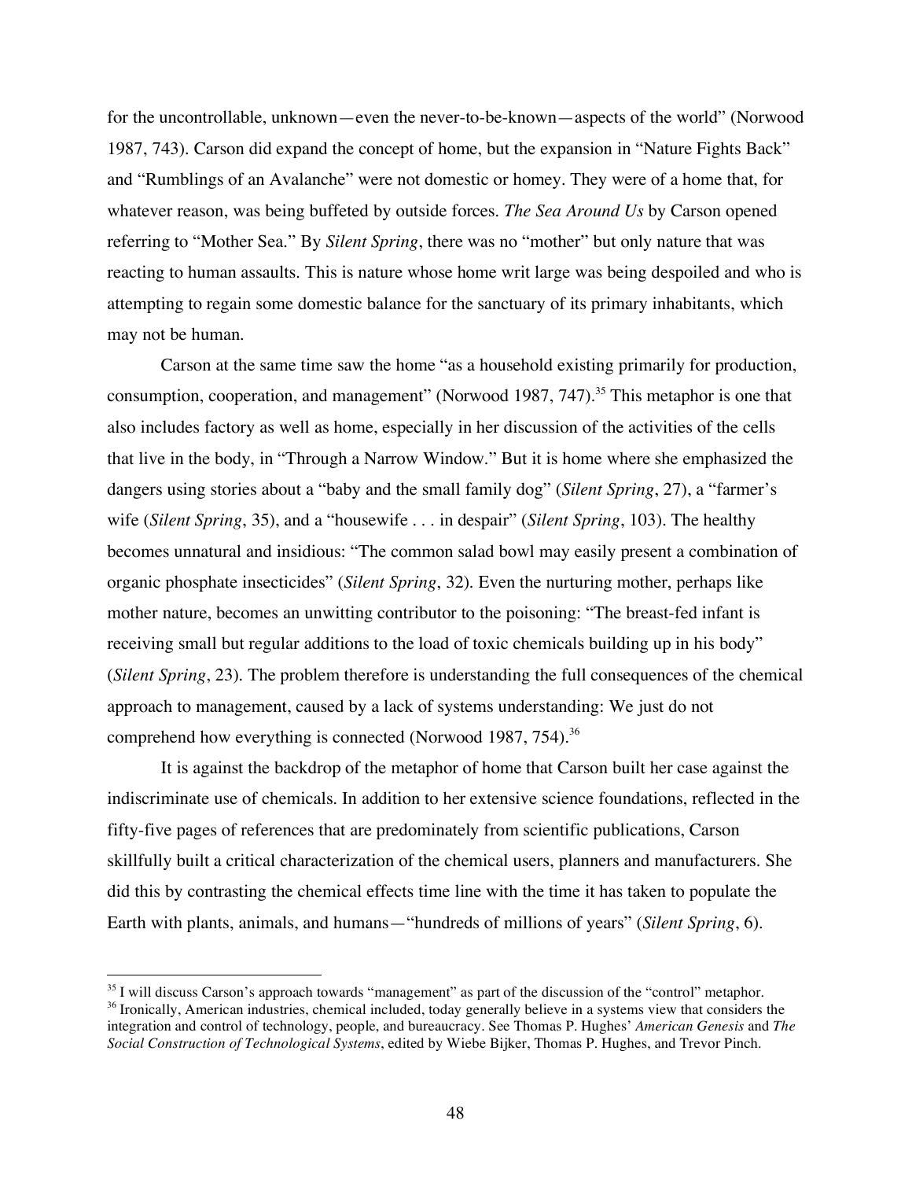for the uncontrollable, unknown—even the never-to-be-known—aspects of the world" (Norwood 1987, 743). Carson did expand the concept of home, but the expansion in "Nature Fights Back" and "Rumblings of an Avalanche" were not domestic or homey. They were of a home that, for whatever reason, was being buffeted by outside forces. *The Sea Around Us* by Carson opened referring to "Mother Sea." By *Silent Spring*, there was no "mother" but only nature that was reacting to human assaults. This is nature whose home writ large was being despoiled and who is attempting to regain some domestic balance for the sanctuary of its primary inhabitants, which may not be human.

Carson at the same time saw the home "as a household existing primarily for production, consumption, cooperation, and management" (Norwood 1987, 747).[35] This metaphor is one that also includes factory as well as home, especially in her discussion of the activities of the cells that live in the body, in "Through a Narrow Window." But it is home where she emphasized the dangers using stories about a "baby and the small family dog" (*Silent Spring*, 27), a "farmer's wife (*Silent Spring*, 35), and a "housewife . . . in despair" (*Silent Spring*, 103). The healthy becomes unnatural and insidious: "The common salad bowl may easily present a combination of organic phosphate insecticides" (*Silent Spring*, 32). Even the nurturing mother, perhaps like mother nature, becomes an unwitting contributor to the poisoning: "The breast-fed infant is receiving small but regular additions to the load of toxic chemicals building up in his body" (*Silent Spring*, 23). The problem therefore is understanding the full consequences of the chemical approach to management, caused by a lack of systems understanding: We just do not comprehend how everything is connected (Norwood 1987, 754).[36]

It is against the backdrop of the metaphor of home that Carson built her case against the indiscriminate use of chemicals. In addition to her extensive science foundations, reflected in the fifty-five pages of references that are predominately from scientific publications, Carson skillfully built a critical characterization of the chemical users, planners and manufacturers. She did this by contrasting the chemical effects time line with the time it has taken to populate the Earth with plants, animals, and humans—"hundreds of millions of years" (*Silent Spring*, 6).

---

[35] I will discuss Carson's approach towards "management" as part of the discussion of the "control" metaphor.

[36] Ironically, American industries, chemical included, today generally believe in a systems view that considers the integration and control of technology, people, and bureaucracy. See Thomas P. Hughes' *American Genesis* and *The Social Construction of Technological Systems*, edited by Wiebe Bijker, Thomas P. Hughes, and Trevor Pinch.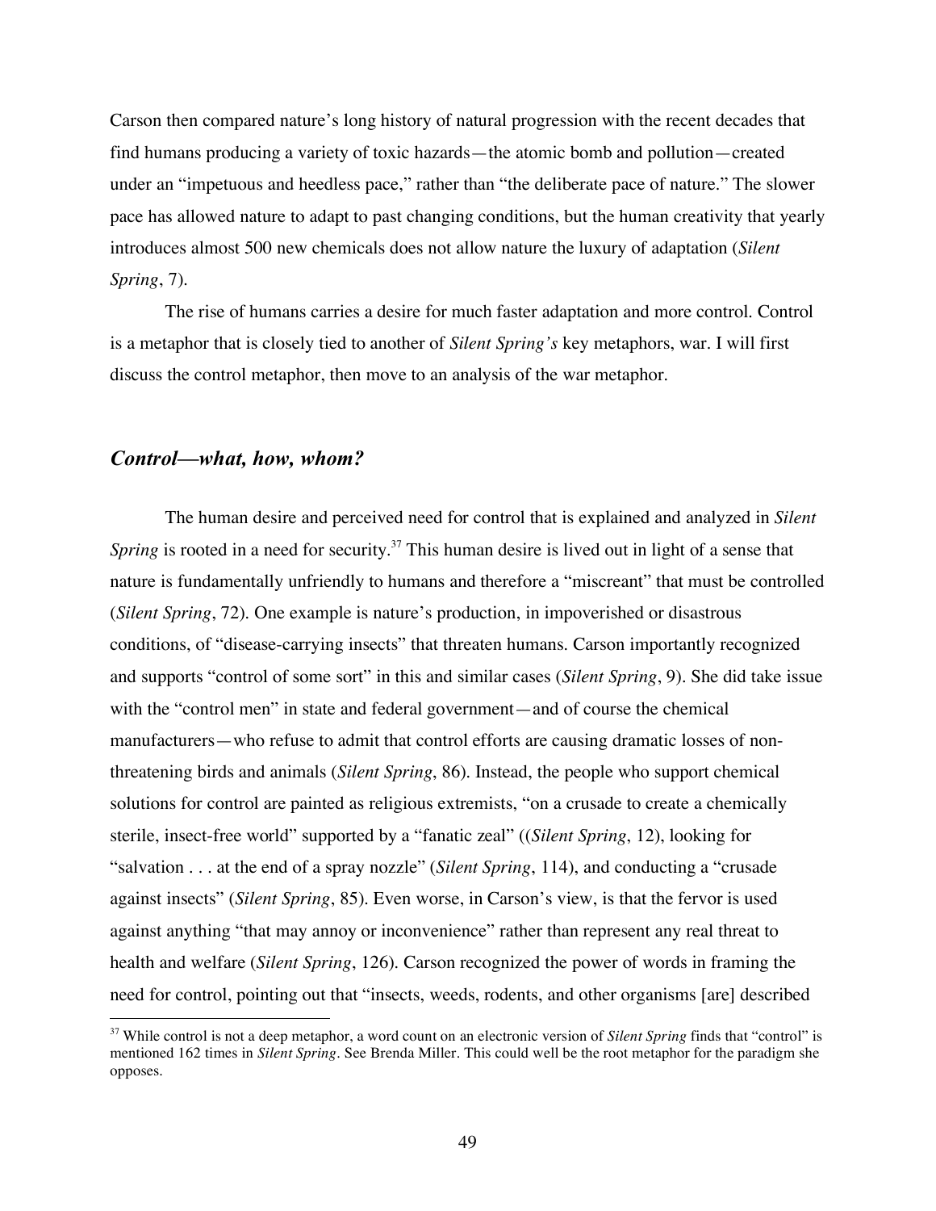Carson then compared nature's long history of natural progression with the recent decades that find humans producing a variety of toxic hazards—the atomic bomb and pollution—created under an "impetuous and heedless pace," rather than "the deliberate pace of nature." The slower pace has allowed nature to adapt to past changing conditions, but the human creativity that yearly introduces almost 500 new chemicals does not allow nature the luxury of adaptation (*Silent Spring*, 7).

The rise of humans carries a desire for much faster adaptation and more control. Control is a metaphor that is closely tied to another of *Silent Spring's* key metaphors, war. I will first discuss the control metaphor, then move to an analysis of the war metaphor.

### *Control—what, how, whom?*

The human desire and perceived need for control that is explained and analyzed in *Silent Spring* is rooted in a need for security.[37] This human desire is lived out in light of a sense that nature is fundamentally unfriendly to humans and therefore a "miscreant" that must be controlled (*Silent Spring*, 72). One example is nature's production, in impoverished or disastrous conditions, of "disease-carrying insects" that threaten humans. Carson importantly recognized and supports "control of some sort" in this and similar cases (*Silent Spring*, 9). She did take issue with the "control men" in state and federal government—and of course the chemical manufacturers—who refuse to admit that control efforts are causing dramatic losses of non-threatening birds and animals (*Silent Spring*, 86). Instead, the people who support chemical solutions for control are painted as religious extremists, "on a crusade to create a chemically sterile, insect-free world" supported by a "fanatic zeal" ((*Silent Spring*, 12), looking for "salvation . . . at the end of a spray nozzle" (*Silent Spring*, 114), and conducting a "crusade against insects" (*Silent Spring*, 85). Even worse, in Carson's view, is that the fervor is used against anything "that may annoy or inconvenience" rather than represent any real threat to health and welfare (*Silent Spring*, 126). Carson recognized the power of words in framing the need for control, pointing out that "insects, weeds, rodents, and other organisms [are] described

---

[37] While control is not a deep metaphor, a word count on an electronic version of *Silent Spring* finds that "control" is mentioned 162 times in *Silent Spring*. See Brenda Miller. This could well be the root metaphor for the paradigm she opposes.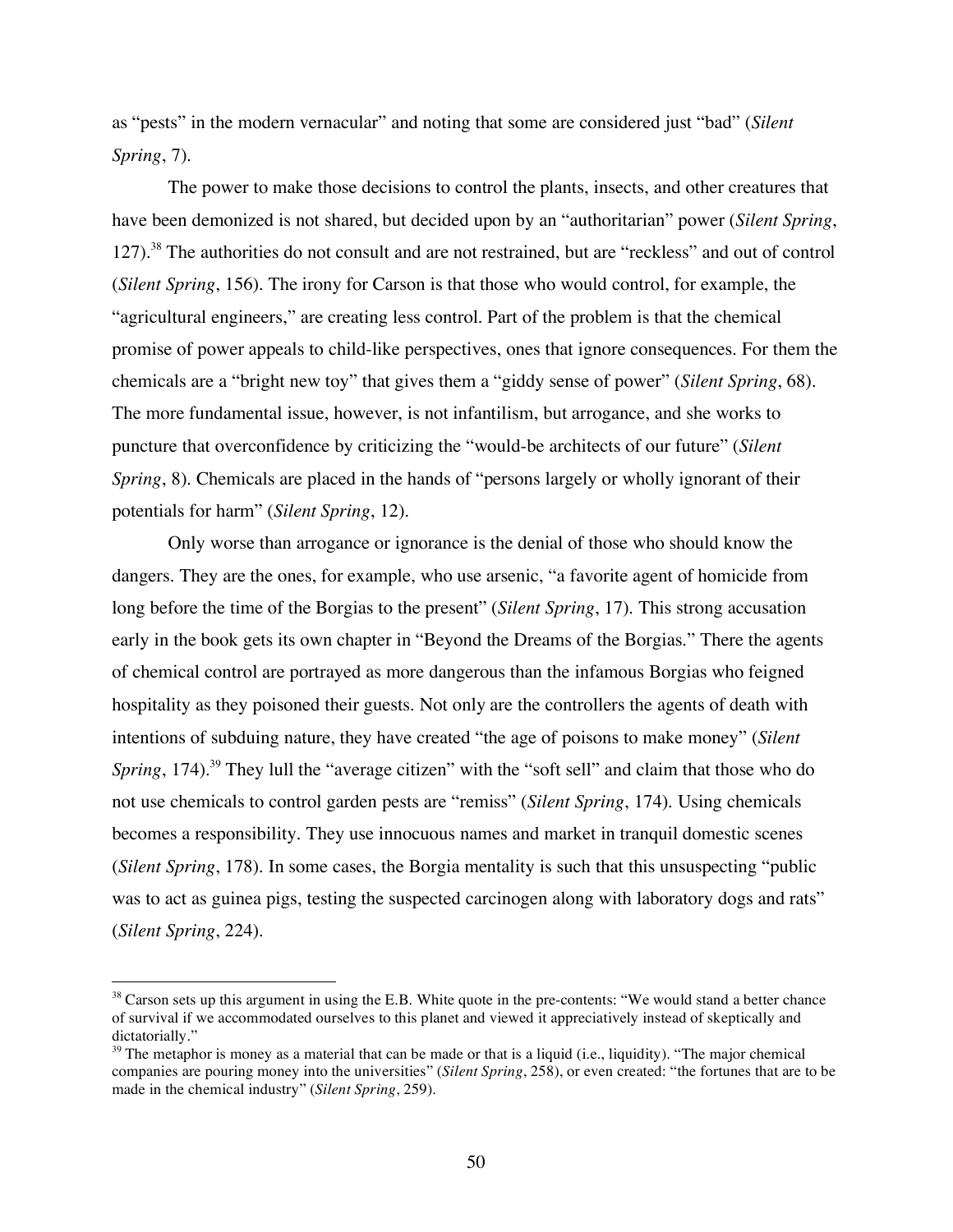as "pests" in the modern vernacular" and noting that some are considered just "bad" (*Silent Spring*, 7).

The power to make those decisions to control the plants, insects, and other creatures that have been demonized is not shared, but decided upon by an "authoritarian" power (*Silent Spring*, 127).[38] The authorities do not consult and are not restrained, but are "reckless" and out of control (*Silent Spring*, 156). The irony for Carson is that those who would control, for example, the "agricultural engineers," are creating less control. Part of the problem is that the chemical promise of power appeals to child-like perspectives, ones that ignore consequences. For them the chemicals are a "bright new toy" that gives them a "giddy sense of power" (*Silent Spring*, 68). The more fundamental issue, however, is not infantilism, but arrogance, and she works to puncture that overconfidence by criticizing the "would-be architects of our future" (*Silent Spring*, 8). Chemicals are placed in the hands of "persons largely or wholly ignorant of their potentials for harm" (*Silent Spring*, 12).

Only worse than arrogance or ignorance is the denial of those who should know the dangers. They are the ones, for example, who use arsenic, "a favorite agent of homicide from long before the time of the Borgias to the present" (*Silent Spring*, 17). This strong accusation early in the book gets its own chapter in "Beyond the Dreams of the Borgias." There the agents of chemical control are portrayed as more dangerous than the infamous Borgias who feigned hospitality as they poisoned their guests. Not only are the controllers the agents of death with intentions of subduing nature, they have created "the age of poisons to make money" (*Silent Spring*, 174).[39] They lull the "average citizen" with the "soft sell" and claim that those who do not use chemicals to control garden pests are "remiss" (*Silent Spring*, 174). Using chemicals becomes a responsibility. They use innocuous names and market in tranquil domestic scenes (*Silent Spring*, 178). In some cases, the Borgia mentality is such that this unsuspecting "public was to act as guinea pigs, testing the suspected carcinogen along with laboratory dogs and rats" (*Silent Spring*, 224).

---

[38] Carson sets up this argument in using the E.B. White quote in the pre-contents: "We would stand a better chance of survival if we accommodated ourselves to this planet and viewed it appreciatively instead of skeptically and dictatorially."

[39] The metaphor is money as a material that can be made or that is a liquid (i.e., liquidity). "The major chemical companies are pouring money into the universities" (*Silent Spring*, 258), or even created: "the fortunes that are to be made in the chemical industry" (*Silent Spring*, 259).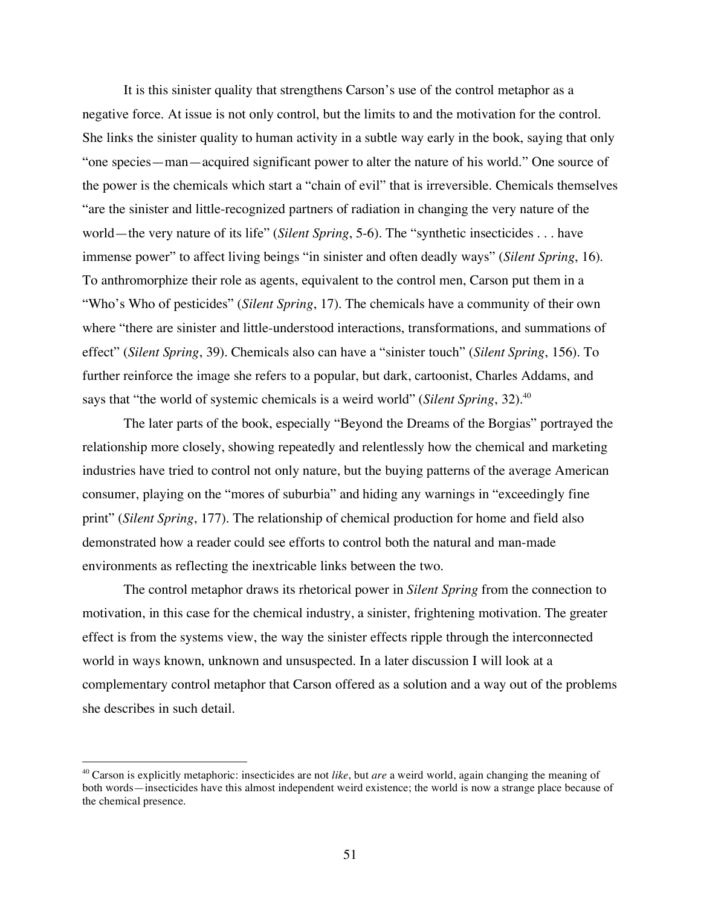It is this sinister quality that strengthens Carson's use of the control metaphor as a negative force. At issue is not only control, but the limits to and the motivation for the control. She links the sinister quality to human activity in a subtle way early in the book, saying that only "one species—man—acquired significant power to alter the nature of his world." One source of the power is the chemicals which start a "chain of evil" that is irreversible. Chemicals themselves "are the sinister and little-recognized partners of radiation in changing the very nature of the world—the very nature of its life" (*Silent Spring*, 5-6). The "synthetic insecticides . . . have immense power" to affect living beings "in sinister and often deadly ways" (*Silent Spring*, 16). To anthromorphize their role as agents, equivalent to the control men, Carson put them in a "Who's Who of pesticides" (*Silent Spring*, 17). The chemicals have a community of their own where "there are sinister and little-understood interactions, transformations, and summations of effect" (*Silent Spring*, 39). Chemicals also can have a "sinister touch" (*Silent Spring*, 156). To further reinforce the image she refers to a popular, but dark, cartoonist, Charles Addams, and says that "the world of systemic chemicals is a weird world" (*Silent Spring*, 32).[40]

The later parts of the book, especially "Beyond the Dreams of the Borgias" portrayed the relationship more closely, showing repeatedly and relentlessly how the chemical and marketing industries have tried to control not only nature, but the buying patterns of the average American consumer, playing on the "mores of suburbia" and hiding any warnings in "exceedingly fine print" (*Silent Spring*, 177). The relationship of chemical production for home and field also demonstrated how a reader could see efforts to control both the natural and man-made environments as reflecting the inextricable links between the two.

The control metaphor draws its rhetorical power in *Silent Spring* from the connection to motivation, in this case for the chemical industry, a sinister, frightening motivation. The greater effect is from the systems view, the way the sinister effects ripple through the interconnected world in ways known, unknown and unsuspected. In a later discussion I will look at a complementary control metaphor that Carson offered as a solution and a way out of the problems she describes in such detail.

---

[40] Carson is explicitly metaphoric: insecticides are not *like*, but *are* a weird world, again changing the meaning of both words—insecticides have this almost independent weird existence; the world is now a strange place because of the chemical presence.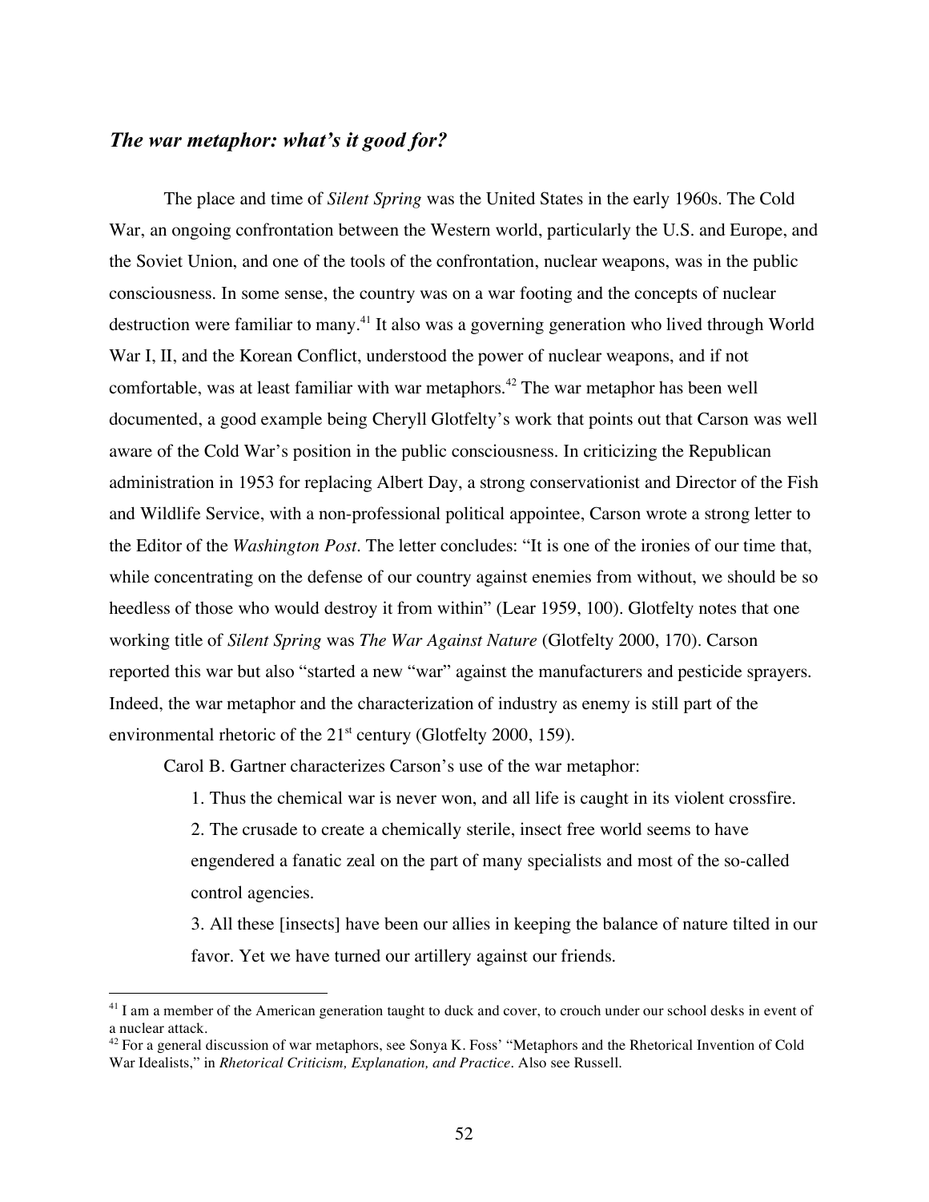## *The war metaphor: what's it good for?*

The place and time of *Silent Spring* was the United States in the early 1960s. The Cold War, an ongoing confrontation between the Western world, particularly the U.S. and Europe, and the Soviet Union, and one of the tools of the confrontation, nuclear weapons, was in the public consciousness. In some sense, the country was on a war footing and the concepts of nuclear destruction were familiar to many.[41] It also was a governing generation who lived through World War I, II, and the Korean Conflict, understood the power of nuclear weapons, and if not comfortable, was at least familiar with war metaphors.[42] The war metaphor has been well documented, a good example being Cheryll Glotfelty's work that points out that Carson was well aware of the Cold War's position in the public consciousness. In criticizing the Republican administration in 1953 for replacing Albert Day, a strong conservationist and Director of the Fish and Wildlife Service, with a non-professional political appointee, Carson wrote a strong letter to the Editor of the *Washington Post*. The letter concludes: "It is one of the ironies of our time that, while concentrating on the defense of our country against enemies from without, we should be so heedless of those who would destroy it from within" (Lear 1959, 100). Glotfelty notes that one working title of *Silent Spring* was *The War Against Nature* (Glotfelty 2000, 170). Carson reported this war but also "started a new "war" against the manufacturers and pesticide sprayers. Indeed, the war metaphor and the characterization of industry as enemy is still part of the environmental rhetoric of the 21st century (Glotfelty 2000, 159).

Carol B. Gartner characterizes Carson's use of the war metaphor:

> 1. Thus the chemical war is never won, and all life is caught in its violent crossfire.
>
> 2. The crusade to create a chemically sterile, insect free world seems to have engendered a fanatic zeal on the part of many specialists and most of the so-called control agencies.
>
> 3. All these [insects] have been our allies in keeping the balance of nature tilted in our favor. Yet we have turned our artillery against our friends.

---

[41] I am a member of the American generation taught to duck and cover, to crouch under our school desks in event of a nuclear attack.

[42] For a general discussion of war metaphors, see Sonya K. Foss' "Metaphors and the Rhetorical Invention of Cold War Idealists," in *Rhetorical Criticism, Explanation, and Practice*. Also see Russell.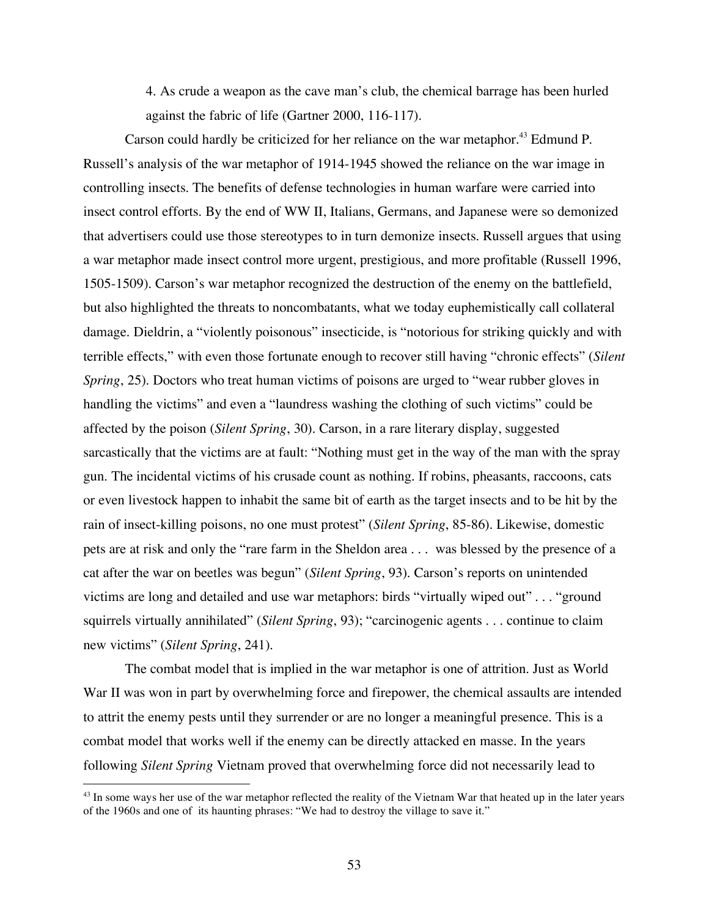4. As crude a weapon as the cave man's club, the chemical barrage has been hurled against the fabric of life (Gartner 2000, 116-117).

Carson could hardly be criticized for her reliance on the war metaphor.[43] Edmund P. Russell's analysis of the war metaphor of 1914-1945 showed the reliance on the war image in controlling insects. The benefits of defense technologies in human warfare were carried into insect control efforts. By the end of WW II, Italians, Germans, and Japanese were so demonized that advertisers could use those stereotypes to in turn demonize insects. Russell argues that using a war metaphor made insect control more urgent, prestigious, and more profitable (Russell 1996, 1505-1509). Carson's war metaphor recognized the destruction of the enemy on the battlefield, but also highlighted the threats to noncombatants, what we today euphemistically call collateral damage. Dieldrin, a "violently poisonous" insecticide, is "notorious for striking quickly and with terrible effects," with even those fortunate enough to recover still having "chronic effects" (*Silent Spring*, 25). Doctors who treat human victims of poisons are urged to "wear rubber gloves in handling the victims" and even a "laundress washing the clothing of such victims" could be affected by the poison (*Silent Spring*, 30). Carson, in a rare literary display, suggested sarcastically that the victims are at fault: "Nothing must get in the way of the man with the spray gun. The incidental victims of his crusade count as nothing. If robins, pheasants, raccoons, cats or even livestock happen to inhabit the same bit of earth as the target insects and to be hit by the rain of insect-killing poisons, no one must protest" (*Silent Spring*, 85-86). Likewise, domestic pets are at risk and only the "rare farm in the Sheldon area . . . was blessed by the presence of a cat after the war on beetles was begun" (*Silent Spring*, 93). Carson's reports on unintended victims are long and detailed and use war metaphors: birds "virtually wiped out" . . . "ground squirrels virtually annihilated" (*Silent Spring*, 93); "carcinogenic agents . . . continue to claim new victims" (*Silent Spring*, 241).

The combat model that is implied in the war metaphor is one of attrition. Just as World War II was won in part by overwhelming force and firepower, the chemical assaults are intended to attrit the enemy pests until they surrender or are no longer a meaningful presence. This is a combat model that works well if the enemy can be directly attacked en masse. In the years following *Silent Spring* Vietnam proved that overwhelming force did not necessarily lead to

---

[43] In some ways her use of the war metaphor reflected the reality of the Vietnam War that heated up in the later years of the 1960s and one of its haunting phrases: "We had to destroy the village to save it."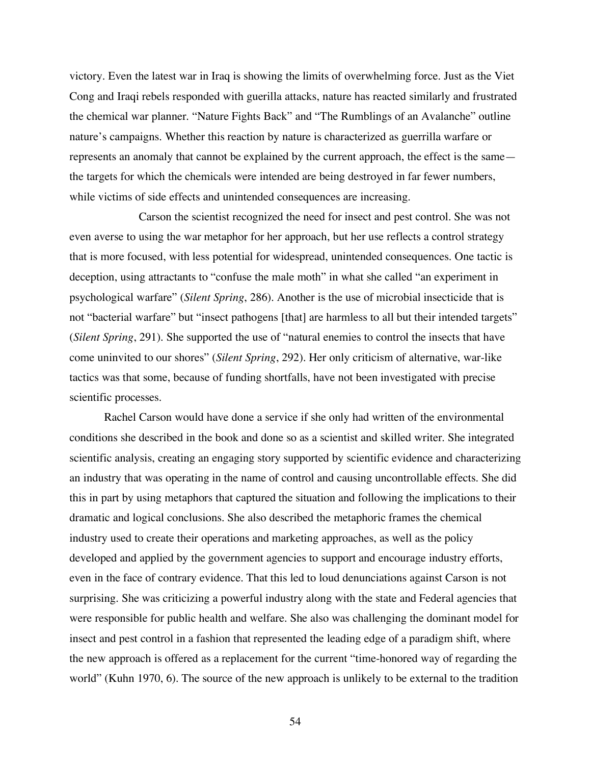victory. Even the latest war in Iraq is showing the limits of overwhelming force. Just as the Viet Cong and Iraqi rebels responded with guerilla attacks, nature has reacted similarly and frustrated the chemical war planner. "Nature Fights Back" and "The Rumblings of an Avalanche" outline nature's campaigns. Whether this reaction by nature is characterized as guerrilla warfare or represents an anomaly that cannot be explained by the current approach, the effect is the same—the targets for which the chemicals were intended are being destroyed in far fewer numbers, while victims of side effects and unintended consequences are increasing.

Carson the scientist recognized the need for insect and pest control. She was not even averse to using the war metaphor for her approach, but her use reflects a control strategy that is more focused, with less potential for widespread, unintended consequences. One tactic is deception, using attractants to "confuse the male moth" in what she called "an experiment in psychological warfare" (*Silent Spring*, 286). Another is the use of microbial insecticide that is not "bacterial warfare" but "insect pathogens [that] are harmless to all but their intended targets" (*Silent Spring*, 291). She supported the use of "natural enemies to control the insects that have come uninvited to our shores" (*Silent Spring*, 292). Her only criticism of alternative, war-like tactics was that some, because of funding shortfalls, have not been investigated with precise scientific processes.

Rachel Carson would have done a service if she only had written of the environmental conditions she described in the book and done so as a scientist and skilled writer. She integrated scientific analysis, creating an engaging story supported by scientific evidence and characterizing an industry that was operating in the name of control and causing uncontrollable effects. She did this in part by using metaphors that captured the situation and following the implications to their dramatic and logical conclusions. She also described the metaphoric frames the chemical industry used to create their operations and marketing approaches, as well as the policy developed and applied by the government agencies to support and encourage industry efforts, even in the face of contrary evidence. That this led to loud denunciations against Carson is not surprising. She was criticizing a powerful industry along with the state and Federal agencies that were responsible for public health and welfare. She also was challenging the dominant model for insect and pest control in a fashion that represented the leading edge of a paradigm shift, where the new approach is offered as a replacement for the current "time-honored way of regarding the world" (Kuhn 1970, 6). The source of the new approach is unlikely to be external to the tradition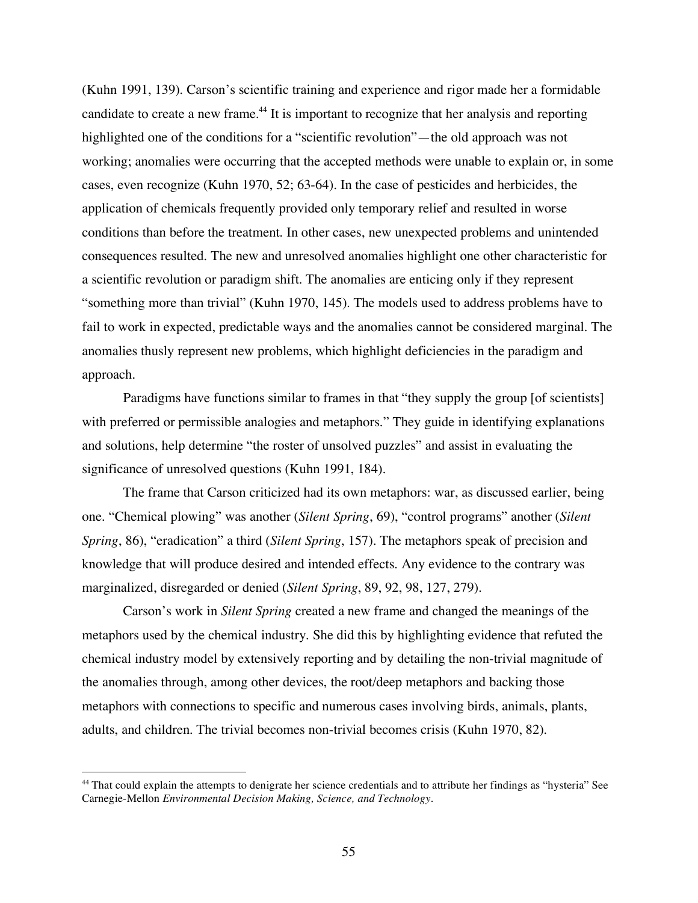(Kuhn 1991, 139). Carson's scientific training and experience and rigor made her a formidable candidate to create a new frame.[44] It is important to recognize that her analysis and reporting highlighted one of the conditions for a "scientific revolution"—the old approach was not working; anomalies were occurring that the accepted methods were unable to explain or, in some cases, even recognize (Kuhn 1970, 52; 63-64). In the case of pesticides and herbicides, the application of chemicals frequently provided only temporary relief and resulted in worse conditions than before the treatment. In other cases, new unexpected problems and unintended consequences resulted. The new and unresolved anomalies highlight one other characteristic for a scientific revolution or paradigm shift. The anomalies are enticing only if they represent "something more than trivial" (Kuhn 1970, 145). The models used to address problems have to fail to work in expected, predictable ways and the anomalies cannot be considered marginal. The anomalies thusly represent new problems, which highlight deficiencies in the paradigm and approach.

Paradigms have functions similar to frames in that "they supply the group [of scientists] with preferred or permissible analogies and metaphors." They guide in identifying explanations and solutions, help determine "the roster of unsolved puzzles" and assist in evaluating the significance of unresolved questions (Kuhn 1991, 184).

The frame that Carson criticized had its own metaphors: war, as discussed earlier, being one. "Chemical plowing" was another (*Silent Spring*, 69), "control programs" another (*Silent Spring*, 86), "eradication" a third (*Silent Spring*, 157). The metaphors speak of precision and knowledge that will produce desired and intended effects. Any evidence to the contrary was marginalized, disregarded or denied (*Silent Spring*, 89, 92, 98, 127, 279).

Carson's work in *Silent Spring* created a new frame and changed the meanings of the metaphors used by the chemical industry. She did this by highlighting evidence that refuted the chemical industry model by extensively reporting and by detailing the non-trivial magnitude of the anomalies through, among other devices, the root/deep metaphors and backing those metaphors with connections to specific and numerous cases involving birds, animals, plants, adults, and children. The trivial becomes non-trivial becomes crisis (Kuhn 1970, 82).

---

[44] That could explain the attempts to denigrate her science credentials and to attribute her findings as "hysteria" See Carnegie-Mellon *Environmental Decision Making, Science, and Technology*.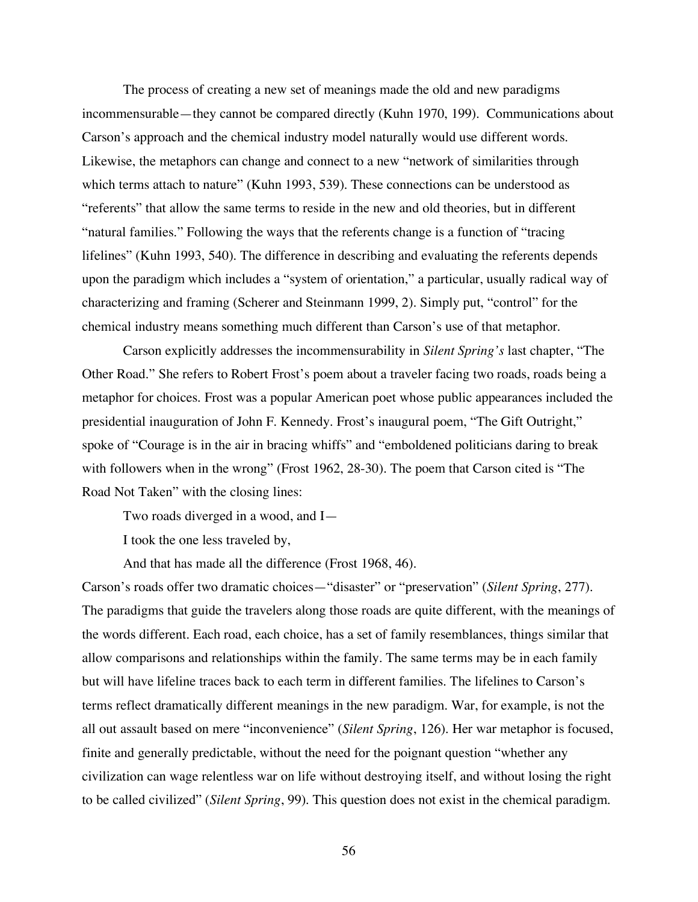The process of creating a new set of meanings made the old and new paradigms incommensurable—they cannot be compared directly (Kuhn 1970, 199). Communications about Carson's approach and the chemical industry model naturally would use different words. Likewise, the metaphors can change and connect to a new "network of similarities through which terms attach to nature" (Kuhn 1993, 539). These connections can be understood as "referents" that allow the same terms to reside in the new and old theories, but in different "natural families." Following the ways that the referents change is a function of "tracing lifelines" (Kuhn 1993, 540). The difference in describing and evaluating the referents depends upon the paradigm which includes a "system of orientation," a particular, usually radical way of characterizing and framing (Scherer and Steinmann 1999, 2). Simply put, "control" for the chemical industry means something much different than Carson's use of that metaphor.

Carson explicitly addresses the incommensurability in *Silent Spring's* last chapter, "The Other Road." She refers to Robert Frost's poem about a traveler facing two roads, roads being a metaphor for choices. Frost was a popular American poet whose public appearances included the presidential inauguration of John F. Kennedy. Frost's inaugural poem, "The Gift Outright," spoke of "Courage is in the air in bracing whiffs" and "emboldened politicians daring to break with followers when in the wrong" (Frost 1962, 28-30). The poem that Carson cited is "The Road Not Taken" with the closing lines:

> Two roads diverged in a wood, and I—
>
> I took the one less traveled by,
>
> And that has made all the difference (Frost 1968, 46).

Carson's roads offer two dramatic choices—"disaster" or "preservation" (*Silent Spring*, 277). The paradigms that guide the travelers along those roads are quite different, with the meanings of the words different. Each road, each choice, has a set of family resemblances, things similar that allow comparisons and relationships within the family. The same terms may be in each family but will have lifeline traces back to each term in different families. The lifelines to Carson's terms reflect dramatically different meanings in the new paradigm. War, for example, is not the all out assault based on mere "inconvenience" (*Silent Spring*, 126). Her war metaphor is focused, finite and generally predictable, without the need for the poignant question "whether any civilization can wage relentless war on life without destroying itself, and without losing the right to be called civilized" (*Silent Spring*, 99). This question does not exist in the chemical paradigm.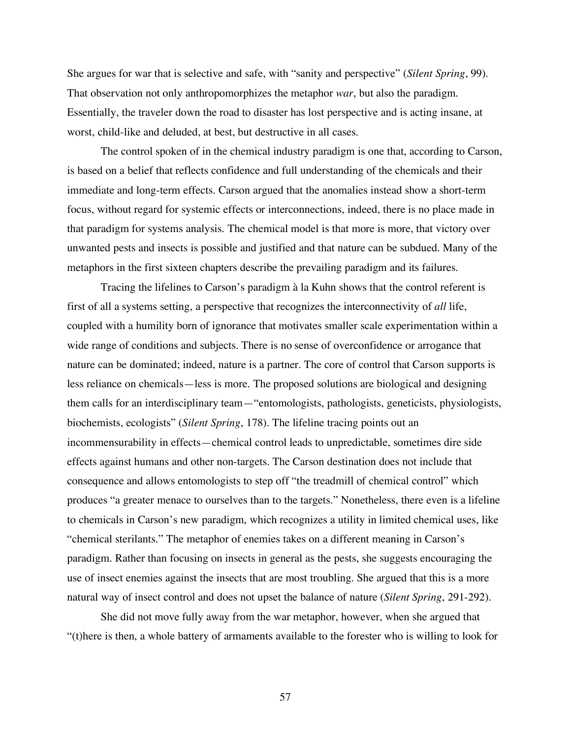She argues for war that is selective and safe, with "sanity and perspective" (*Silent Spring*, 99). That observation not only anthropomorphizes the metaphor *war*, but also the paradigm. Essentially, the traveler down the road to disaster has lost perspective and is acting insane, at worst, child-like and deluded, at best, but destructive in all cases.

The control spoken of in the chemical industry paradigm is one that, according to Carson, is based on a belief that reflects confidence and full understanding of the chemicals and their immediate and long-term effects. Carson argued that the anomalies instead show a short-term focus, without regard for systemic effects or interconnections, indeed, there is no place made in that paradigm for systems analysis. The chemical model is that more is more, that victory over unwanted pests and insects is possible and justified and that nature can be subdued. Many of the metaphors in the first sixteen chapters describe the prevailing paradigm and its failures.

Tracing the lifelines to Carson's paradigm à la Kuhn shows that the control referent is first of all a systems setting, a perspective that recognizes the interconnectivity of *all* life, coupled with a humility born of ignorance that motivates smaller scale experimentation within a wide range of conditions and subjects. There is no sense of overconfidence or arrogance that nature can be dominated; indeed, nature is a partner. The core of control that Carson supports is less reliance on chemicals—less is more. The proposed solutions are biological and designing them calls for an interdisciplinary team—"entomologists, pathologists, geneticists, physiologists, biochemists, ecologists" (*Silent Spring*, 178). The lifeline tracing points out an incommensurability in effects—chemical control leads to unpredictable, sometimes dire side effects against humans and other non-targets. The Carson destination does not include that consequence and allows entomologists to step off "the treadmill of chemical control" which produces "a greater menace to ourselves than to the targets." Nonetheless, there even is a lifeline to chemicals in Carson's new paradigm, which recognizes a utility in limited chemical uses, like "chemical sterilants." The metaphor of enemies takes on a different meaning in Carson's paradigm. Rather than focusing on insects in general as the pests, she suggests encouraging the use of insect enemies against the insects that are most troubling. She argued that this is a more natural way of insect control and does not upset the balance of nature (*Silent Spring*, 291-292).

She did not move fully away from the war metaphor, however, when she argued that "(t)here is then, a whole battery of armaments available to the forester who is willing to look for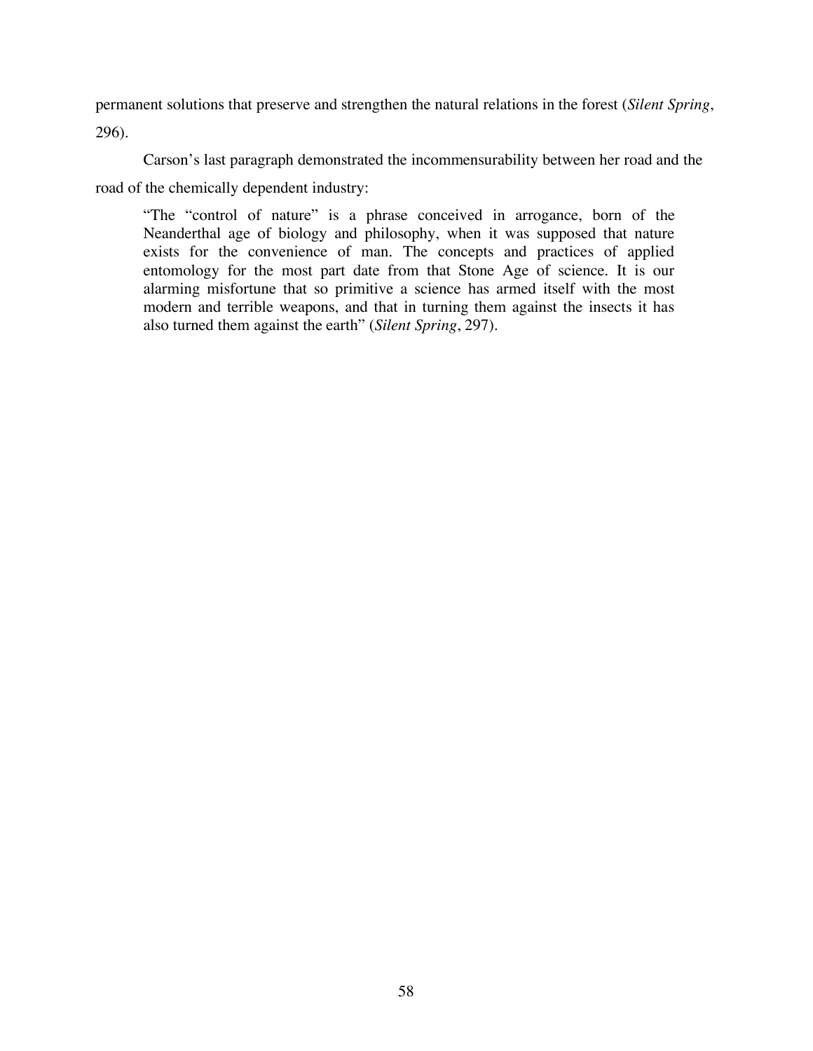permanent solutions that preserve and strengthen the natural relations in the forest (*Silent Spring*, 296).

Carson's last paragraph demonstrated the incommensurability between her road and the road of the chemically dependent industry:

> "The "control of nature" is a phrase conceived in arrogance, born of the Neanderthal age of biology and philosophy, when it was supposed that nature exists for the convenience of man. The concepts and practices of applied entomology for the most part date from that Stone Age of science. It is our alarming misfortune that so primitive a science has armed itself with the most modern and terrible weapons, and that in turning them against the insects it has also turned them against the earth" (*Silent Spring*, 297).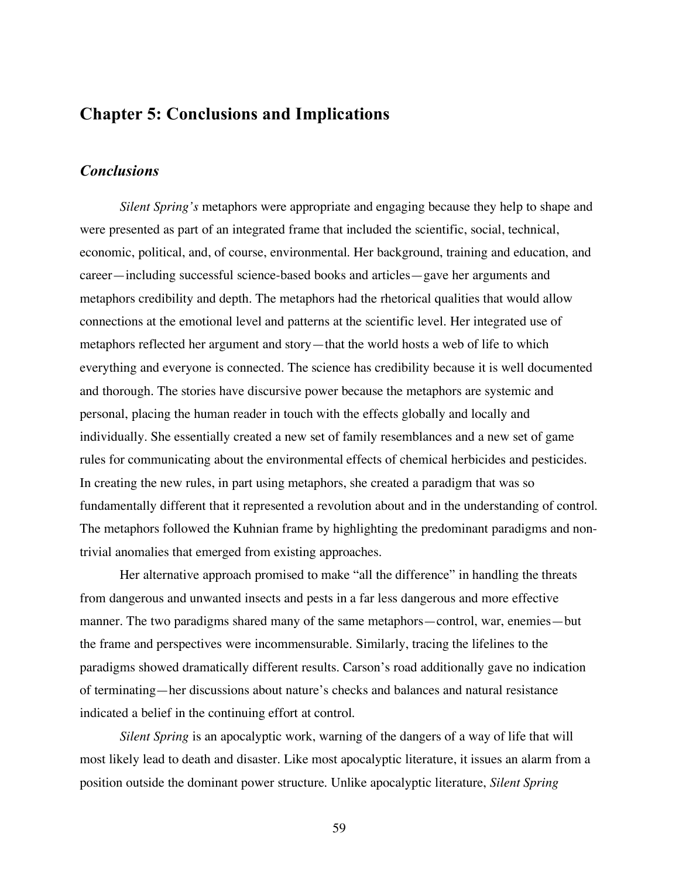# Chapter 5: Conclusions and Implications

## *Conclusions*

*Silent Spring's* metaphors were appropriate and engaging because they help to shape and were presented as part of an integrated frame that included the scientific, social, technical, economic, political, and, of course, environmental. Her background, training and education, and career—including successful science-based books and articles—gave her arguments and metaphors credibility and depth. The metaphors had the rhetorical qualities that would allow connections at the emotional level and patterns at the scientific level. Her integrated use of metaphors reflected her argument and story—that the world hosts a web of life to which everything and everyone is connected. The science has credibility because it is well documented and thorough. The stories have discursive power because the metaphors are systemic and personal, placing the human reader in touch with the effects globally and locally and individually. She essentially created a new set of family resemblances and a new set of game rules for communicating about the environmental effects of chemical herbicides and pesticides. In creating the new rules, in part using metaphors, she created a paradigm that was so fundamentally different that it represented a revolution about and in the understanding of control. The metaphors followed the Kuhnian frame by highlighting the predominant paradigms and non-trivial anomalies that emerged from existing approaches.

Her alternative approach promised to make "all the difference" in handling the threats from dangerous and unwanted insects and pests in a far less dangerous and more effective manner. The two paradigms shared many of the same metaphors—control, war, enemies—but the frame and perspectives were incommensurable. Similarly, tracing the lifelines to the paradigms showed dramatically different results. Carson's road additionally gave no indication of terminating—her discussions about nature's checks and balances and natural resistance indicated a belief in the continuing effort at control.

*Silent Spring* is an apocalyptic work, warning of the dangers of a way of life that will most likely lead to death and disaster. Like most apocalyptic literature, it issues an alarm from a position outside the dominant power structure. Unlike apocalyptic literature, *Silent Spring*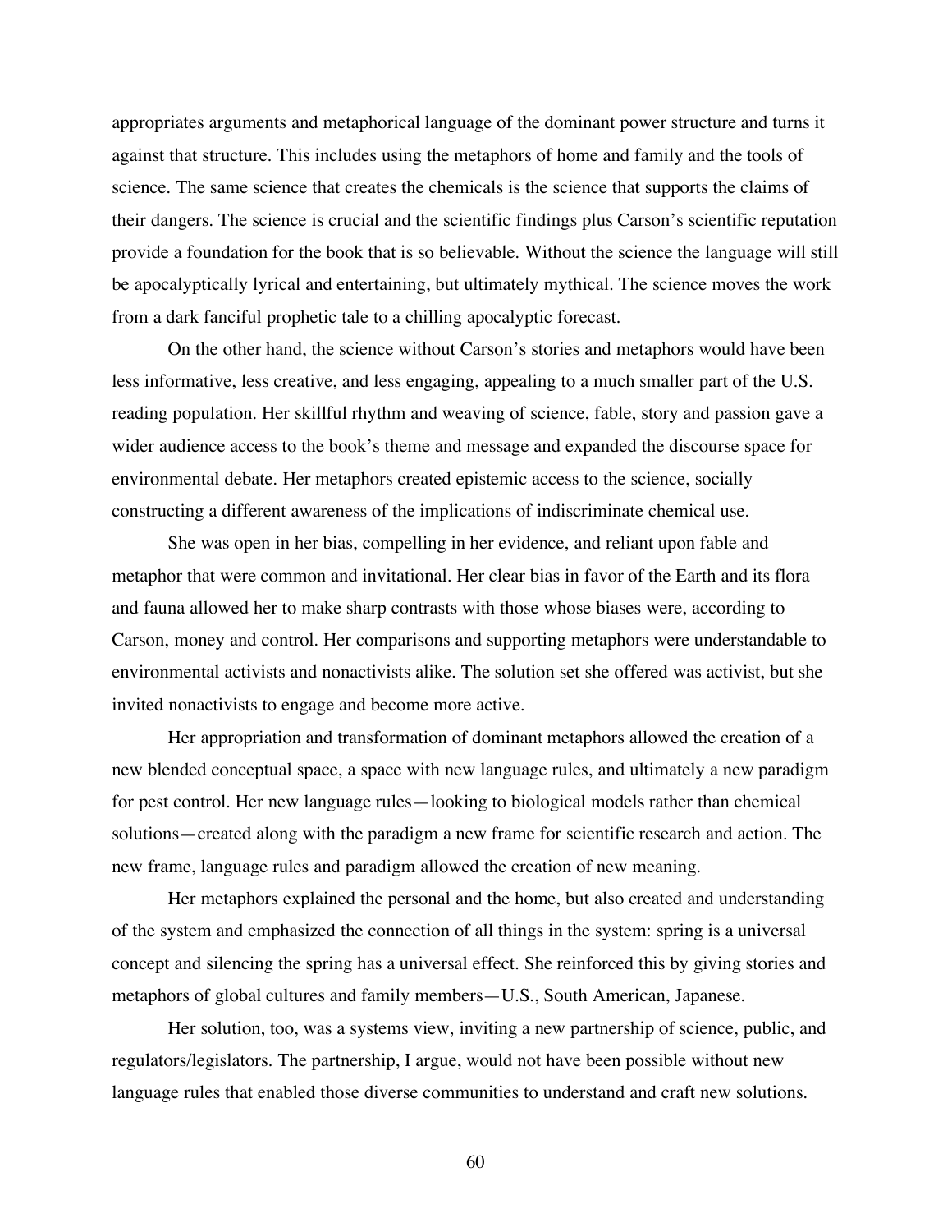appropriates arguments and metaphorical language of the dominant power structure and turns it against that structure. This includes using the metaphors of home and family and the tools of science. The same science that creates the chemicals is the science that supports the claims of their dangers. The science is crucial and the scientific findings plus Carson's scientific reputation provide a foundation for the book that is so believable. Without the science the language will still be apocalyptically lyrical and entertaining, but ultimately mythical. The science moves the work from a dark fanciful prophetic tale to a chilling apocalyptic forecast.

On the other hand, the science without Carson's stories and metaphors would have been less informative, less creative, and less engaging, appealing to a much smaller part of the U.S. reading population. Her skillful rhythm and weaving of science, fable, story and passion gave a wider audience access to the book's theme and message and expanded the discourse space for environmental debate. Her metaphors created epistemic access to the science, socially constructing a different awareness of the implications of indiscriminate chemical use.

She was open in her bias, compelling in her evidence, and reliant upon fable and metaphor that were common and invitational. Her clear bias in favor of the Earth and its flora and fauna allowed her to make sharp contrasts with those whose biases were, according to Carson, money and control. Her comparisons and supporting metaphors were understandable to environmental activists and nonactivists alike. The solution set she offered was activist, but she invited nonactivists to engage and become more active.

Her appropriation and transformation of dominant metaphors allowed the creation of a new blended conceptual space, a space with new language rules, and ultimately a new paradigm for pest control. Her new language rules—looking to biological models rather than chemical solutions—created along with the paradigm a new frame for scientific research and action. The new frame, language rules and paradigm allowed the creation of new meaning.

Her metaphors explained the personal and the home, but also created and understanding of the system and emphasized the connection of all things in the system: spring is a universal concept and silencing the spring has a universal effect. She reinforced this by giving stories and metaphors of global cultures and family members—U.S., South American, Japanese.

Her solution, too, was a systems view, inviting a new partnership of science, public, and regulators/legislators. The partnership, I argue, would not have been possible without new language rules that enabled those diverse communities to understand and craft new solutions.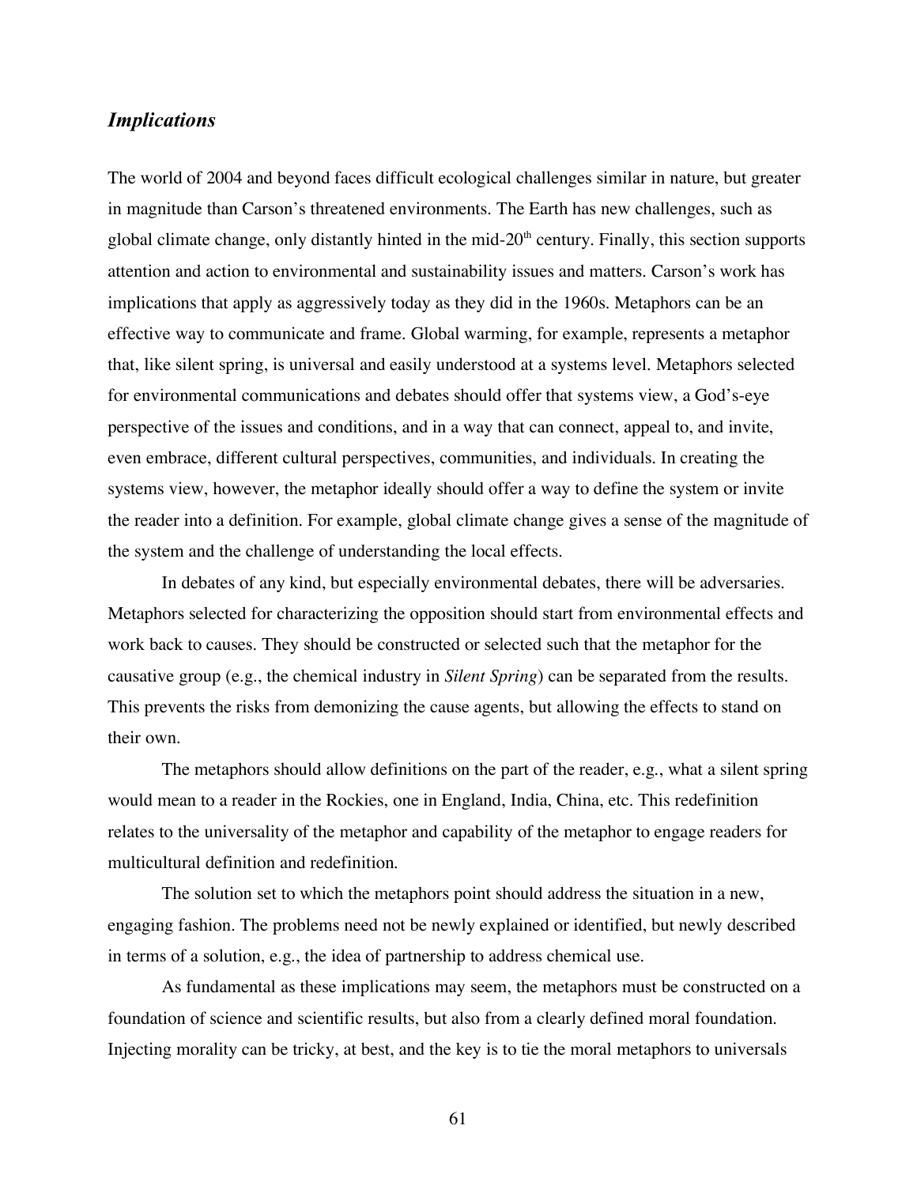### *Implications*

The world of 2004 and beyond faces difficult ecological challenges similar in nature, but greater in magnitude than Carson's threatened environments. The Earth has new challenges, such as global climate change, only distantly hinted in the mid-20th century. Finally, this section supports attention and action to environmental and sustainability issues and matters. Carson's work has implications that apply as aggressively today as they did in the 1960s. Metaphors can be an effective way to communicate and frame. Global warming, for example, represents a metaphor that, like silent spring, is universal and easily understood at a systems level. Metaphors selected for environmental communications and debates should offer that systems view, a God's-eye perspective of the issues and conditions, and in a way that can connect, appeal to, and invite, even embrace, different cultural perspectives, communities, and individuals. In creating the systems view, however, the metaphor ideally should offer a way to define the system or invite the reader into a definition. For example, global climate change gives a sense of the magnitude of the system and the challenge of understanding the local effects.

In debates of any kind, but especially environmental debates, there will be adversaries. Metaphors selected for characterizing the opposition should start from environmental effects and work back to causes. They should be constructed or selected such that the metaphor for the causative group (e.g., the chemical industry in *Silent Spring*) can be separated from the results. This prevents the risks from demonizing the cause agents, but allowing the effects to stand on their own.

The metaphors should allow definitions on the part of the reader, e.g., what a silent spring would mean to a reader in the Rockies, one in England, India, China, etc. This redefinition relates to the universality of the metaphor and capability of the metaphor to engage readers for multicultural definition and redefinition.

The solution set to which the metaphors point should address the situation in a new, engaging fashion. The problems need not be newly explained or identified, but newly described in terms of a solution, e.g., the idea of partnership to address chemical use.

As fundamental as these implications may seem, the metaphors must be constructed on a foundation of science and scientific results, but also from a clearly defined moral foundation. Injecting morality can be tricky, at best, and the key is to tie the moral metaphors to universals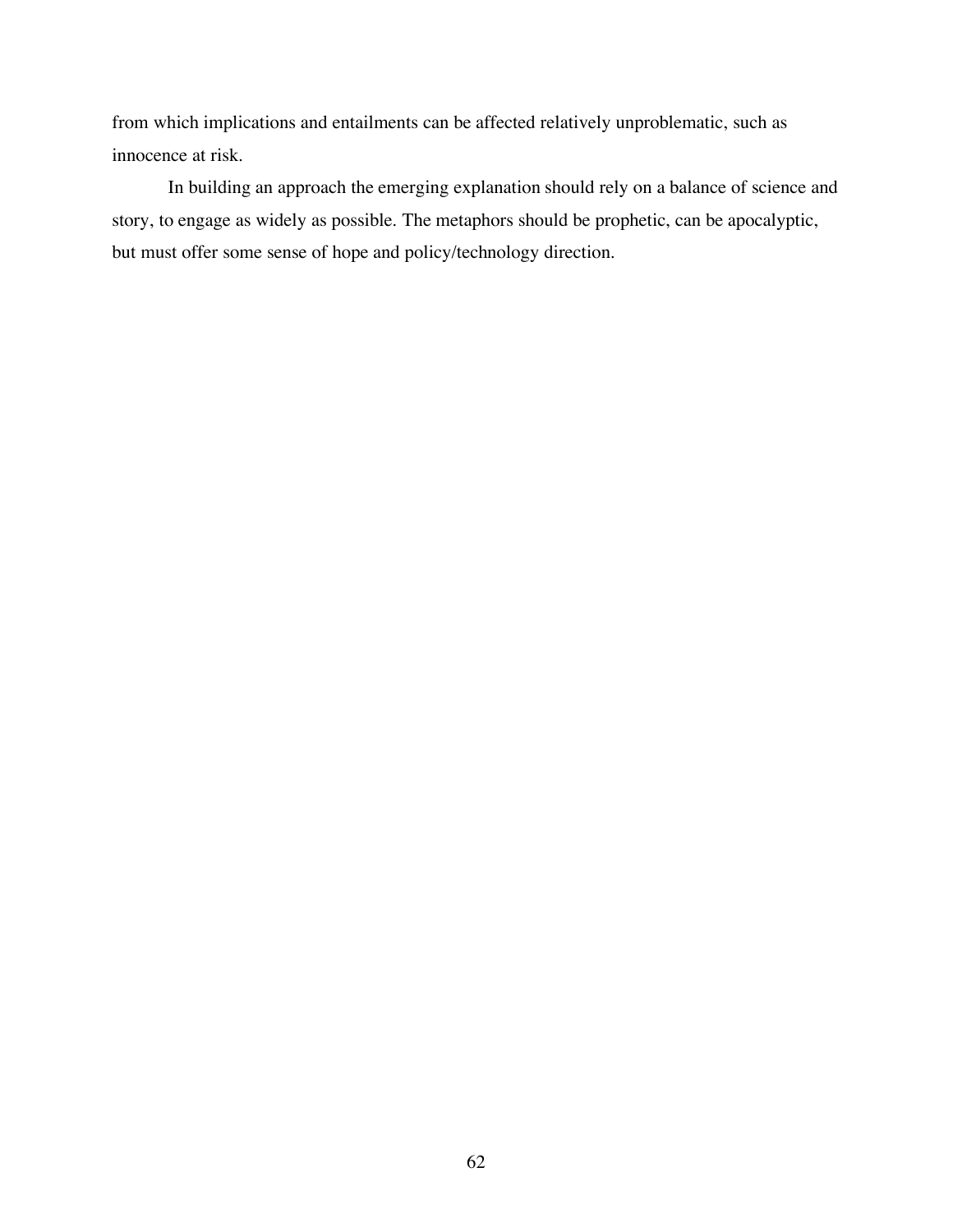from which implications and entailments can be affected relatively unproblematic, such as innocence at risk.

In building an approach the emerging explanation should rely on a balance of science and story, to engage as widely as possible. The metaphors should be prophetic, can be apocalyptic, but must offer some sense of hope and policy/technology direction.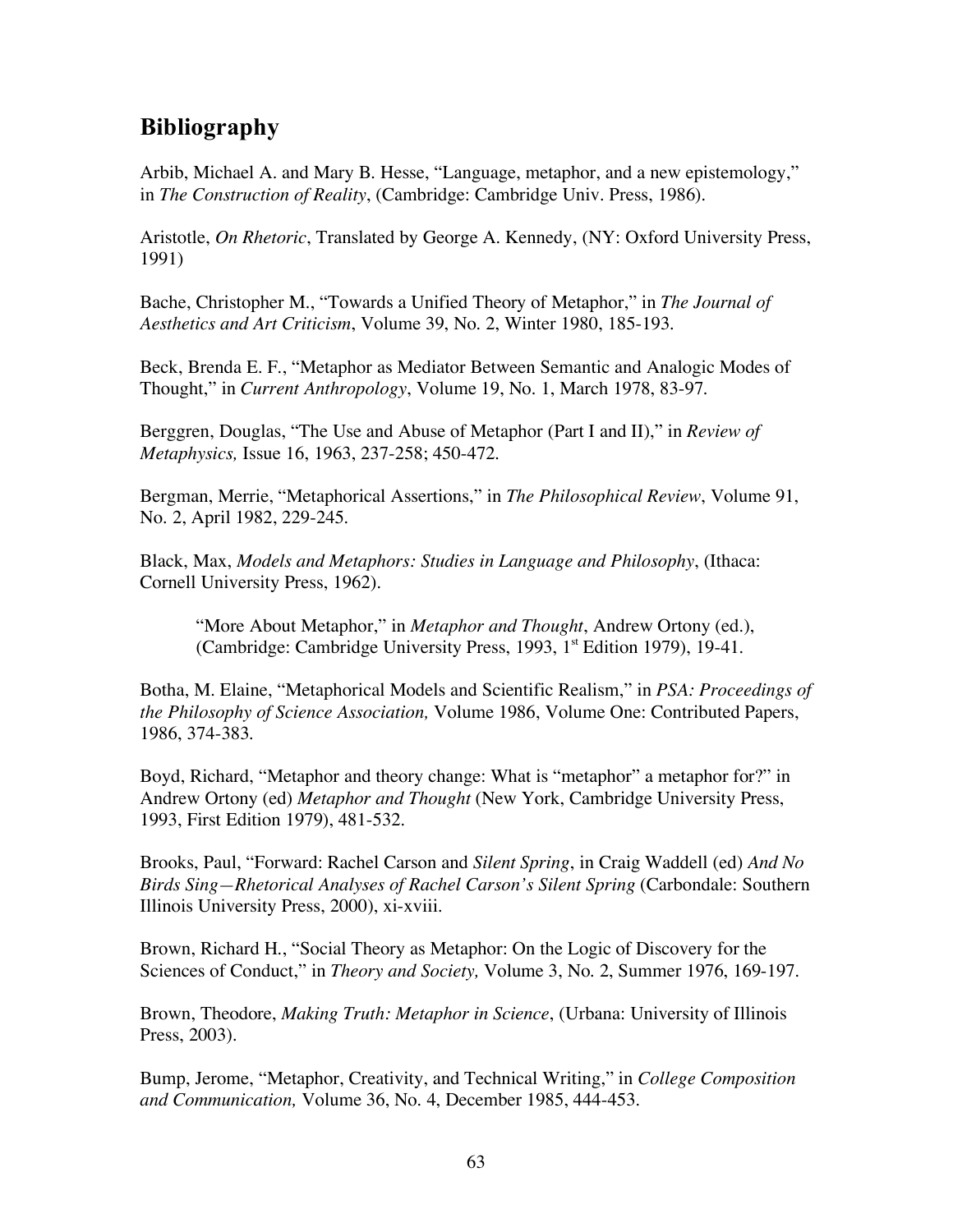## Bibliography

Arbib, Michael A. and Mary B. Hesse, "Language, metaphor, and a new epistemology," in *The Construction of Reality*, (Cambridge: Cambridge Univ. Press, 1986).

Aristotle, *On Rhetoric*, Translated by George A. Kennedy, (NY: Oxford University Press, 1991)

Bache, Christopher M., "Towards a Unified Theory of Metaphor," in *The Journal of Aesthetics and Art Criticism*, Volume 39, No. 2, Winter 1980, 185-193.

Beck, Brenda E. F., "Metaphor as Mediator Between Semantic and Analogic Modes of Thought," in *Current Anthropology*, Volume 19, No. 1, March 1978, 83-97.

Berggren, Douglas, "The Use and Abuse of Metaphor (Part I and II)," in *Review of Metaphysics,* Issue 16, 1963, 237-258; 450-472.

Bergman, Merrie, "Metaphorical Assertions," in *The Philosophical Review*, Volume 91, No. 2, April 1982, 229-245.

Black, Max, *Models and Metaphors: Studies in Language and Philosophy*, (Ithaca: Cornell University Press, 1962).

> "More About Metaphor," in *Metaphor and Thought*, Andrew Ortony (ed.), (Cambridge: Cambridge University Press, 1993, 1st Edition 1979), 19-41.

Botha, M. Elaine, "Metaphorical Models and Scientific Realism," in *PSA: Proceedings of the Philosophy of Science Association,* Volume 1986, Volume One: Contributed Papers, 1986, 374-383.

Boyd, Richard, "Metaphor and theory change: What is "metaphor" a metaphor for?" in Andrew Ortony (ed) *Metaphor and Thought* (New York, Cambridge University Press, 1993, First Edition 1979), 481-532.

Brooks, Paul, "Forward: Rachel Carson and *Silent Spring*, in Craig Waddell (ed) *And No Birds Sing—Rhetorical Analyses of Rachel Carson's Silent Spring* (Carbondale: Southern Illinois University Press, 2000), xi-xviii.

Brown, Richard H., "Social Theory as Metaphor: On the Logic of Discovery for the Sciences of Conduct," in *Theory and Society,* Volume 3, No. 2, Summer 1976, 169-197.

Brown, Theodore, *Making Truth: Metaphor in Science*, (Urbana: University of Illinois Press, 2003).

Bump, Jerome, "Metaphor, Creativity, and Technical Writing," in *College Composition and Communication,* Volume 36, No. 4, December 1985, 444-453.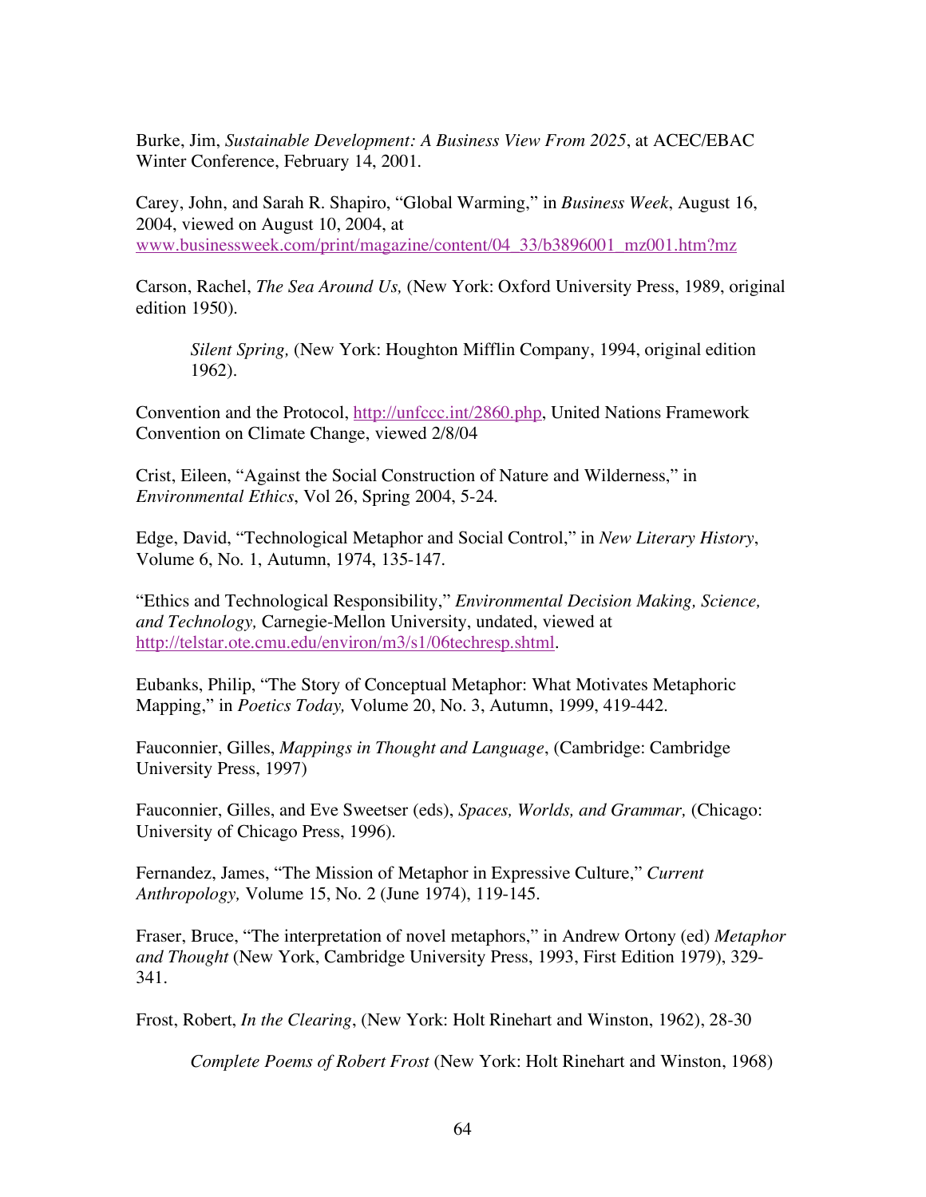Burke, Jim, *Sustainable Development: A Business View From 2025*, at ACEC/EBAC Winter Conference, February 14, 2001.

Carey, John, and Sarah R. Shapiro, "Global Warming," in *Business Week*, August 16, 2004, viewed on August 10, 2004, at www.businessweek.com/print/magazine/content/04_33/b3896001_mz001.htm?mz

Carson, Rachel, *The Sea Around Us,* (New York: Oxford University Press, 1989, original edition 1950).

> *Silent Spring,* (New York: Houghton Mifflin Company, 1994, original edition 1962).

Convention and the Protocol, http://unfccc.int/2860.php, United Nations Framework Convention on Climate Change, viewed 2/8/04

Crist, Eileen, "Against the Social Construction of Nature and Wilderness," in *Environmental Ethics*, Vol 26, Spring 2004, 5-24.

Edge, David, "Technological Metaphor and Social Control," in *New Literary History*, Volume 6, No. 1, Autumn, 1974, 135-147.

"Ethics and Technological Responsibility," *Environmental Decision Making, Science, and Technology,* Carnegie-Mellon University, undated, viewed at http://telstar.ote.cmu.edu/environ/m3/s1/06techresp.shtml.

Eubanks, Philip, "The Story of Conceptual Metaphor: What Motivates Metaphoric Mapping," in *Poetics Today,* Volume 20, No. 3, Autumn, 1999, 419-442.

Fauconnier, Gilles, *Mappings in Thought and Language*, (Cambridge: Cambridge University Press, 1997)

Fauconnier, Gilles, and Eve Sweetser (eds), *Spaces, Worlds, and Grammar,* (Chicago: University of Chicago Press, 1996).

Fernandez, James, "The Mission of Metaphor in Expressive Culture," *Current Anthropology,* Volume 15, No. 2 (June 1974), 119-145.

Fraser, Bruce, "The interpretation of novel metaphors," in Andrew Ortony (ed) *Metaphor and Thought* (New York, Cambridge University Press, 1993, First Edition 1979), 329-341.

Frost, Robert, *In the Clearing*, (New York: Holt Rinehart and Winston, 1962), 28-30

> *Complete Poems of Robert Frost* (New York: Holt Rinehart and Winston, 1968)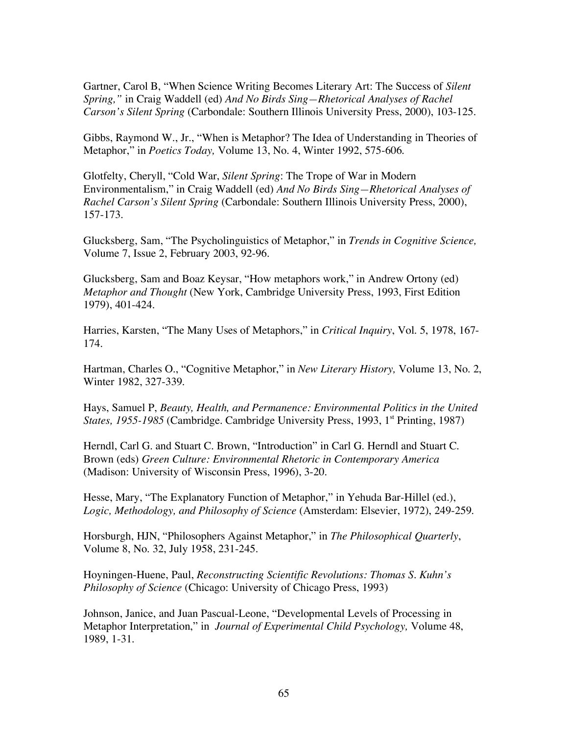Gartner, Carol B, "When Science Writing Becomes Literary Art: The Success of *Silent Spring,"* in Craig Waddell (ed) *And No Birds Sing—Rhetorical Analyses of Rachel Carson's Silent Spring* (Carbondale: Southern Illinois University Press, 2000), 103-125.

Gibbs, Raymond W., Jr., "When is Metaphor? The Idea of Understanding in Theories of Metaphor," in *Poetics Today,* Volume 13, No. 4, Winter 1992, 575-606.

Glotfelty, Cheryll, "Cold War, *Silent Spring*: The Trope of War in Modern Environmentalism," in Craig Waddell (ed) *And No Birds Sing—Rhetorical Analyses of Rachel Carson's Silent Spring* (Carbondale: Southern Illinois University Press, 2000), 157-173.

Glucksberg, Sam, "The Psycholinguistics of Metaphor," in *Trends in Cognitive Science,* Volume 7, Issue 2, February 2003, 92-96.

Glucksberg, Sam and Boaz Keysar, "How metaphors work," in Andrew Ortony (ed) *Metaphor and Thought* (New York, Cambridge University Press, 1993, First Edition 1979), 401-424.

Harries, Karsten, "The Many Uses of Metaphors," in *Critical Inquiry*, Vol. 5, 1978, 167-174.

Hartman, Charles O., "Cognitive Metaphor," in *New Literary History,* Volume 13, No. 2, Winter 1982, 327-339.

Hays, Samuel P, *Beauty, Health, and Permanence: Environmental Politics in the United States, 1955-1985* (Cambridge. Cambridge University Press, 1993, 1st Printing, 1987)

Herndl, Carl G. and Stuart C. Brown, "Introduction" in Carl G. Herndl and Stuart C. Brown (eds) *Green Culture: Environmental Rhetoric in Contemporary America* (Madison: University of Wisconsin Press, 1996), 3-20.

Hesse, Mary, "The Explanatory Function of Metaphor," in Yehuda Bar-Hillel (ed.), *Logic, Methodology, and Philosophy of Science* (Amsterdam: Elsevier, 1972), 249-259.

Horsburgh, HJN, "Philosophers Against Metaphor," in *The Philosophical Quarterly*, Volume 8, No. 32, July 1958, 231-245.

Hoyningen-Huene, Paul, *Reconstructing Scientific Revolutions: Thomas S. Kuhn's Philosophy of Science* (Chicago: University of Chicago Press, 1993)

Johnson, Janice, and Juan Pascual-Leone, "Developmental Levels of Processing in Metaphor Interpretation," in *Journal of Experimental Child Psychology,* Volume 48, 1989, 1-31.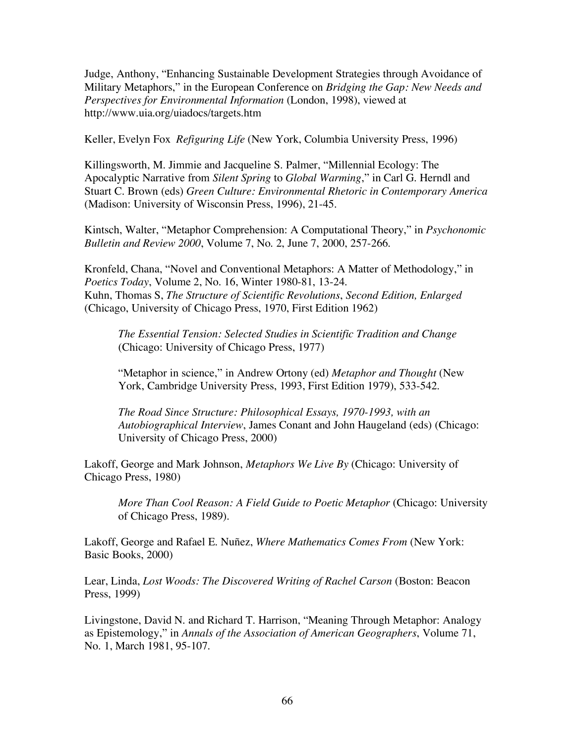Judge, Anthony, "Enhancing Sustainable Development Strategies through Avoidance of Military Metaphors," in the European Conference on *Bridging the Gap: New Needs and Perspectives for Environmental Information* (London, 1998), viewed at http://www.uia.org/uiadocs/targets.htm

Keller, Evelyn Fox *Refiguring Life* (New York, Columbia University Press, 1996)

Killingsworth, M. Jimmie and Jacqueline S. Palmer, "Millennial Ecology: The Apocalyptic Narrative from *Silent Spring* to *Global Warming*," in Carl G. Herndl and Stuart C. Brown (eds) *Green Culture: Environmental Rhetoric in Contemporary America* (Madison: University of Wisconsin Press, 1996), 21-45.

Kintsch, Walter, "Metaphor Comprehension: A Computational Theory," in *Psychonomic Bulletin and Review 2000*, Volume 7, No. 2, June 7, 2000, 257-266.

Kronfeld, Chana, "Novel and Conventional Metaphors: A Matter of Methodology," in *Poetics Today*, Volume 2, No. 16, Winter 1980-81, 13-24.
Kuhn, Thomas S, *The Structure of Scientific Revolutions*, *Second Edition, Enlarged* (Chicago, University of Chicago Press, 1970, First Edition 1962)

> *The Essential Tension: Selected Studies in Scientific Tradition and Change* (Chicago: University of Chicago Press, 1977)
>
> "Metaphor in science," in Andrew Ortony (ed) *Metaphor and Thought* (New York, Cambridge University Press, 1993, First Edition 1979), 533-542.
>
> *The Road Since Structure: Philosophical Essays, 1970-1993, with an Autobiographical Interview*, James Conant and John Haugeland (eds) (Chicago: University of Chicago Press, 2000)

Lakoff, George and Mark Johnson, *Metaphors We Live By* (Chicago: University of Chicago Press, 1980)

> *More Than Cool Reason: A Field Guide to Poetic Metaphor* (Chicago: University of Chicago Press, 1989).

Lakoff, George and Rafael E. Nuñez, *Where Mathematics Comes From* (New York: Basic Books, 2000)

Lear, Linda, *Lost Woods: The Discovered Writing of Rachel Carson* (Boston: Beacon Press, 1999)

Livingstone, David N. and Richard T. Harrison, "Meaning Through Metaphor: Analogy as Epistemology," in *Annals of the Association of American Geographers*, Volume 71, No. 1, March 1981, 95-107.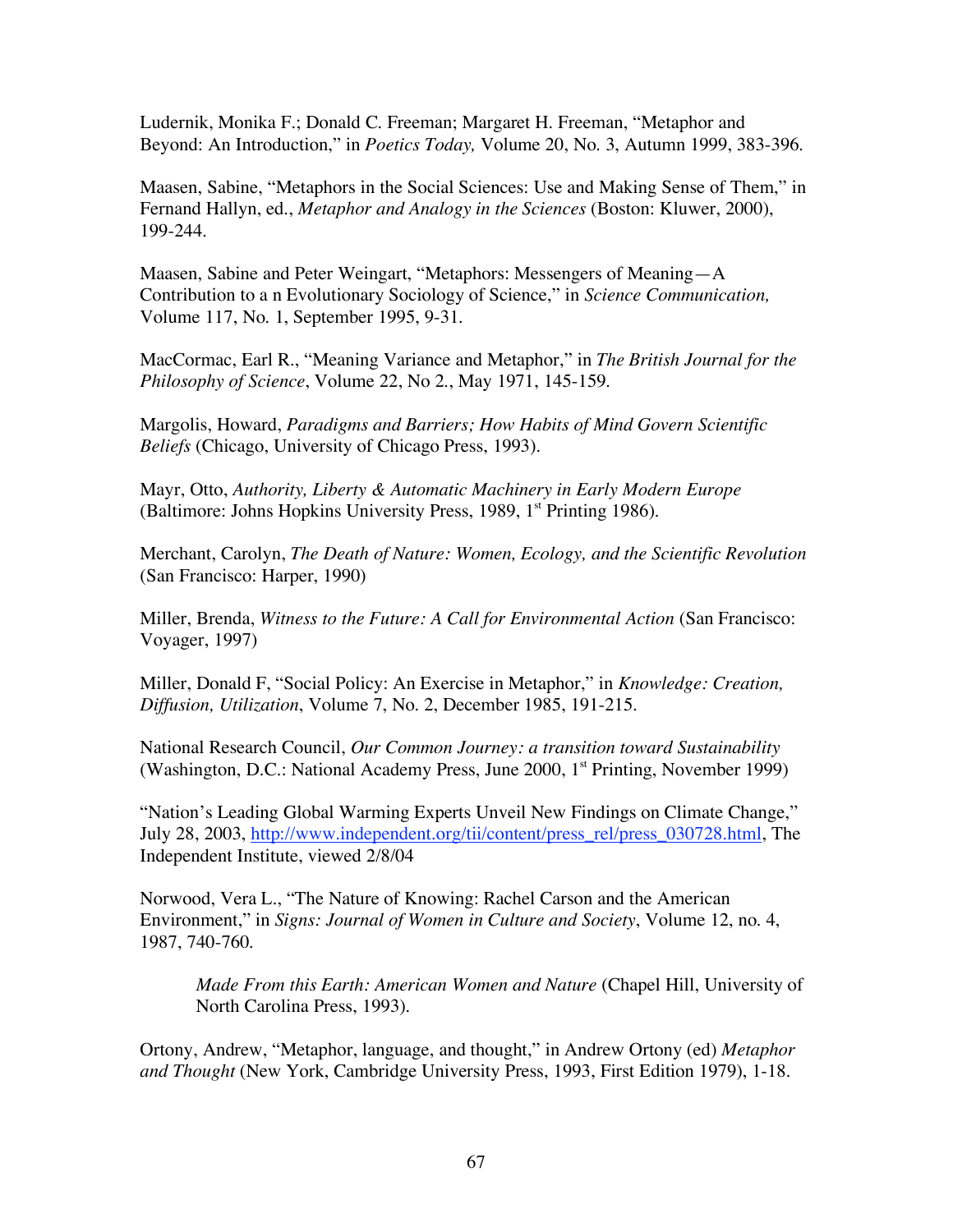Ludernik, Monika F.; Donald C. Freeman; Margaret H. Freeman, "Metaphor and Beyond: An Introduction," in *Poetics Today,* Volume 20, No. 3, Autumn 1999, 383-396.

Maasen, Sabine, "Metaphors in the Social Sciences: Use and Making Sense of Them," in Fernand Hallyn, ed., *Metaphor and Analogy in the Sciences* (Boston: Kluwer, 2000), 199-244.

Maasen, Sabine and Peter Weingart, "Metaphors: Messengers of Meaning—A Contribution to a n Evolutionary Sociology of Science," in *Science Communication,* Volume 117, No. 1, September 1995, 9-31.

MacCormac, Earl R., "Meaning Variance and Metaphor," in *The British Journal for the Philosophy of Science*, Volume 22, No 2., May 1971, 145-159.

Margolis, Howard, *Paradigms and Barriers; How Habits of Mind Govern Scientific Beliefs* (Chicago, University of Chicago Press, 1993).

Mayr, Otto, *Authority, Liberty & Automatic Machinery in Early Modern Europe* (Baltimore: Johns Hopkins University Press, 1989, 1st Printing 1986).

Merchant, Carolyn, *The Death of Nature: Women, Ecology, and the Scientific Revolution* (San Francisco: Harper, 1990)

Miller, Brenda, *Witness to the Future: A Call for Environmental Action* (San Francisco: Voyager, 1997)

Miller, Donald F, "Social Policy: An Exercise in Metaphor," in *Knowledge: Creation, Diffusion, Utilization*, Volume 7, No. 2, December 1985, 191-215.

National Research Council, *Our Common Journey: a transition toward Sustainability* (Washington, D.C.: National Academy Press, June 2000, 1st Printing, November 1999)

"Nation's Leading Global Warming Experts Unveil New Findings on Climate Change," July 28, 2003, http://www.independent.org/tii/content/press_rel/press_030728.html, The Independent Institute, viewed 2/8/04

Norwood, Vera L., "The Nature of Knowing: Rachel Carson and the American Environment," in *Signs: Journal of Women in Culture and Society*, Volume 12, no. 4, 1987, 740-760.

*Made From this Earth: American Women and Nature* (Chapel Hill, University of North Carolina Press, 1993).

Ortony, Andrew, "Metaphor, language, and thought," in Andrew Ortony (ed) *Metaphor and Thought* (New York, Cambridge University Press, 1993, First Edition 1979), 1-18.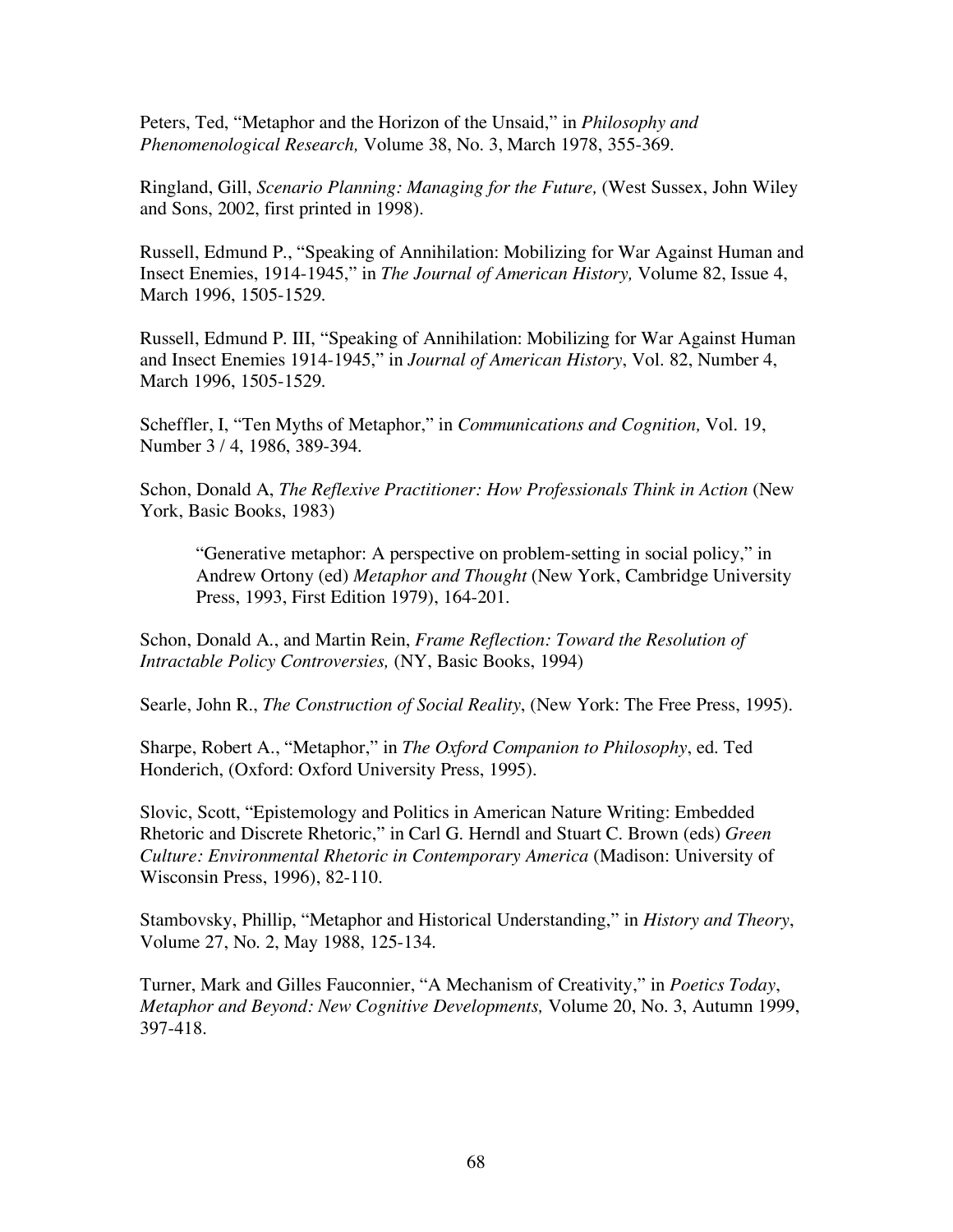Peters, Ted, "Metaphor and the Horizon of the Unsaid," in *Philosophy and Phenomenological Research,* Volume 38, No. 3, March 1978, 355-369.

Ringland, Gill, *Scenario Planning: Managing for the Future,* (West Sussex, John Wiley and Sons, 2002, first printed in 1998).

Russell, Edmund P., "Speaking of Annihilation: Mobilizing for War Against Human and Insect Enemies, 1914-1945," in *The Journal of American History,* Volume 82, Issue 4, March 1996, 1505-1529.

Russell, Edmund P. III, "Speaking of Annihilation: Mobilizing for War Against Human and Insect Enemies 1914-1945," in *Journal of American History*, Vol. 82, Number 4, March 1996, 1505-1529.

Scheffler, I, "Ten Myths of Metaphor," in *Communications and Cognition,* Vol. 19, Number 3 / 4, 1986, 389-394.

Schon, Donald A, *The Reflexive Practitioner: How Professionals Think in Action* (New York, Basic Books, 1983)

> "Generative metaphor: A perspective on problem-setting in social policy," in Andrew Ortony (ed) *Metaphor and Thought* (New York, Cambridge University Press, 1993, First Edition 1979), 164-201.

Schon, Donald A., and Martin Rein, *Frame Reflection: Toward the Resolution of Intractable Policy Controversies,* (NY, Basic Books, 1994)

Searle, John R., *The Construction of Social Reality*, (New York: The Free Press, 1995).

Sharpe, Robert A., "Metaphor," in *The Oxford Companion to Philosophy*, ed. Ted Honderich, (Oxford: Oxford University Press, 1995).

Slovic, Scott, "Epistemology and Politics in American Nature Writing: Embedded Rhetoric and Discrete Rhetoric," in Carl G. Herndl and Stuart C. Brown (eds) *Green Culture: Environmental Rhetoric in Contemporary America* (Madison: University of Wisconsin Press, 1996), 82-110.

Stambovsky, Phillip, "Metaphor and Historical Understanding," in *History and Theory*, Volume 27, No. 2, May 1988, 125-134.

Turner, Mark and Gilles Fauconnier, "A Mechanism of Creativity," in *Poetics Today*, *Metaphor and Beyond: New Cognitive Developments,* Volume 20, No. 3, Autumn 1999, 397-418.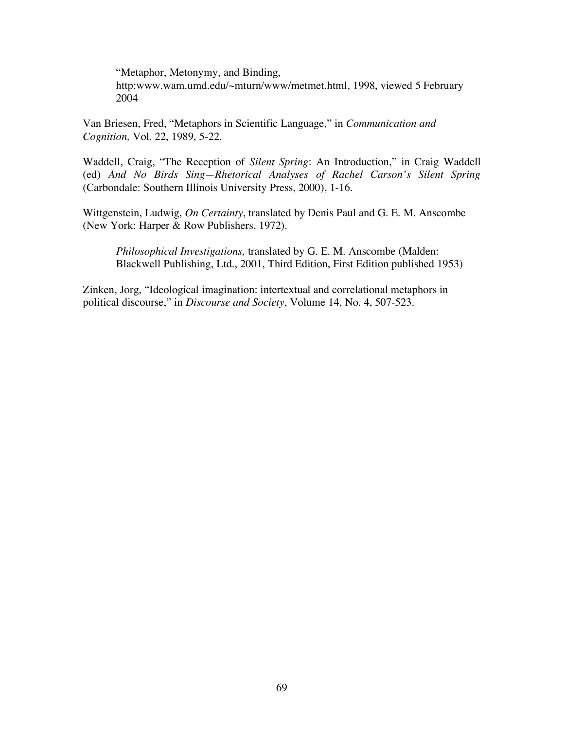"Metaphor, Metonymy, and Binding, http:www.wam.umd.edu/~mturn/www/metmet.html, 1998, viewed 5 February 2004

Van Briesen, Fred, "Metaphors in Scientific Language," in *Communication and Cognition,* Vol. 22, 1989, 5-22.

Waddell, Craig, "The Reception of *Silent Spring*: An Introduction," in Craig Waddell (ed) *And No Birds Sing—Rhetorical Analyses of Rachel Carson's Silent Spring* (Carbondale: Southern Illinois University Press, 2000), 1-16.

Wittgenstein, Ludwig, *On Certainty*, translated by Denis Paul and G. E. M. Anscombe (New York: Harper & Row Publishers, 1972).

*Philosophical Investigations,* translated by G. E. M. Anscombe (Malden: Blackwell Publishing, Ltd., 2001, Third Edition, First Edition published 1953)

Zinken, Jorg, "Ideological imagination: intertextual and correlational metaphors in political discourse," in *Discourse and Society*, Volume 14, No. 4, 507-523.